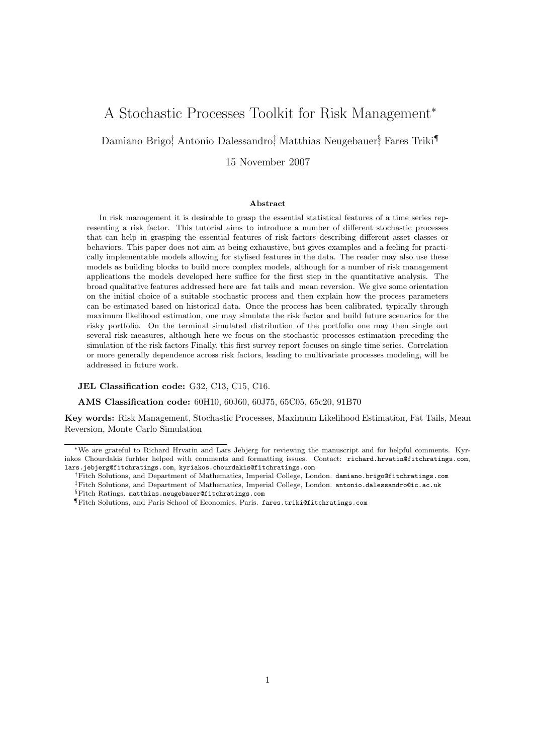# A Stochastic Processes Toolkit for Risk Management*

Damiano Brigo[†], Antonio Dalessandro[‡], Matthias Neugebauer[§], Fares Triki[¶]

15 November 2007

### Abstract

In risk management it is desirable to grasp the essential statistical features of a time series representing a risk factor. This tutorial aims to introduce a number of different stochastic processes that can help in grasping the essential features of risk factors describing different asset classes or behaviors. This paper does not aim at being exhaustive, but gives examples and a feeling for practically implementable models allowing for stylised features in the data. The reader may also use these models as building blocks to build more complex models, although for a number of risk management applications the models developed here suffice for the first step in the quantitative analysis. The broad qualitative features addressed here are fat tails and mean reversion. We give some orientation on the initial choice of a suitable stochastic process and then explain how the process parameters can be estimated based on historical data. Once the process has been calibrated, typically through maximum likelihood estimation, one may simulate the risk factor and build future scenarios for the risky portfolio. On the terminal simulated distribution of the portfolio one may then single out several risk measures, although here we focus on the stochastic processes estimation preceding the simulation of the risk factors Finally, this first survey report focuses on single time series. Correlation or more generally dependence across risk factors, leading to multivariate processes modeling, will be addressed in future work.

**JEL Classification code:** G32, C13, C15, C16.

**AMS Classification code:** 60H10, 60J60, 60J75, 65C05, 65c20, 91B70

**Key words:** Risk Management, Stochastic Processes, Maximum Likelihood Estimation, Fat Tails, Mean Reversion, Monte Carlo Simulation

---

*We are grateful to Richard Hrvatin and Lars Jebjerg for reviewing the manuscript and for helpful comments. Kyriakos Chourdakis furhter helped with comments and formatting issues. Contact: richard.hrvatin@fitchratings.com, lars.jebjerg@fitchratings.com, kyriakos.chourdakis@fitchratings.com

[†]Fitch Solutions, and Department of Mathematics, Imperial College, London. damiano.brigo@fitchratings.com

[‡]Fitch Solutions, and Department of Mathematics, Imperial College, London. antonio.dalessandro@ic.ac.uk

[§]Fitch Ratings. matthias.neugebauer@fitchratings.com

[¶]Fitch Solutions, and Paris School of Economics, Paris. fares.triki@fitchratings.com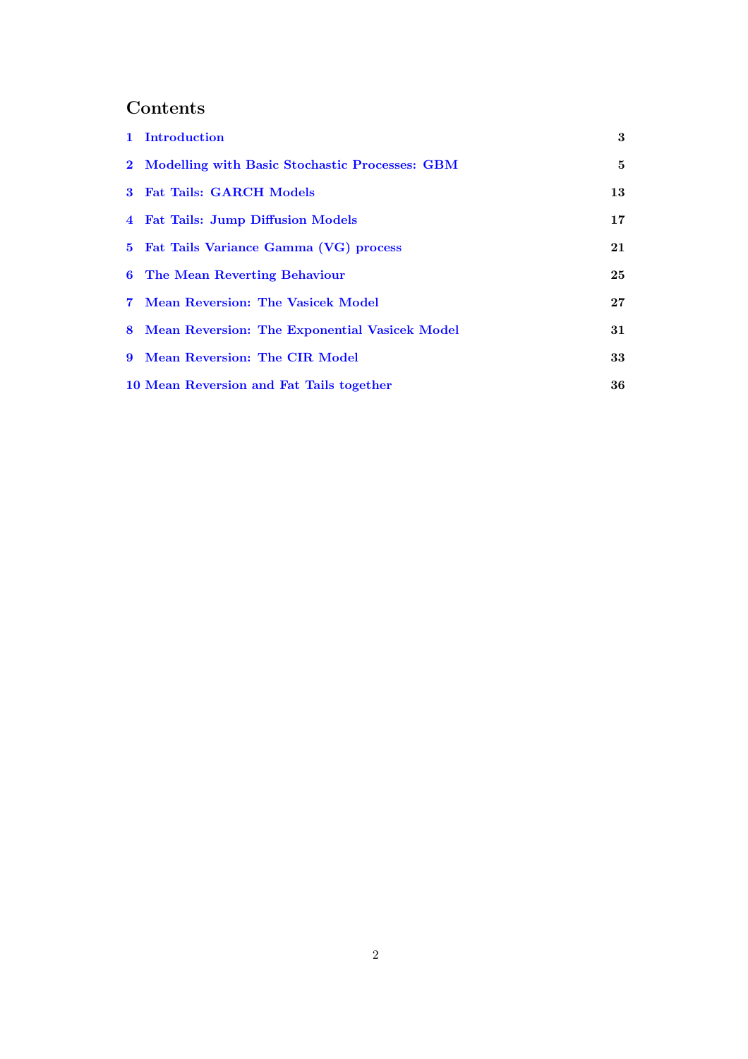# Contents

| | | |
|---|---|---|
| 1 | Introduction | 3 |
| 2 | Modelling with Basic Stochastic Processes: GBM | 5 |
| 3 | Fat Tails: GARCH Models | 13 |
| 4 | Fat Tails: Jump Diffusion Models | 17 |
| 5 | Fat Tails Variance Gamma (VG) process | 21 |
| 6 | The Mean Reverting Behaviour | 25 |
| 7 | Mean Reversion: The Vasicek Model | 27 |
| 8 | Mean Reversion: The Exponential Vasicek Model | 31 |
| 9 | Mean Reversion: The CIR Model | 33 |
| 10 | Mean Reversion and Fat Tails together | 36 |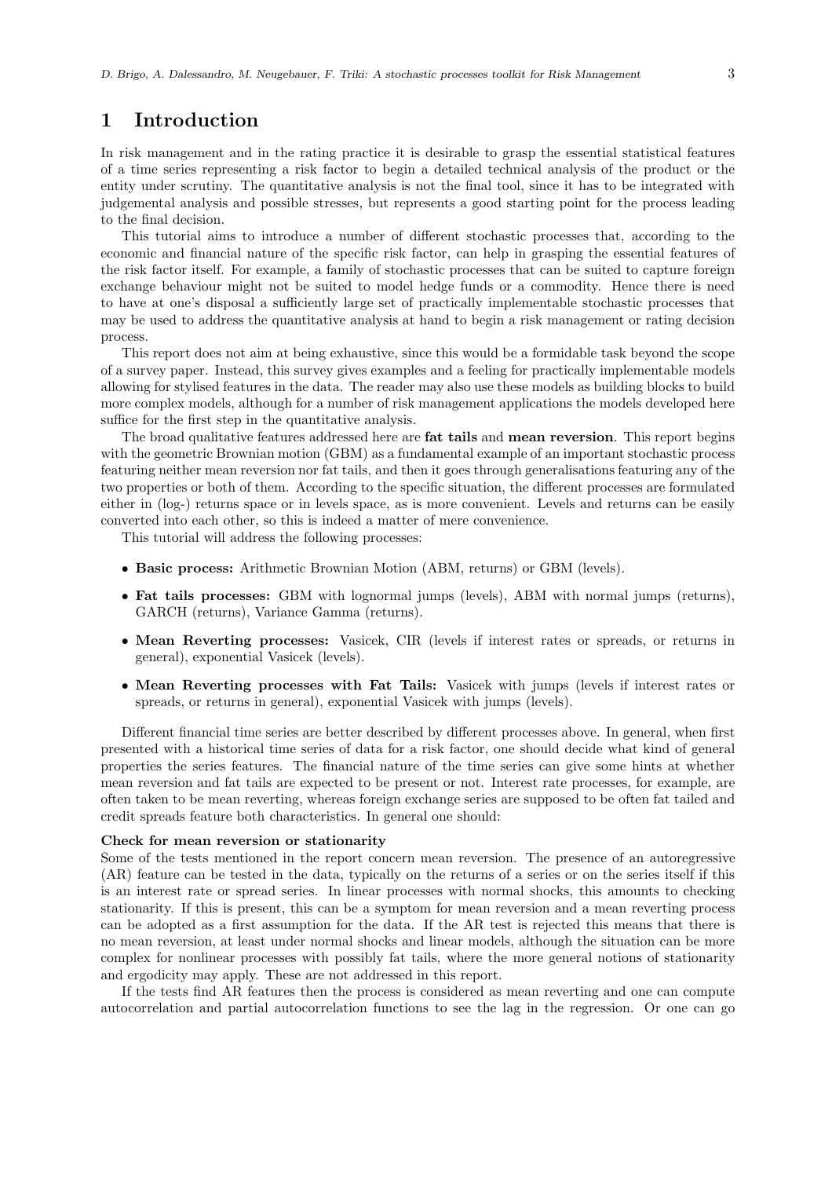# 1 Introduction

In risk management and in the rating practice it is desirable to grasp the essential statistical features of a time series representing a risk factor to begin a detailed technical analysis of the product or the entity under scrutiny. The quantitative analysis is not the final tool, since it has to be integrated with judgemental analysis and possible stresses, but represents a good starting point for the process leading to the final decision.

This tutorial aims to introduce a number of different stochastic processes that, according to the economic and financial nature of the specific risk factor, can help in grasping the essential features of the risk factor itself. For example, a family of stochastic processes that can be suited to capture foreign exchange behaviour might not be suited to model hedge funds or a commodity. Hence there is need to have at one's disposal a sufficiently large set of practically implementable stochastic processes that may be used to address the quantitative analysis at hand to begin a risk management or rating decision process.

This report does not aim at being exhaustive, since this would be a formidable task beyond the scope of a survey paper. Instead, this survey gives examples and a feeling for practically implementable models allowing for stylised features in the data. The reader may also use these models as building blocks to build more complex models, although for a number of risk management applications the models developed here suffice for the first step in the quantitative analysis.

The broad qualitative features addressed here are **fat tails** and **mean reversion**. This report begins with the geometric Brownian motion (GBM) as a fundamental example of an important stochastic process featuring neither mean reversion nor fat tails, and then it goes through generalisations featuring any of the two properties or both of them. According to the specific situation, the different processes are formulated either in (log-) returns space or in levels space, as is more convenient. Levels and returns can be easily converted into each other, so this is indeed a matter of mere convenience.

This tutorial will address the following processes:

- **Basic process:** Arithmetic Brownian Motion (ABM, returns) or GBM (levels).
- **Fat tails processes:** GBM with lognormal jumps (levels), ABM with normal jumps (returns), GARCH (returns), Variance Gamma (returns).
- **Mean Reverting processes:** Vasicek, CIR (levels if interest rates or spreads, or returns in general), exponential Vasicek (levels).
- **Mean Reverting processes with Fat Tails:** Vasicek with jumps (levels if interest rates or spreads, or returns in general), exponential Vasicek with jumps (levels).

Different financial time series are better described by different processes above. In general, when first presented with a historical time series of data for a risk factor, one should decide what kind of general properties the series features. The financial nature of the time series can give some hints at whether mean reversion and fat tails are expected to be present or not. Interest rate processes, for example, are often taken to be mean reverting, whereas foreign exchange series are supposed to be often fat tailed and credit spreads feature both characteristics. In general one should:

**Check for mean reversion or stationarity**

Some of the tests mentioned in the report concern mean reversion. The presence of an autoregressive (AR) feature can be tested in the data, typically on the returns of a series or on the series itself if this is an interest rate or spread series. In linear processes with normal shocks, this amounts to checking stationarity. If this is present, this can be a symptom for mean reversion and a mean reverting process can be adopted as a first assumption for the data. If the AR test is rejected this means that there is no mean reversion, at least under normal shocks and linear models, although the situation can be more complex for nonlinear processes with possibly fat tails, where the more general notions of stationarity and ergodicity may apply. These are not addressed in this report.

If the tests find AR features then the process is considered as mean reverting and one can compute autocorrelation and partial autocorrelation functions to see the lag in the regression. Or one can go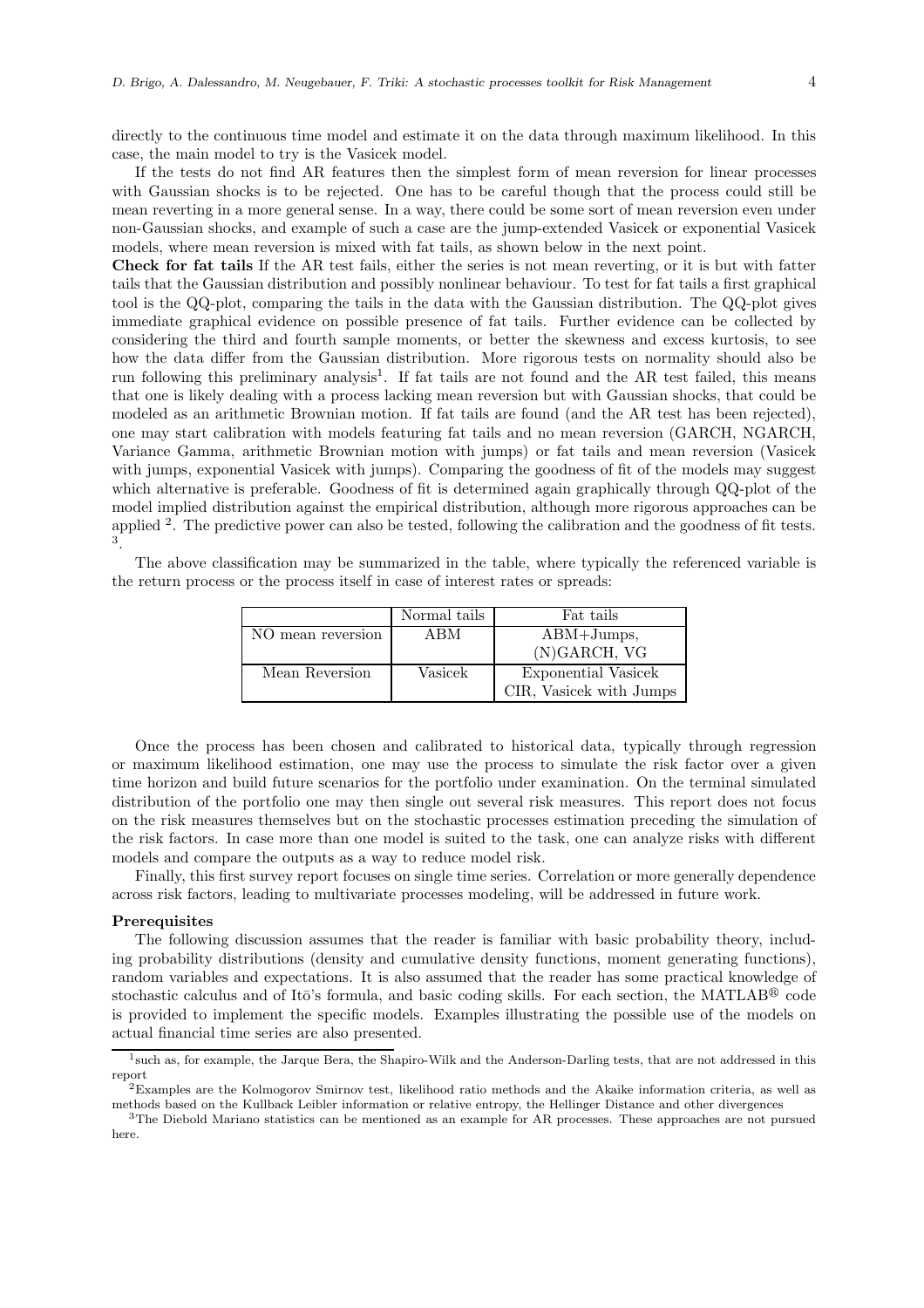directly to the continuous time model and estimate it on the data through maximum likelihood. In this case, the main model to try is the Vasicek model.

If the tests do not find AR features then the simplest form of mean reversion for linear processes with Gaussian shocks is to be rejected. One has to be careful though that the process could still be mean reverting in a more general sense. In a way, there could be some sort of mean reversion even under non-Gaussian shocks, and example of such a case are the jump-extended Vasicek or exponential Vasicek models, where mean reversion is mixed with fat tails, as shown below in the next point.

**Check for fat tails** If the AR test fails, either the series is not mean reverting, or it is but with fatter tails that the Gaussian distribution and possibly nonlinear behaviour. To test for fat tails a first graphical tool is the QQ-plot, comparing the tails in the data with the Gaussian distribution. The QQ-plot gives immediate graphical evidence on possible presence of fat tails. Further evidence can be collected by considering the third and fourth sample moments, or better the skewness and excess kurtosis, to see how the data differ from the Gaussian distribution. More rigorous tests on normality should also be run following this preliminary analysis[1]. If fat tails are not found and the AR test failed, this means that one is likely dealing with a process lacking mean reversion but with Gaussian shocks, that could be modeled as an arithmetic Brownian motion. If fat tails are found (and the AR test has been rejected), one may start calibration with models featuring fat tails and no mean reversion (GARCH, NGARCH, Variance Gamma, arithmetic Brownian motion with jumps) or fat tails and mean reversion (Vasicek with jumps, exponential Vasicek with jumps). Comparing the goodness of fit of the models may suggest which alternative is preferable. Goodness of fit is determined again graphically through QQ-plot of the model implied distribution against the empirical distribution, although more rigorous approaches can be applied [2]. The predictive power can also be tested, following the calibration and the goodness of fit tests. [3].

The above classification may be summarized in the table, where typically the referenced variable is the return process or the process itself in case of interest rates or spreads:

| | Normal tails | Fat tails |
|---|---|---|
| NO mean reversion | ABM | ABM+Jumps, (N)GARCH, VG |
| Mean Reversion | Vasicek | Exponential Vasicek CIR, Vasicek with Jumps |

Once the process has been chosen and calibrated to historical data, typically through regression or maximum likelihood estimation, one may use the process to simulate the risk factor over a given time horizon and build future scenarios for the portfolio under examination. On the terminal simulated distribution of the portfolio one may then single out several risk measures. This report does not focus on the risk measures themselves but on the stochastic processes estimation preceding the simulation of the risk factors. In case more than one model is suited to the task, one can analyze risks with different models and compare the outputs as a way to reduce model risk.

Finally, this first survey report focuses on single time series. Correlation or more generally dependence across risk factors, leading to multivariate processes modeling, will be addressed in future work.

**Prerequisites**

The following discussion assumes that the reader is familiar with basic probability theory, including probability distributions (density and cumulative density functions, moment generating functions), random variables and expectations. It is also assumed that the reader has some practical knowledge of stochastic calculus and of Itō's formula, and basic coding skills. For each section, the MATLAB® code is provided to implement the specific models. Examples illustrating the possible use of the models on actual financial time series are also presented.

[1] such as, for example, the Jarque Bera, the Shapiro-Wilk and the Anderson-Darling tests, that are not addressed in this report

[2] Examples are the Kolmogorov Smirnov test, likelihood ratio methods and the Akaike information criteria, as well as methods based on the Kullback Leibler information or relative entropy, the Hellinger Distance and other divergences

[3] The Diebold Mariano statistics can be mentioned as an example for AR processes. These approaches are not pursued here.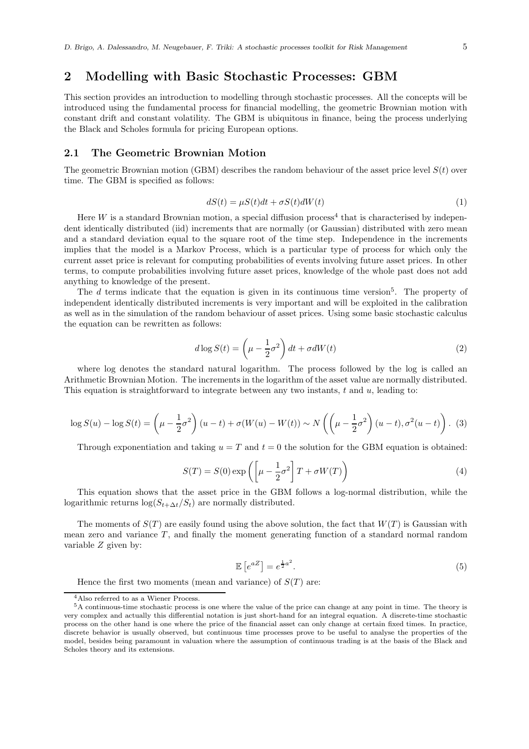## 2 Modelling with Basic Stochastic Processes: GBM

This section provides an introduction to modelling through stochastic processes. All the concepts will be introduced using the fundamental process for financial modelling, the geometric Brownian motion with constant drift and constant volatility. The GBM is ubiquitous in finance, being the process underlying the Black and Scholes formula for pricing European options.

### 2.1 The Geometric Brownian Motion

The geometric Brownian motion (GBM) describes the random behaviour of the asset price level $S(t)$ over time. The GBM is specified as follows:

$$dS(t) = \mu S(t)dt + \sigma S(t)dW(t) \tag{1}$$

Here $W$ is a standard Brownian motion, a special diffusion process[4] that is characterised by independent identically distributed (iid) increments that are normally (or Gaussian) distributed with zero mean and a standard deviation equal to the square root of the time step. Independence in the increments implies that the model is a Markov Process, which is a particular type of process for which only the current asset price is relevant for computing probabilities of events involving future asset prices. In other terms, to compute probabilities involving future asset prices, knowledge of the whole past does not add anything to knowledge of the present.

The $d$ terms indicate that the equation is given in its continuous time version[5]. The property of independent identically distributed increments is very important and will be exploited in the calibration as well as in the simulation of the random behaviour of asset prices. Using some basic stochastic calculus the equation can be rewritten as follows:

$$d\log S(t) = \left(\mu - \frac{1}{2}\sigma^2\right)dt + \sigma dW(t) \tag{2}$$

where log denotes the standard natural logarithm. The process followed by the log is called an Arithmetic Brownian Motion. The increments in the logarithm of the asset value are normally distributed. This equation is straightforward to integrate between any two instants, $t$ and $u$, leading to:

$$\log S(u) - \log S(t) = \left(\mu - \frac{1}{2}\sigma^2\right)(u-t) + \sigma(W(u) - W(t)) \sim N\left(\left(\mu - \frac{1}{2}\sigma^2\right)(u-t), \sigma^2(u-t)\right). \tag{3}$$

Through exponentiation and taking $u = T$ and $t = 0$ the solution for the GBM equation is obtained:

$$S(T) = S(0)\exp\left(\left[\mu - \frac{1}{2}\sigma^2\right]T + \sigma W(T)\right) \tag{4}$$

This equation shows that the asset price in the GBM follows a log-normal distribution, while the logarithmic returns $\log(S_{t+\Delta t}/S_t)$ are normally distributed.

The moments of $S(T)$ are easily found using the above solution, the fact that $W(T)$ is Gaussian with mean zero and variance $T$, and finally the moment generating function of a standard normal random variable $Z$ given by:

$$\mathbb{E}\left[e^{aZ}\right] = e^{\frac{1}{2}a^2}. \tag{5}$$

Hence the first two moments (mean and variance) of $S(T)$ are:

---

[4] Also referred to as a Wiener Process.

[5] A continuous-time stochastic process is one where the value of the price can change at any point in time. The theory is very complex and actually this differential notation is just short-hand for an integral equation. A discrete-time stochastic process on the other hand is one where the price of the financial asset can only change at certain fixed times. In practice, discrete behavior is usually observed, but continuous time processes prove to be useful to analyse the properties of the model, besides being paramount in valuation where the assumption of continuous trading is at the basis of the Black and Scholes theory and its extensions.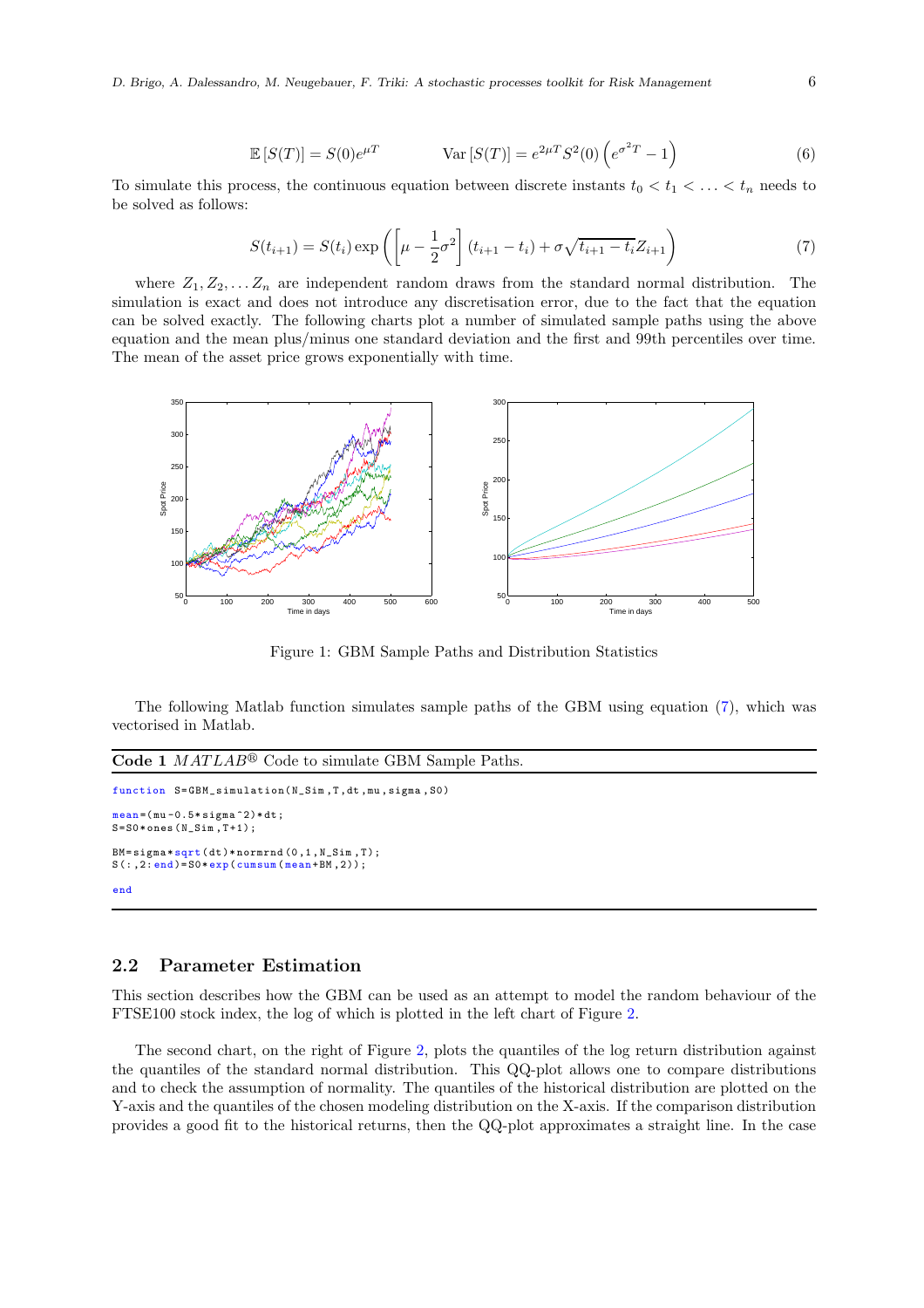$$\mathbb{E}[S(T)] = S(0)e^{\mu T} \qquad \mathrm{Var}[S(T)] = e^{2\mu T}S^2(0)\left(e^{\sigma^2 T} - 1\right) \tag{6}$$

To simulate this process, the continuous equation between discrete instants $t_0 < t_1 < \ldots < t_n$ needs to be solved as follows:

$$S(t_{i+1}) = S(t_i)\exp\left(\left[\mu - \frac{1}{2}\sigma^2\right](t_{i+1} - t_i) + \sigma\sqrt{t_{i+1} - t_i}Z_{i+1}\right) \tag{7}$$

where $Z_1, Z_2, \ldots Z_n$ are independent random draws from the standard normal distribution. The simulation is exact and does not introduce any discretisation error, due to the fact that the equation can be solved exactly. The following charts plot a number of simulated sample paths using the above equation and the mean plus/minus one standard deviation and the first and 99th percentiles over time. The mean of the asset price grows exponentially with time.

Figure 1: GBM Sample Paths and Distribution Statistics

The following Matlab function simulates sample paths of the GBM using equation (7), which was vectorised in Matlab.

**Code 1** *MATLAB*® Code to simulate GBM Sample Paths.

```
function S=GBM_simulation(N_Sim,T,dt,mu,sigma,S0)

mean=(mu-0.5*sigma^2)*dt;
S=S0*ones(N_Sim,T+1);

BM=sigma*sqrt(dt)*normrnd(0,1,N_Sim,T);
S(:,2:end)=S0*exp(cumsum(mean+BM,2));

end
```

## 2.2 Parameter Estimation

This section describes how the GBM can be used as an attempt to model the random behaviour of the FTSE100 stock index, the log of which is plotted in the left chart of Figure 2.

The second chart, on the right of Figure 2, plots the quantiles of the log return distribution against the quantiles of the standard normal distribution. This QQ-plot allows one to compare distributions and to check the assumption of normality. The quantiles of the historical distribution are plotted on the Y-axis and the quantiles of the chosen modeling distribution on the X-axis. If the comparison distribution provides a good fit to the historical returns, then the QQ-plot approximates a straight line. In the case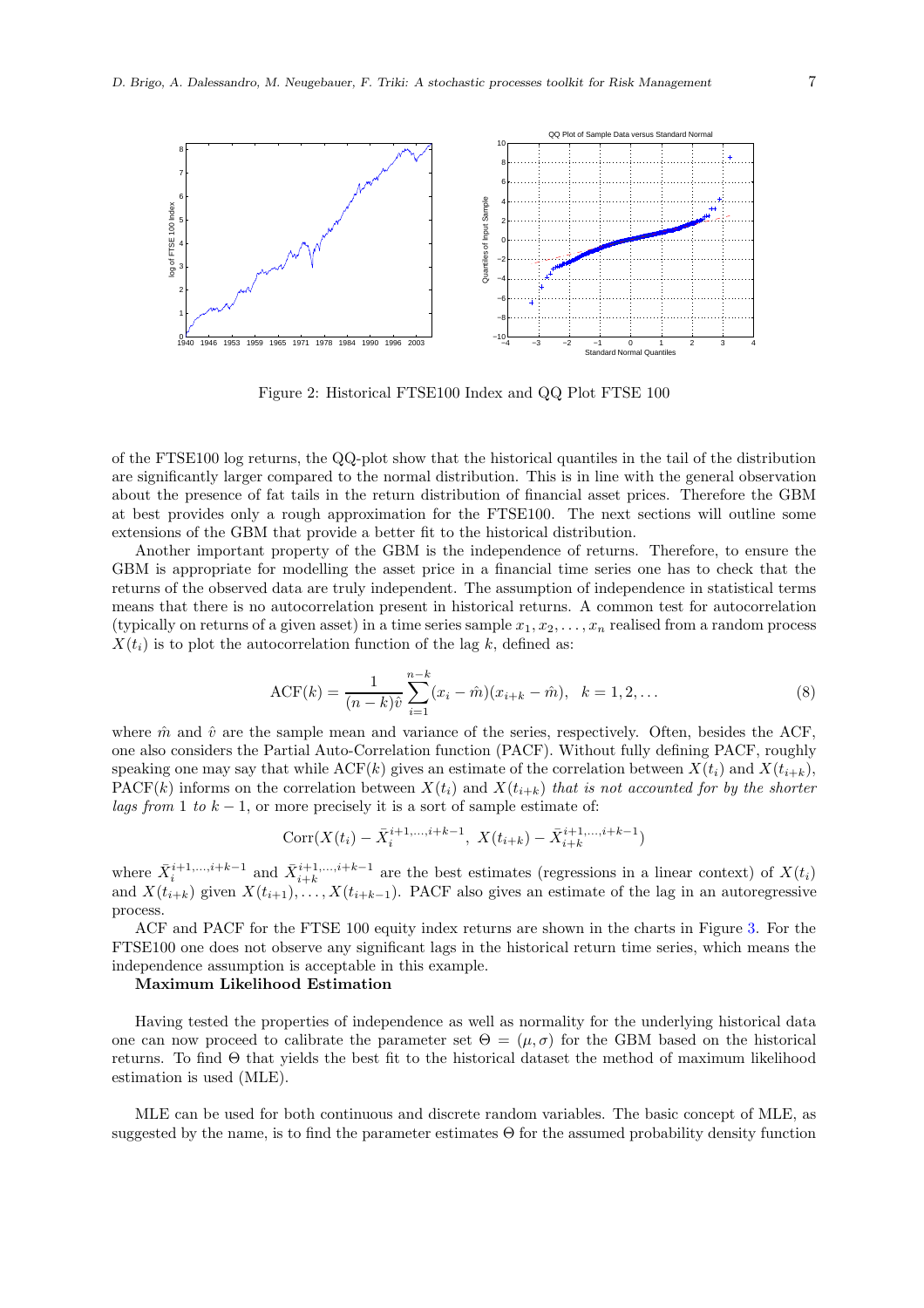Figure 2: Historical FTSE100 Index and QQ Plot FTSE 100

of the FTSE100 log returns, the QQ-plot show that the historical quantiles in the tail of the distribution are significantly larger compared to the normal distribution. This is in line with the general observation about the presence of fat tails in the return distribution of financial asset prices. Therefore the GBM at best provides only a rough approximation for the FTSE100. The next sections will outline some extensions of the GBM that provide a better fit to the historical distribution.

Another important property of the GBM is the independence of returns. Therefore, to ensure the GBM is appropriate for modelling the asset price in a financial time series one has to check that the returns of the observed data are truly independent. The assumption of independence in statistical terms means that there is no autocorrelation present in historical returns. A common test for autocorrelation (typically on returns of a given asset) in a time series sample $x_1, x_2, \ldots, x_n$ realised from a random process $X(t_i)$ is to plot the autocorrelation function of the lag $k$, defined as:

$$\mathrm{ACF}(k) = \frac{1}{(n-k)\hat{v}} \sum_{i=1}^{n-k} (x_i - \hat{m})(x_{i+k} - \hat{m}), \quad k = 1, 2, \ldots \tag{8}$$

where $\hat{m}$ and $\hat{v}$ are the sample mean and variance of the series, respectively. Often, besides the ACF, one also considers the Partial Auto-Correlation function (PACF). Without fully defining PACF, roughly speaking one may say that while $\mathrm{ACF}(k)$ gives an estimate of the correlation between $X(t_i)$ and $X(t_{i+k})$, $\mathrm{PACF}(k)$ informs on the correlation between $X(t_i)$ and $X(t_{i+k})$ *that is not accounted for by the shorter lags from* 1 *to* $k-1$, or more precisely it is a sort of sample estimate of:

$$\mathrm{Corr}(X(t_i) - \bar{X}_i^{i+1,\ldots,i+k-1},\ X(t_{i+k}) - \bar{X}_{i+k}^{i+1,\ldots,i+k-1})$$

where $\bar{X}_i^{i+1,\ldots,i+k-1}$ and $\bar{X}_{i+k}^{i+1,\ldots,i+k-1}$ are the best estimates (regressions in a linear context) of $X(t_i)$ and $X(t_{i+k})$ given $X(t_{i+1}), \ldots, X(t_{i+k-1})$. PACF also gives an estimate of the lag in an autoregressive process.

ACF and PACF for the FTSE 100 equity index returns are shown in the charts in Figure 3. For the FTSE100 one does not observe any significant lags in the historical return time series, which means the independence assumption is acceptable in this example.

**Maximum Likelihood Estimation**

Having tested the properties of independence as well as normality for the underlying historical data one can now proceed to calibrate the parameter set $\Theta = (\mu, \sigma)$ for the GBM based on the historical returns. To find $\Theta$ that yields the best fit to the historical dataset the method of maximum likelihood estimation is used (MLE).

MLE can be used for both continuous and discrete random variables. The basic concept of MLE, as suggested by the name, is to find the parameter estimates $\Theta$ for the assumed probability density function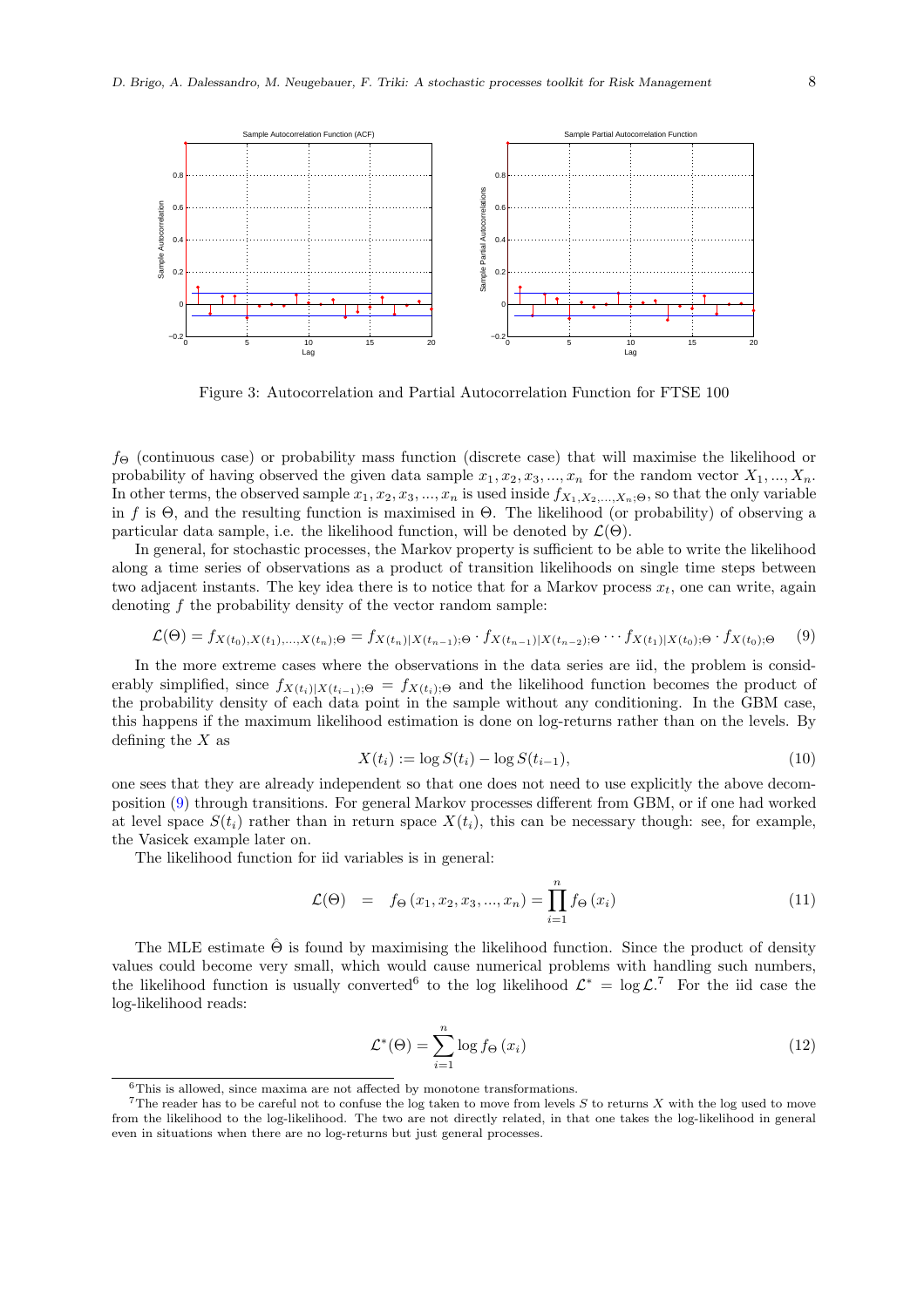Figure 3: Autocorrelation and Partial Autocorrelation Function for FTSE 100

$f_\Theta$ (continuous case) or probability mass function (discrete case) that will maximise the likelihood or probability of having observed the given data sample $x_1, x_2, x_3, ..., x_n$ for the random vector $X_1, ..., X_n$. In other terms, the observed sample $x_1, x_2, x_3, ..., x_n$ is used inside $f_{X_1, X_2, ..., X_n;\Theta}$, so that the only variable in $f$ is $\Theta$, and the resulting function is maximised in $\Theta$. The likelihood (or probability) of observing a particular data sample, i.e. the likelihood function, will be denoted by $\mathcal{L}(\Theta)$.

In general, for stochastic processes, the Markov property is sufficient to be able to write the likelihood along a time series of observations as a product of transition likelihoods on single time steps between two adjacent instants. The key idea there is to notice that for a Markov process $x_t$, one can write, again denoting $f$ the probability density of the vector random sample:

$$\mathcal{L}(\Theta) = f_{X(t_0), X(t_1), ..., X(t_n);\Theta} = f_{X(t_n)|X(t_{n-1});\Theta} \cdot f_{X(t_{n-1})|X(t_{n-2});\Theta} \cdots f_{X(t_1)|X(t_0);\Theta} \cdot f_{X(t_0);\Theta} \tag{9}$$

In the more extreme cases where the observations in the data series are iid, the problem is considerably simplified, since $f_{X(t_i)|X(t_{i-1});\Theta} = f_{X(t_i);\Theta}$ and the likelihood function becomes the product of the probability density of each data point in the sample without any conditioning. In the GBM case, this happens if the maximum likelihood estimation is done on log-returns rather than on the levels. By defining the $X$ as

$$X(t_i) := \log S(t_i) - \log S(t_{i-1}), \tag{10}$$

one sees that they are already independent so that one does not need to use explicitly the above decomposition (9) through transitions. For general Markov processes different from GBM, or if one had worked at level space $S(t_i)$ rather than in return space $X(t_i)$, this can be necessary though: see, for example, the Vasicek example later on.

The likelihood function for iid variables is in general:

$$\mathcal{L}(\Theta) = f_\Theta(x_1, x_2, x_3, ..., x_n) = \prod_{i=1}^{n} f_\Theta(x_i) \tag{11}$$

The MLE estimate $\hat{\Theta}$ is found by maximising the likelihood function. Since the product of density values could become very small, which would cause numerical problems with handling such numbers, the likelihood function is usually converted[6] to the log likelihood $\mathcal{L}^* = \log \mathcal{L}$.[7] For the iid case the log-likelihood reads:

$$\mathcal{L}^*(\Theta) = \sum_{i=1}^{n} \log f_\Theta(x_i) \tag{12}$$

---

[6] This is allowed, since maxima are not affected by monotone transformations.

[7] The reader has to be careful not to confuse the log taken to move from levels $S$ to returns $X$ with the log used to move from the likelihood to the log-likelihood. The two are not directly related, in that one takes the log-likelihood in general even in situations when there are no log-returns but just general processes.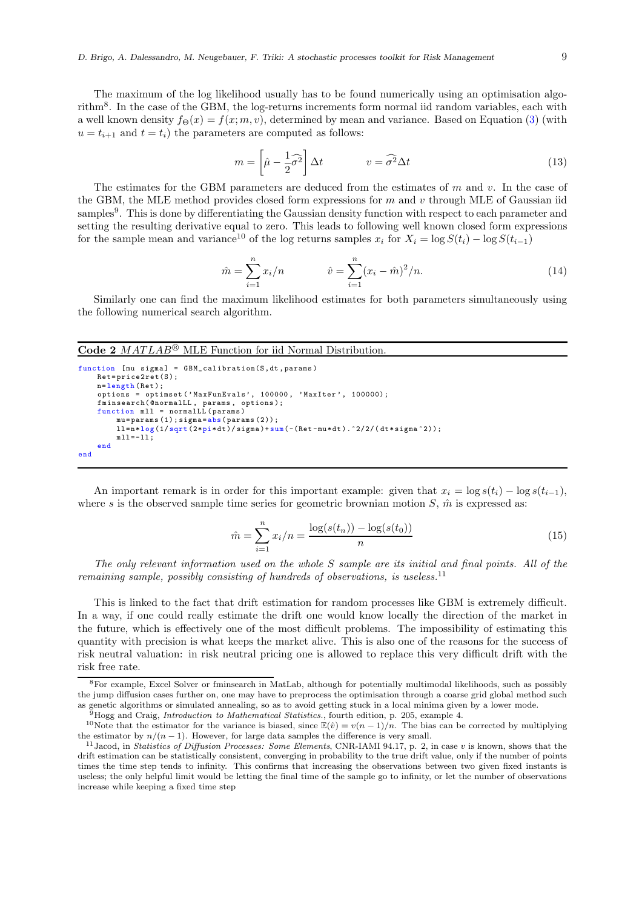The maximum of the log likelihood usually has to be found numerically using an optimisation algorithm[8]. In the case of the GBM, the log-returns increments form normal iid random variables, each with a well known density $f_\Theta(x) = f(x; m, v)$, determined by mean and variance. Based on Equation (3) (with $u = t_{i+1}$ and $t = t_i$) the parameters are computed as follows:

$$m = \left[\hat{\mu} - \frac{1}{2}\widehat{\sigma^2}\right]\Delta t \qquad\qquad v = \widehat{\sigma^2}\Delta t \tag{13}$$

The estimates for the GBM parameters are deduced from the estimates of $m$ and $v$. In the case of the GBM, the MLE method provides closed form expressions for $m$ and $v$ through MLE of Gaussian iid samples[9]. This is done by differentiating the Gaussian density function with respect to each parameter and setting the resulting derivative equal to zero. This leads to following well known closed form expressions for the sample mean and variance[10] of the log returns samples $x_i$ for $X_i = \log S(t_i) - \log S(t_{i-1})$

$$\hat{m} = \sum_{i=1}^{n} x_i/n \qquad\qquad \hat{v} = \sum_{i=1}^{n} (x_i - \hat{m})^2/n. \tag{14}$$

Similarly one can find the maximum likelihood estimates for both parameters simultaneously using the following numerical search algorithm.

**Code 2** *MATLAB*® MLE Function for iid Normal Distribution.

```
function [mu sigma] = GBM_calibration(S,dt,params)
    Ret=price2ret(S);
    n=length(Ret);
    options = optimset('MaxFunEvals', 100000, 'MaxIter', 100000);
    fminsearch(@normalLL, params, options);
    function mll = normalLL(params)
        mu=params(1);sigma=abs(params(2));
        ll=n*log(1/sqrt(2*pi*dt)/sigma)+sum(-(Ret-mu*dt).^2/2/(dt*sigma^2));
        mll=-ll;
    end
end
```

An important remark is in order for this important example: given that $x_i = \log s(t_i) - \log s(t_{i-1})$, where $s$ is the observed sample time series for geometric brownian motion $S$, $\hat{m}$ is expressed as:

$$\hat{m} = \sum_{i=1}^{n} x_i/n = \frac{\log(s(t_n)) - \log(s(t_0))}{n} \tag{15}$$

*The only relevant information used on the whole $S$ sample are its initial and final points. All of the remaining sample, possibly consisting of hundreds of observations, is useless.*[11]

This is linked to the fact that drift estimation for random processes like GBM is extremely difficult. In a way, if one could really estimate the drift one would know locally the direction of the market in the future, which is effectively one of the most difficult problems. The impossibility of estimating this quantity with precision is what keeps the market alive. This is also one of the reasons for the success of risk neutral valuation: in risk neutral pricing one is allowed to replace this very difficult drift with the risk free rate.

---

[8] For example, Excel Solver or fminsearch in MatLab, although for potentially multimodal likelihoods, such as possibly the jump diffusion cases further on, one may have to preprocess the optimisation through a coarse grid global method such as genetic algorithms or simulated annealing, so as to avoid getting stuck in a local minima given by a lower mode.

[9] Hogg and Craig, *Introduction to Mathematical Statistics.*, fourth edition, p. 205, example 4.

[10] Note that the estimator for the variance is biased, since $\mathbb{E}(\hat{v}) = v(n-1)/n$. The bias can be corrected by multiplying the estimator by $n/(n-1)$. However, for large data samples the difference is very small.

[11] Jacod, in *Statistics of Diffusion Processes: Some Elements*, CNR-IAMI 94.17, p. 2, in case $v$ is known, shows that the drift estimation can be statistically consistent, converging in probability to the true drift value, only if the number of points times the time step tends to infinity. This confirms that increasing the observations between two given fixed instants is useless; the only helpful limit would be letting the final time of the sample go to infinity, or let the number of observations increase while keeping a fixed time step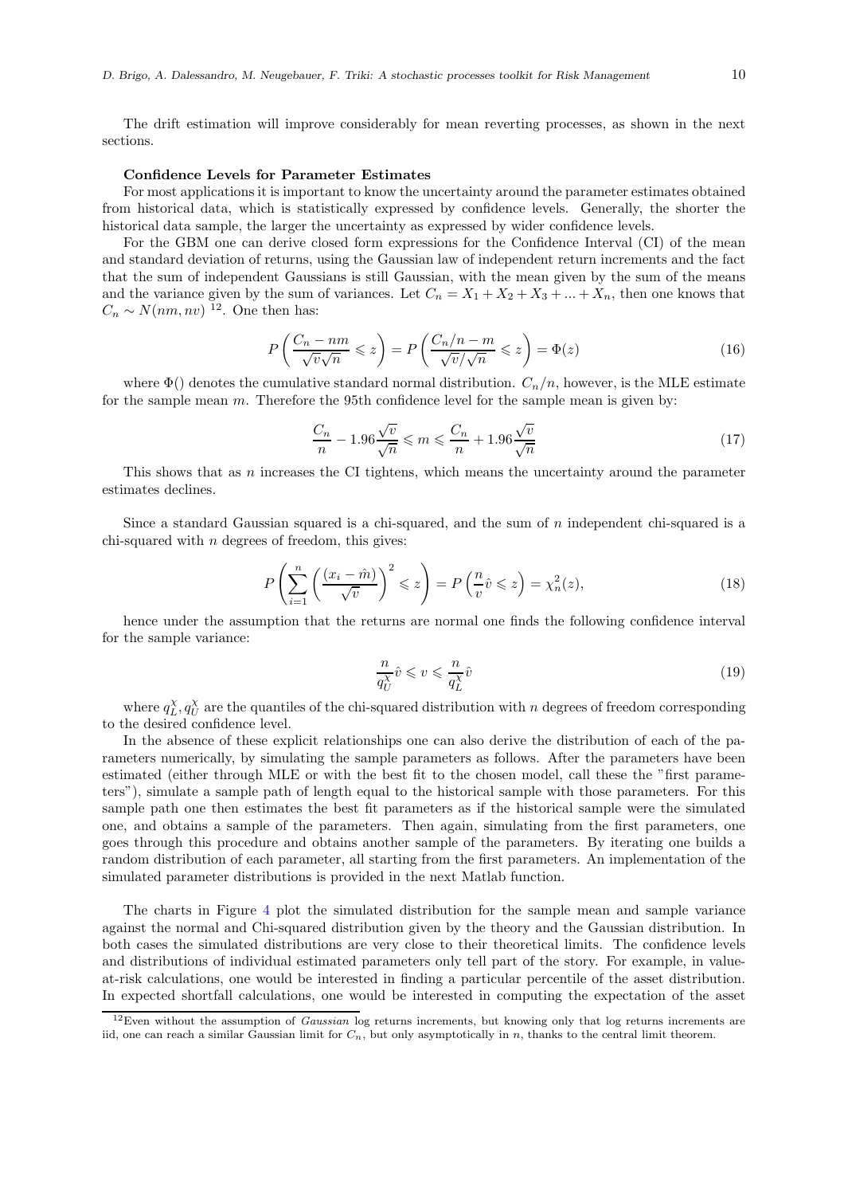The drift estimation will improve considerably for mean reverting processes, as shown in the next sections.

**Confidence Levels for Parameter Estimates**

For most applications it is important to know the uncertainty around the parameter estimates obtained from historical data, which is statistically expressed by confidence levels. Generally, the shorter the historical data sample, the larger the uncertainty as expressed by wider confidence levels.

For the GBM one can derive closed form expressions for the Confidence Interval (CI) of the mean and standard deviation of returns, using the Gaussian law of independent return increments and the fact that the sum of independent Gaussians is still Gaussian, with the mean given by the sum of the means and the variance given by the sum of variances. Let $C_n = X_1 + X_2 + X_3 + ... + X_n$, then one knows that $C_n \sim N(nm, nv)$ [12]. One then has:

$$P\left(\frac{C_n - nm}{\sqrt{v}\sqrt{n}} \leqslant z\right) = P\left(\frac{C_n/n - m}{\sqrt{v}/\sqrt{n}} \leqslant z\right) = \Phi(z) \tag{16}$$

where $\Phi()$ denotes the cumulative standard normal distribution. $C_n/n$, however, is the MLE estimate for the sample mean $m$. Therefore the 95th confidence level for the sample mean is given by:

$$\frac{C_n}{n} - 1.96\frac{\sqrt{v}}{\sqrt{n}} \leqslant m \leqslant \frac{C_n}{n} + 1.96\frac{\sqrt{v}}{\sqrt{n}} \tag{17}$$

This shows that as $n$ increases the CI tightens, which means the uncertainty around the parameter estimates declines.

Since a standard Gaussian squared is a chi-squared, and the sum of $n$ independent chi-squared is a chi-squared with $n$ degrees of freedom, this gives:

$$P\left(\sum_{i=1}^{n}\left(\frac{(x_i - \hat{m})}{\sqrt{v}}\right)^2 \leqslant z\right) = P\left(\frac{n}{v}\hat{v} \leqslant z\right) = \chi_n^2(z), \tag{18}$$

hence under the assumption that the returns are normal one finds the following confidence interval for the sample variance:

$$\frac{n}{q_U^{\chi}}\hat{v} \leqslant v \leqslant \frac{n}{q_L^{\chi}}\hat{v} \tag{19}$$

where $q_L^{\chi}, q_U^{\chi}$ are the quantiles of the chi-squared distribution with $n$ degrees of freedom corresponding to the desired confidence level.

In the absence of these explicit relationships one can also derive the distribution of each of the parameters numerically, by simulating the sample parameters as follows. After the parameters have been estimated (either through MLE or with the best fit to the chosen model, call these the "first parameters"), simulate a sample path of length equal to the historical sample with those parameters. For this sample path one then estimates the best fit parameters as if the historical sample were the simulated one, and obtains a sample of the parameters. Then again, simulating from the first parameters, one goes through this procedure and obtains another sample of the parameters. By iterating one builds a random distribution of each parameter, all starting from the first parameters. An implementation of the simulated parameter distributions is provided in the next Matlab function.

The charts in Figure 4 plot the simulated distribution for the sample mean and sample variance against the normal and Chi-squared distribution given by the theory and the Gaussian distribution. In both cases the simulated distributions are very close to their theoretical limits. The confidence levels and distributions of individual estimated parameters only tell part of the story. For example, in value-at-risk calculations, one would be interested in finding a particular percentile of the asset distribution. In expected shortfall calculations, one would be interested in computing the expectation of the asset

[12] Even without the assumption of *Gaussian* log returns increments, but knowing only that log returns increments are iid, one can reach a similar Gaussian limit for $C_n$, but only asymptotically in $n$, thanks to the central limit theorem.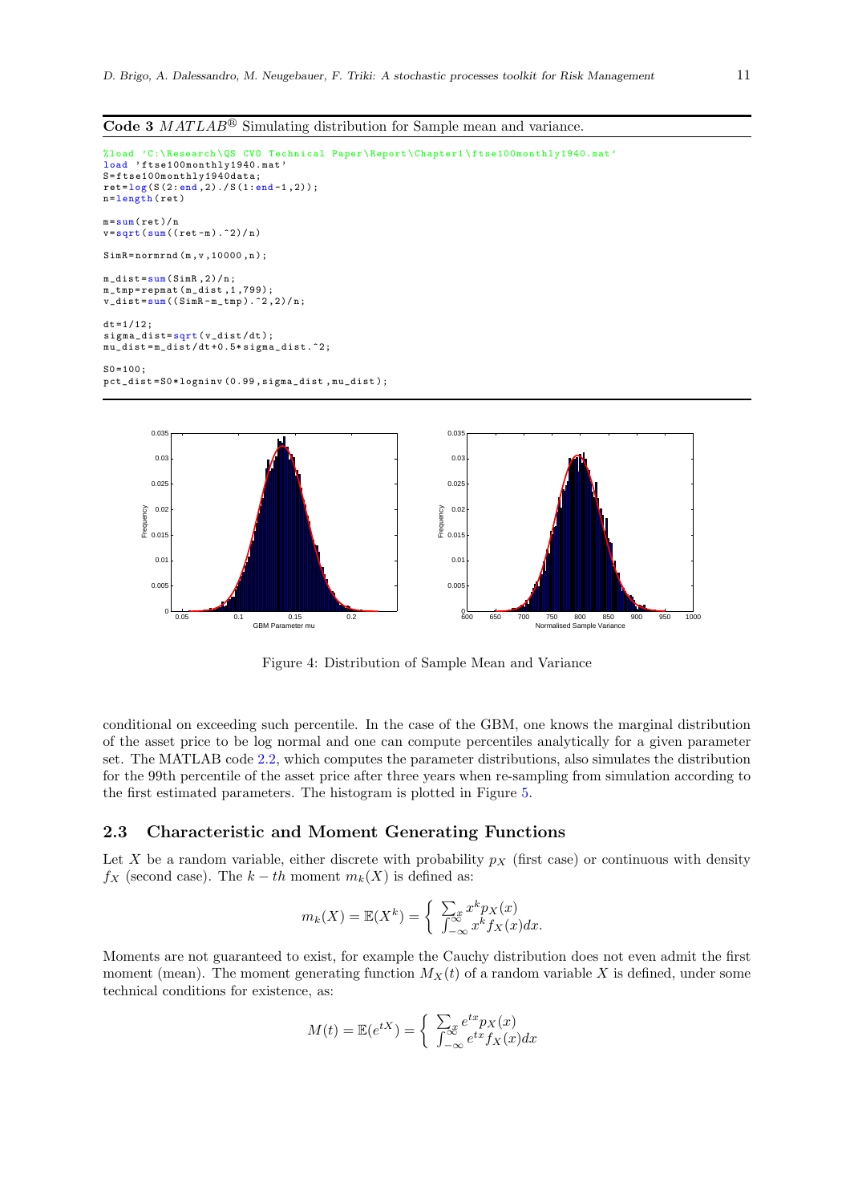**Code 3** $MATLAB^{®}$ Simulating distribution for Sample mean and variance.

```
%load 'C:\Research\QS CVO Technical Paper\Report\Chapter1\ftse100monthly1940.mat'
load 'ftse100monthly1940.mat'
S=ftse100monthly1940data;
ret=log(S(2:end,2)./S(1:end-1,2));
n=length(ret)

m=sum(ret)/n
v=sqrt(sum((ret-m).^2)/n)

SimR=normrnd(m,v,10000,n);

m_dist=sum(SimR,2)/n;
m_tmp=repmat(m_dist,1,799);
v_dist=sum((SimR-m_tmp).^2,2)/n;

dt=1/12;
sigma_dist=sqrt(v_dist/dt);
mu_dist=m_dist/dt+0.5*sigma_dist.^2;

S0=100;
pct_dist=S0*logninv(0.99,sigma_dist,mu_dist);
```

Figure 4: Distribution of Sample Mean and Variance

conditional on exceeding such percentile. In the case of the GBM, one knows the marginal distribution of the asset price to be log normal and one can compute percentiles analytically for a given parameter set. The MATLAB code 2.2, which computes the parameter distributions, also simulates the distribution for the 99th percentile of the asset price after three years when re-sampling from simulation according to the first estimated parameters. The histogram is plotted in Figure 5.

## 2.3 Characteristic and Moment Generating Functions

Let $X$ be a random variable, either discrete with probability $p_X$ (first case) or continuous with density $f_X$ (second case). The $k-th$ moment $m_k(X)$ is defined as:

$$m_k(X) = \mathbb{E}(X^k) = \begin{cases} \sum_x x^k p_X(x) \\ \int_{-\infty}^{\infty} x^k f_X(x)dx. \end{cases}$$

Moments are not guaranteed to exist, for example the Cauchy distribution does not even admit the first moment (mean). The moment generating function $M_X(t)$ of a random variable $X$ is defined, under some technical conditions for existence, as:

$$M(t) = \mathbb{E}(e^{tX}) = \begin{cases} \sum_x e^{tx} p_X(x) \\ \int_{-\infty}^{\infty} e^{tx} f_X(x)dx \end{cases}$$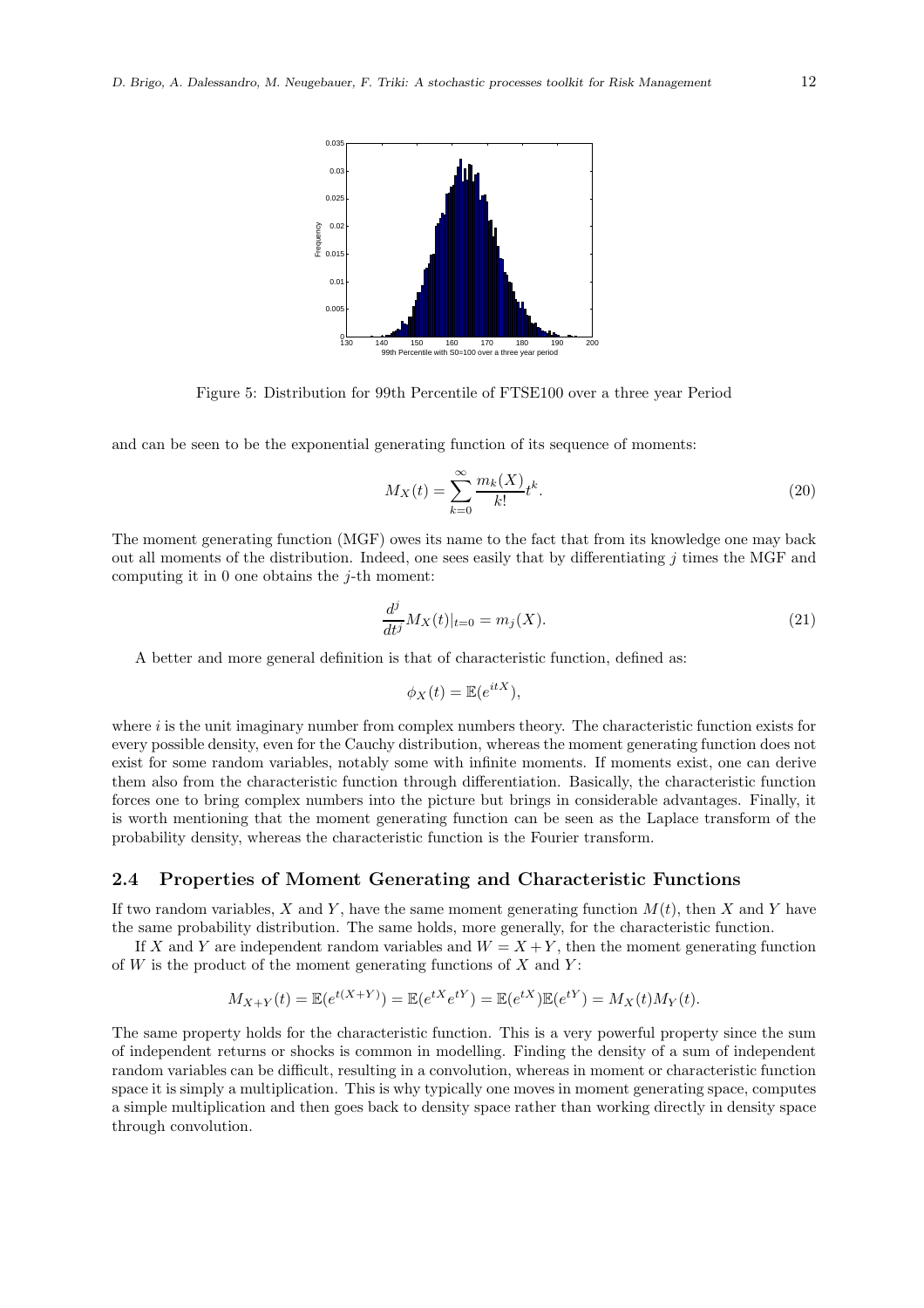Figure 5: Distribution for 99th Percentile of FTSE100 over a three year Period

and can be seen to be the exponential generating function of its sequence of moments:

$$M_X(t) = \sum_{k=0}^{\infty} \frac{m_k(X)}{k!} t^k. \tag{20}$$

The moment generating function (MGF) owes its name to the fact that from its knowledge one may back out all moments of the distribution. Indeed, one sees easily that by differentiating $j$ times the MGF and computing it in 0 one obtains the $j$-th moment:

$$\frac{d^j}{dt^j} M_X(t)|_{t=0} = m_j(X). \tag{21}$$

A better and more general definition is that of characteristic function, defined as:

$$\phi_X(t) = \mathbb{E}(e^{itX}),$$

where $i$ is the unit imaginary number from complex numbers theory. The characteristic function exists for every possible density, even for the Cauchy distribution, whereas the moment generating function does not exist for some random variables, notably some with infinite moments. If moments exist, one can derive them also from the characteristic function through differentiation. Basically, the characteristic function forces one to bring complex numbers into the picture but brings in considerable advantages. Finally, it is worth mentioning that the moment generating function can be seen as the Laplace transform of the probability density, whereas the characteristic function is the Fourier transform.

## 2.4 Properties of Moment Generating and Characteristic Functions

If two random variables, $X$ and $Y$, have the same moment generating function $M(t)$, then $X$ and $Y$ have the same probability distribution. The same holds, more generally, for the characteristic function.

If $X$ and $Y$ are independent random variables and $W = X + Y$, then the moment generating function of $W$ is the product of the moment generating functions of $X$ and $Y$:

$$M_{X+Y}(t) = \mathbb{E}(e^{t(X+Y)}) = \mathbb{E}(e^{tX} e^{tY}) = \mathbb{E}(e^{tX})\mathbb{E}(e^{tY}) = M_X(t)M_Y(t).$$

The same property holds for the characteristic function. This is a very powerful property since the sum of independent returns or shocks is common in modelling. Finding the density of a sum of independent random variables can be difficult, resulting in a convolution, whereas in moment or characteristic function space it is simply a multiplication. This is why typically one moves in moment generating space, computes a simple multiplication and then goes back to density space rather than working directly in density space through convolution.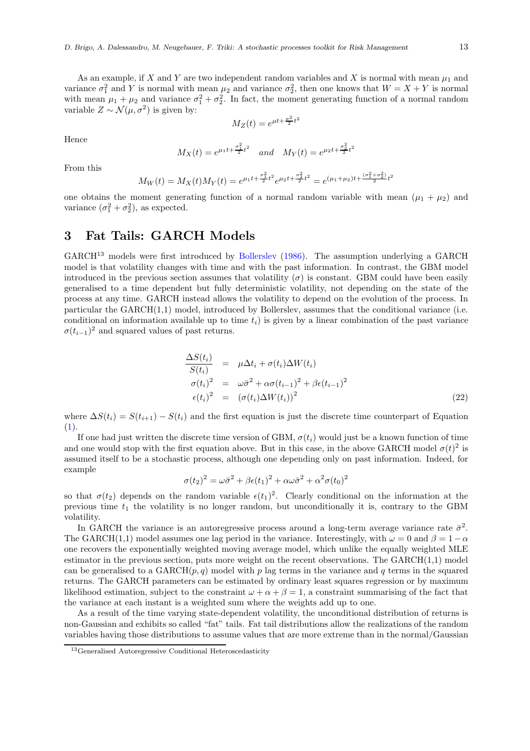As an example, if $X$ and $Y$ are two independent random variables and $X$ is normal with mean $\mu_1$ and variance $\sigma_1^2$ and $Y$ is normal with mean $\mu_2$ and variance $\sigma_2^2$, then one knows that $W = X + Y$ is normal with mean $\mu_1 + \mu_2$ and variance $\sigma_1^2 + \sigma_2^2$. In fact, the moment generating function of a normal random variable $Z \sim \mathcal{N}(\mu, \sigma^2)$ is given by:

$$M_Z(t) = e^{\mu t + \frac{\sigma^2}{2}t^2}$$

Hence

$$M_X(t) = e^{\mu_1 t + \frac{\sigma_1^2}{2}t^2} \quad and \quad M_Y(t) = e^{\mu_2 t + \frac{\sigma_2^2}{2}t^2}$$

From this

$$M_W(t) = M_X(t)M_Y(t) = e^{\mu_1 t + \frac{\sigma_1^2}{2}t^2} e^{\mu_2 t + \frac{\sigma_2^2}{2}t^2} = e^{(\mu_1+\mu_2)t + \frac{(\sigma_1^2+\sigma_2^2)}{2}t^2}$$

one obtains the moment generating function of a normal random variable with mean $(\mu_1 + \mu_2)$ and variance $(\sigma_1^2 + \sigma_2^2)$, as expected.

# 3 Fat Tails: GARCH Models

GARCH[13] models were first introduced by Bollerslev (1986). The assumption underlying a GARCH model is that volatility changes with time and with the past information. In contrast, the GBM model introduced in the previous section assumes that volatility ($\sigma$) is constant. GBM could have been easily generalised to a time dependent but fully deterministic volatility, not depending on the state of the process at any time. GARCH instead allows the volatility to depend on the evolution of the process. In particular the GARCH(1,1) model, introduced by Bollerslev, assumes that the conditional variance (i.e. conditional on information available up to time $t_i$) is given by a linear combination of the past variance $\sigma(t_{i-1})^2$ and squared values of past returns.

$$\begin{aligned}
\frac{\Delta S(t_i)}{S(t_i)} &= \mu \Delta t_i + \sigma(t_i)\Delta W(t_i) \\
\sigma(t_i)^2 &= \omega\bar{\sigma}^2 + \alpha\sigma(t_{i-1})^2 + \beta\epsilon(t_{i-1})^2 \\
\epsilon(t_i)^2 &= (\sigma(t_i)\Delta W(t_i))^2
\end{aligned} \tag{22}$$

where $\Delta S(t_i) = S(t_{i+1}) - S(t_i)$ and the first equation is just the discrete time counterpart of Equation (1).

If one had just written the discrete time version of GBM, $\sigma(t_i)$ would just be a known function of time and one would stop with the first equation above. But in this case, in the above GARCH model $\sigma(t)^2$ is assumed itself to be a stochastic process, although one depending only on past information. Indeed, for example

$$\sigma(t_2)^2 = \omega\bar{\sigma}^2 + \beta\epsilon(t_1)^2 + \alpha\omega\bar{\sigma}^2 + \alpha^2\sigma(t_0)^2$$

so that $\sigma(t_2)$ depends on the random variable $\epsilon(t_1)^2$. Clearly conditional on the information at the previous time $t_1$ the volatility is no longer random, but unconditionally it is, contrary to the GBM volatility.

In GARCH the variance is an autoregressive process around a long-term average variance rate $\bar{\sigma}^2$. The GARCH(1,1) model assumes one lag period in the variance. Interestingly, with $\omega = 0$ and $\beta = 1 - \alpha$ one recovers the exponentially weighted moving average model, which unlike the equally weighted MLE estimator in the previous section, puts more weight on the recent observations. The GARCH(1,1) model can be generalised to a GARCH($p, q$) model with $p$ lag terms in the variance and $q$ terms in the squared returns. The GARCH parameters can be estimated by ordinary least squares regression or by maximum likelihood estimation, subject to the constraint $\omega + \alpha + \beta = 1$, a constraint summarising of the fact that the variance at each instant is a weighted sum where the weights add up to one.

As a result of the time varying state-dependent volatility, the unconditional distribution of returns is non-Gaussian and exhibits so called "fat" tails. Fat tail distributions allow the realizations of the random variables having those distributions to assume values that are more extreme than in the normal/Gaussian

[13] Generalised Autoregressive Conditional Heteroscedasticity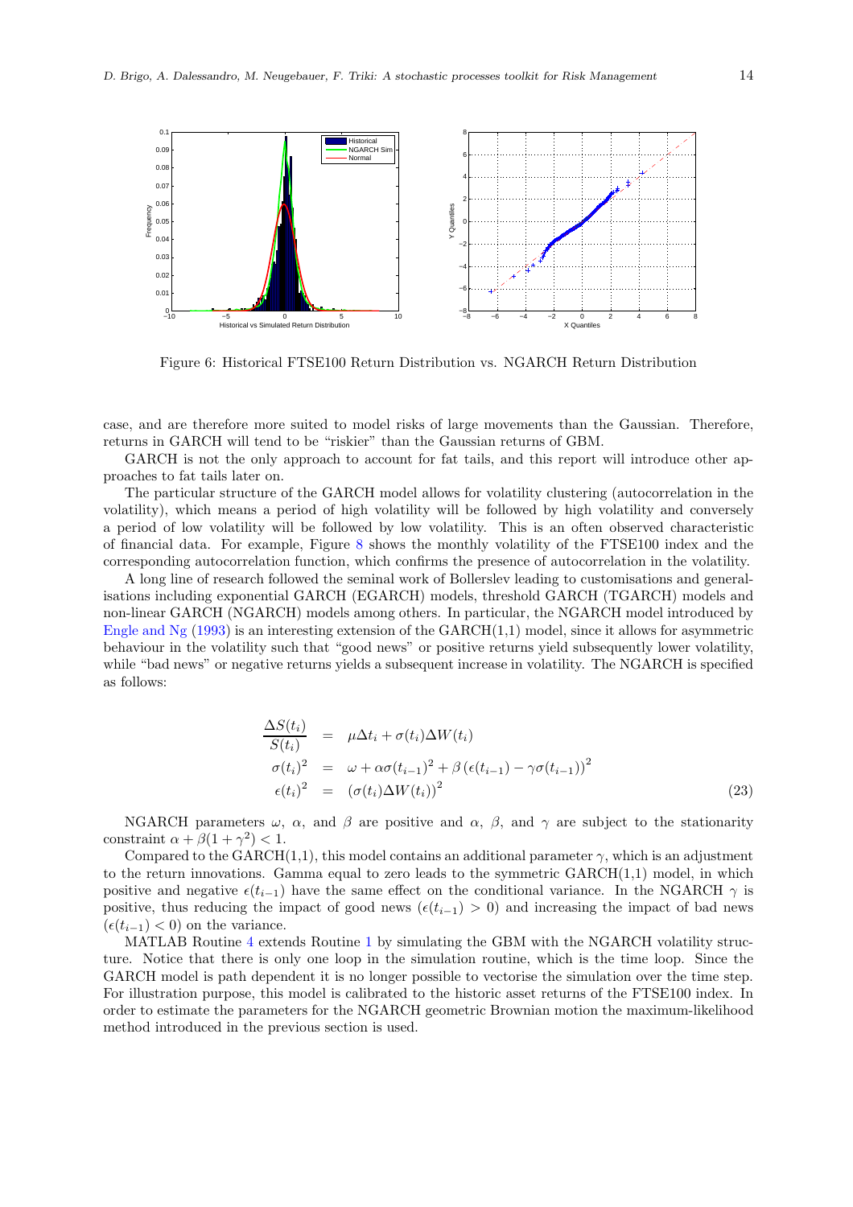Figure 6: Historical FTSE100 Return Distribution vs. NGARCH Return Distribution

case, and are therefore more suited to model risks of large movements than the Gaussian. Therefore, returns in GARCH will tend to be "riskier" than the Gaussian returns of GBM.

GARCH is not the only approach to account for fat tails, and this report will introduce other approaches to fat tails later on.

The particular structure of the GARCH model allows for volatility clustering (autocorrelation in the volatility), which means a period of high volatility will be followed by high volatility and conversely a period of low volatility will be followed by low volatility. This is an often observed characteristic of financial data. For example, Figure 8 shows the monthly volatility of the FTSE100 index and the corresponding autocorrelation function, which confirms the presence of autocorrelation in the volatility.

A long line of research followed the seminal work of Bollerslev leading to customisations and generalisations including exponential GARCH (EGARCH) models, threshold GARCH (TGARCH) models and non-linear GARCH (NGARCH) models among others. In particular, the NGARCH model introduced by Engle and Ng (1993) is an interesting extension of the GARCH(1,1) model, since it allows for asymmetric behaviour in the volatility such that "good news" or positive returns yield subsequently lower volatility, while "bad news" or negative returns yields a subsequent increase in volatility. The NGARCH is specified as follows:

$$
\begin{aligned}
\frac{\Delta S(t_i)}{S(t_i)} &= \mu \Delta t_i + \sigma(t_i)\Delta W(t_i) \\
\sigma(t_i)^2 &= \omega + \alpha\sigma(t_{i-1})^2 + \beta\left(\epsilon(t_{i-1}) - \gamma\sigma(t_{i-1})\right)^2 \\
\epsilon(t_i)^2 &= \left(\sigma(t_i)\Delta W(t_i)\right)^2
\end{aligned}
\tag{23}
$$

NGARCH parameters $\omega$, $\alpha$, and $\beta$ are positive and $\alpha$, $\beta$, and $\gamma$ are subject to the stationarity constraint $\alpha + \beta(1 + \gamma^2) < 1$.

Compared to the GARCH(1,1), this model contains an additional parameter $\gamma$, which is an adjustment to the return innovations. Gamma equal to zero leads to the symmetric GARCH(1,1) model, in which positive and negative $\epsilon(t_{i-1})$ have the same effect on the conditional variance. In the NGARCH $\gamma$ is positive, thus reducing the impact of good news ($\epsilon(t_{i-1}) > 0$) and increasing the impact of bad news ($\epsilon(t_{i-1}) < 0$) on the variance.

MATLAB Routine 4 extends Routine 1 by simulating the GBM with the NGARCH volatility structure. Notice that there is only one loop in the simulation routine, which is the time loop. Since the GARCH model is path dependent it is no longer possible to vectorise the simulation over the time step. For illustration purpose, this model is calibrated to the historic asset returns of the FTSE100 index. In order to estimate the parameters for the NGARCH geometric Brownian motion the maximum-likelihood method introduced in the previous section is used.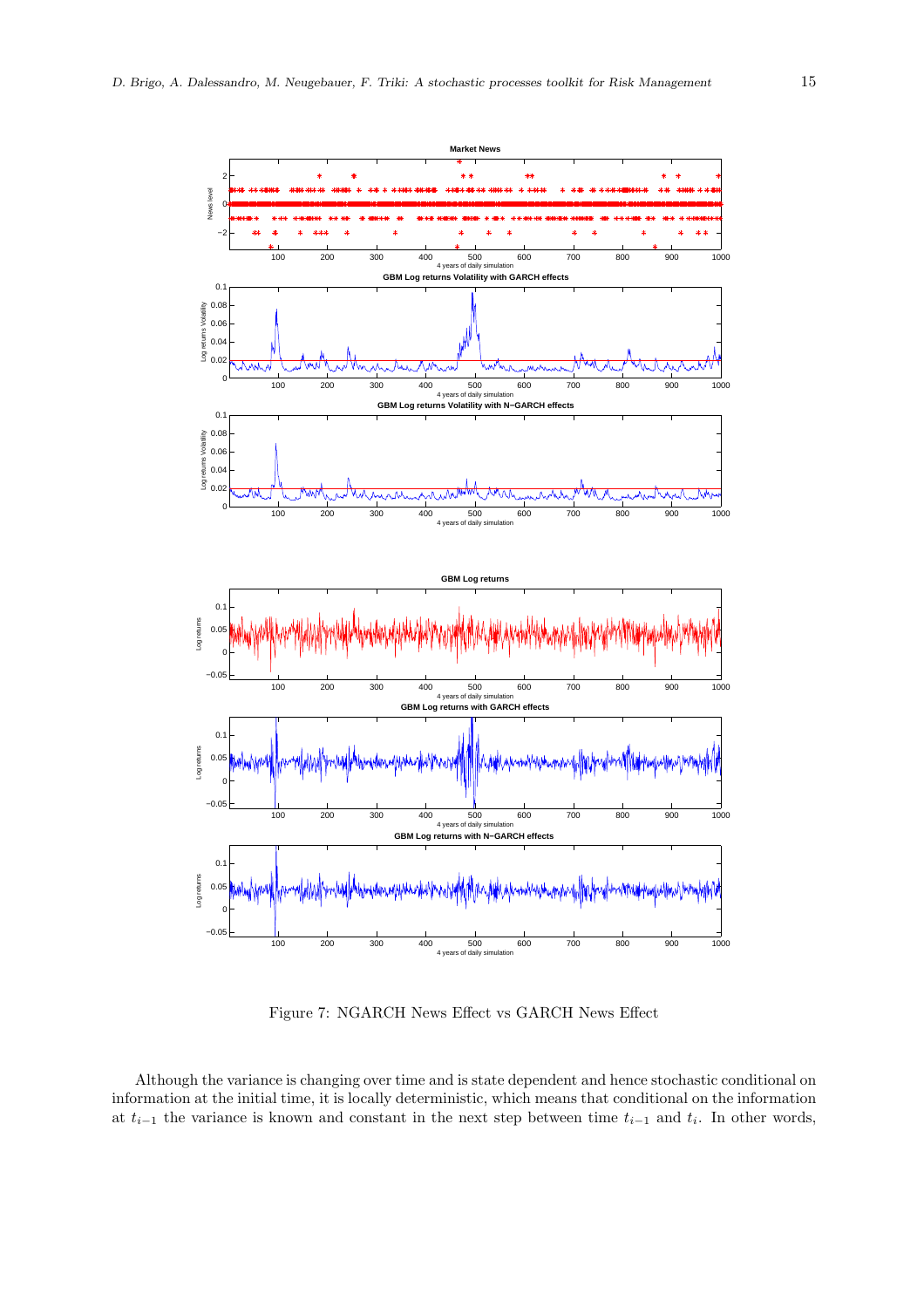Figure 7: NGARCH News Effect vs GARCH News Effect

Although the variance is changing over time and is state dependent and hence stochastic conditional on information at the initial time, it is locally deterministic, which means that conditional on the information at $t_{i-1}$ the variance is known and constant in the next step between time $t_{i-1}$ and $t_i$. In other words,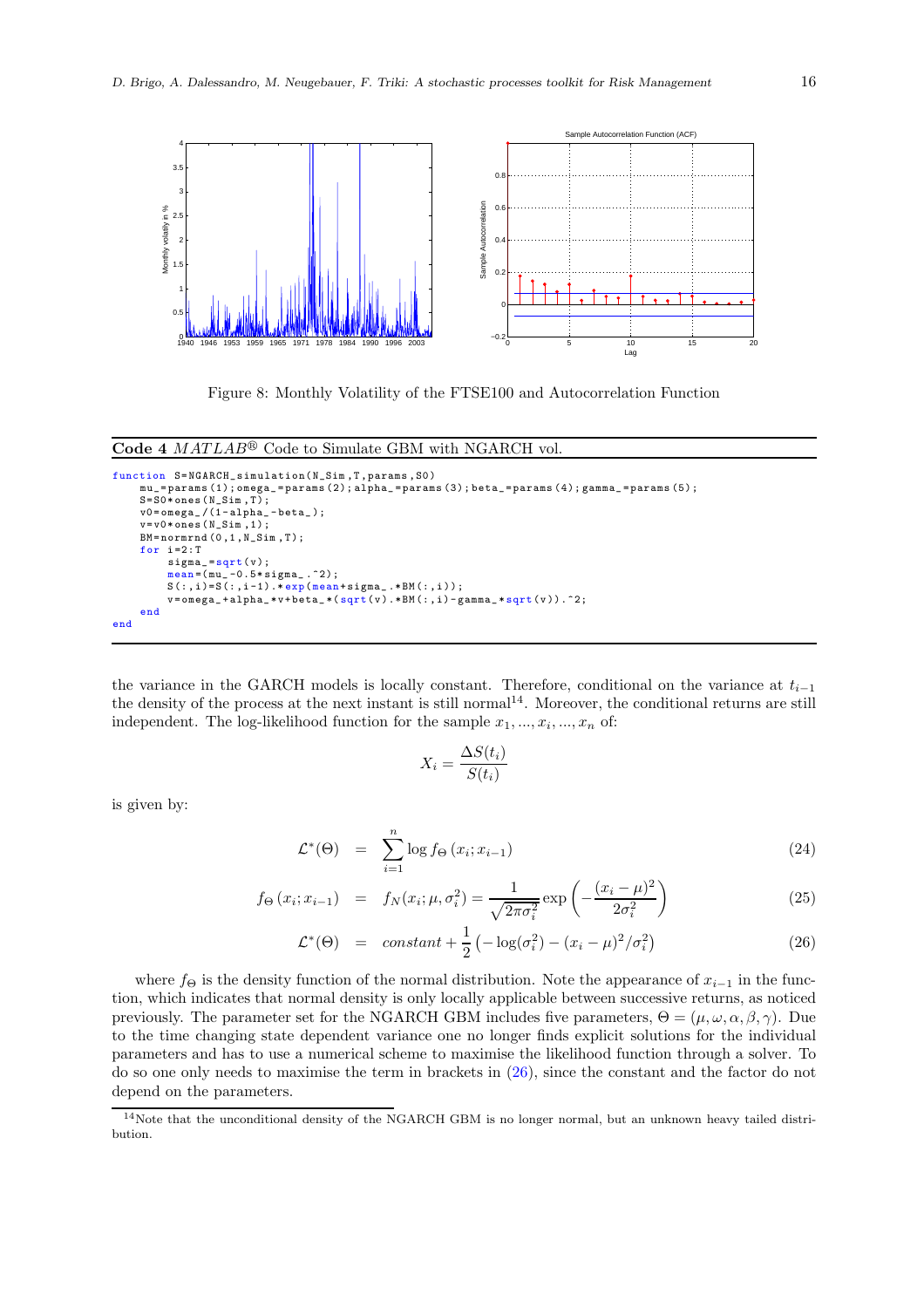Figure 8: Monthly Volatility of the FTSE100 and Autocorrelation Function

**Code 4** *MATLAB*® Code to Simulate GBM with NGARCH vol.

```
function S=NGARCH_simulation(N_Sim,T,params,S0)
    mu_=params(1);omega_=params(2);alpha_=params(3);beta_=params(4);gamma_=params(5);
    S=S0*ones(N_Sim,T);
    v0=omega_/(1-alpha_-beta_);
    v=v0*ones(N_Sim,1);
    BM=normrnd(0,1,N_Sim,T);
    for i=2:T
        sigma_=sqrt(v);
        mean=(mu_-0.5*sigma_.^2);
        S(:,i)=S(:,i-1).*exp(mean+sigma_.*BM(:,i));
        v=omega_+alpha_*v+beta_*(sqrt(v).*BM(:,i)-gamma_*sqrt(v)).^2;
    end
end
```

the variance in the GARCH models is locally constant. Therefore, conditional on the variance at $t_{i-1}$ the density of the process at the next instant is still normal[14]. Moreover, the conditional returns are still independent. The log-likelihood function for the sample $x_1, ..., x_i, ..., x_n$ of:

$$X_i = \frac{\Delta S(t_i)}{S(t_i)}$$

is given by:

$$\mathcal{L}^*(\Theta) = \sum_{i=1}^{n} \log f_\Theta(x_i; x_{i-1}) \tag{24}$$

$$f_\Theta(x_i; x_{i-1}) = f_N(x_i; \mu, \sigma_i^2) = \frac{1}{\sqrt{2\pi\sigma_i^2}} \exp\left(-\frac{(x_i-\mu)^2}{2\sigma_i^2}\right) \tag{25}$$

$$\mathcal{L}^*(\Theta) = constant + \frac{1}{2}\left(-\log(\sigma_i^2) - (x_i-\mu)^2/\sigma_i^2\right) \tag{26}$$

where $f_\Theta$ is the density function of the normal distribution. Note the appearance of $x_{i-1}$ in the function, which indicates that normal density is only locally applicable between successive returns, as noticed previously. The parameter set for the NGARCH GBM includes five parameters, $\Theta = (\mu, \omega, \alpha, \beta, \gamma)$. Due to the time changing state dependent variance one no longer finds explicit solutions for the individual parameters and has to use a numerical scheme to maximise the likelihood function through a solver. To do so one only needs to maximise the term in brackets in (26), since the constant and the factor do not depend on the parameters.

[14] Note that the unconditional density of the NGARCH GBM is no longer normal, but an unknown heavy tailed distribution.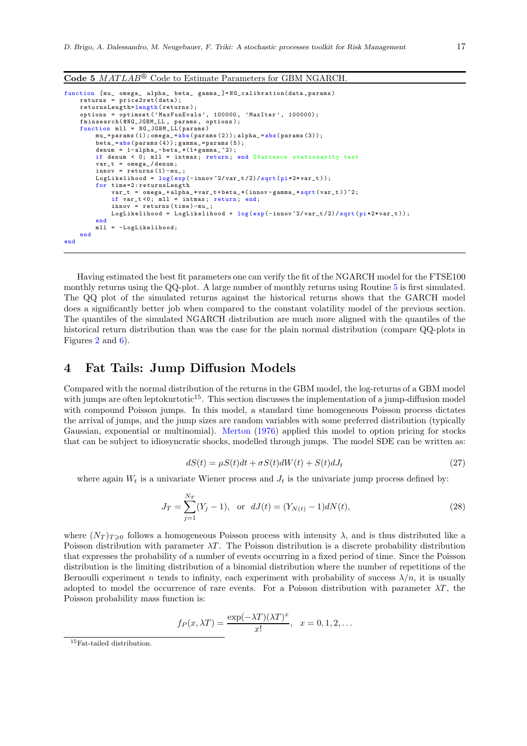**Code 5** *MATLAB*® Code to Estimate Parameters for GBM NGARCH.

```
function [mu_ omega_ alpha_ beta_ gamma_]=NG_calibration(data,params)
    returns = price2ret(data);
    returnsLength=length(returns);
    options = optimset('MaxFunEvals', 100000, 'MaxIter', 100000);
    fminsearch(@NG_JGBM_LL, params, options);
    function mll = NG_JGBM_LL(params)
        mu_=params(1);omega_=abs(params(2));alpha_=abs(params(3));
        beta_=abs(params(4));gamma_=params(5);
        denum = 1-alpha_-beta_*(1+gamma_^2);
        if denum < 0; mll = intmax; return; end %Variance stationarity test
        var_t = omega_/denum;
        innov = returns(1)-mu_;
        LogLikelihood = log(exp(-innov^2/var_t/2)/sqrt(pi*2*var_t));
        for time=2:returnsLength
            var_t = omega_+alpha_*var_t+beta_*(innov-gamma_*sqrt(var_t))^2;
            if var_t<0; mll = intmax; return; end;
            innov = returns(time)-mu_;
            LogLikelihood = LogLikelihood + log(exp(-innov^2/var_t/2)/sqrt(pi*2*var_t));
        end
        mll = -LogLikelihood;
    end
end
```

Having estimated the best fit parameters one can verify the fit of the NGARCH model for the FTSE100 monthly returns using the QQ-plot. A large number of monthly returns using Routine 5 is first simulated. The QQ plot of the simulated returns against the historical returns shows that the GARCH model does a significantly better job when compared to the constant volatility model of the previous section. The quantiles of the simulated NGARCH distribution are much more aligned with the quantiles of the historical return distribution than was the case for the plain normal distribution (compare QQ-plots in Figures 2 and 6).

# 4 Fat Tails: Jump Diffusion Models

Compared with the normal distribution of the returns in the GBM model, the log-returns of a GBM model with jumps are often leptokurtotic[15]. This section discusses the implementation of a jump-diffusion model with compound Poisson jumps. In this model, a standard time homogeneous Poisson process dictates the arrival of jumps, and the jump sizes are random variables with some preferred distribution (typically Gaussian, exponential or multinomial). Merton (1976) applied this model to option pricing for stocks that can be subject to idiosyncratic shocks, modelled through jumps. The model SDE can be written as:

$$dS(t) = \mu S(t)dt + \sigma S(t)dW(t) + S(t)dJ_t \tag{27}$$

where again $W_t$ is a univariate Wiener process and $J_t$ is the univariate jump process defined by:

$$J_T = \sum_{j=1}^{N_T}(Y_j - 1), \quad \text{or} \quad dJ(t) = (Y_{N(t)} - 1)dN(t), \tag{28}$$

where $(N_T)_{T\geqslant 0}$ follows a homogeneous Poisson process with intensity $\lambda$, and is thus distributed like a Poisson distribution with parameter $\lambda T$. The Poisson distribution is a discrete probability distribution that expresses the probability of a number of events occurring in a fixed period of time. Since the Poisson distribution is the limiting distribution of a binomial distribution where the number of repetitions of the Bernoulli experiment $n$ tends to infinity, each experiment with probability of success $\lambda/n$, it is usually adopted to model the occurrence of rare events. For a Poisson distribution with parameter $\lambda T$, the Poisson probability mass function is:

$$f_P(x, \lambda T) = \frac{\exp(-\lambda T)(\lambda T)^x}{x!}, \quad x = 0, 1, 2, \ldots$$

[15] Fat-tailed distribution.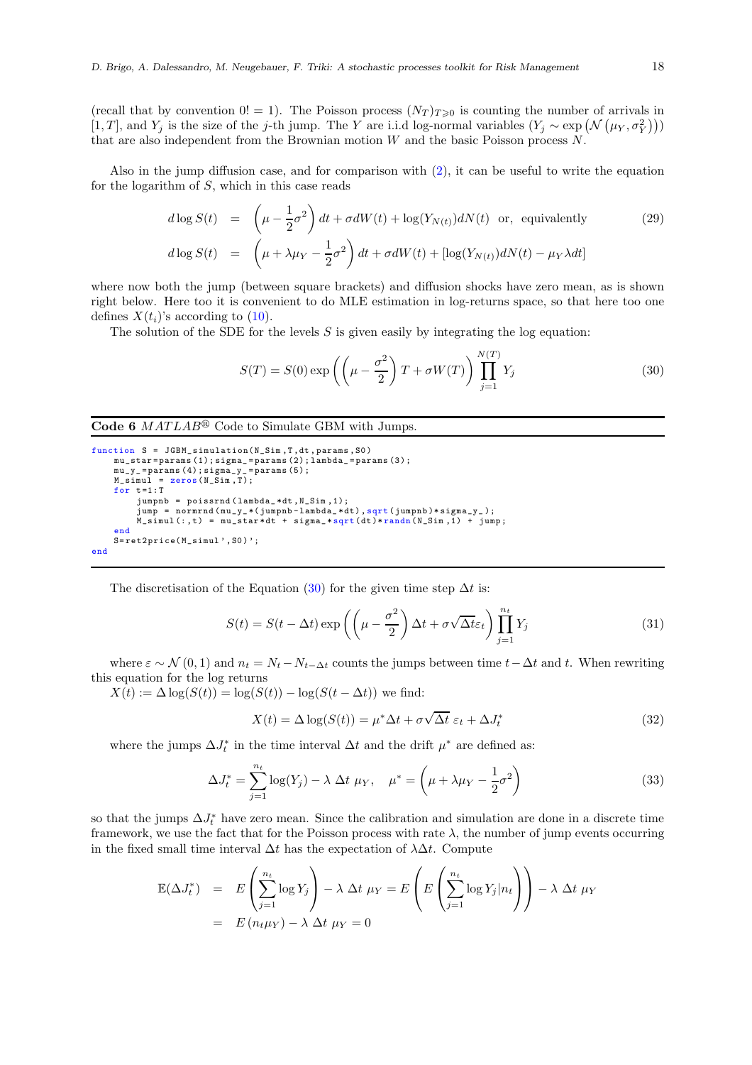(recall that by convention $0! = 1$). The Poisson process $(N_T)_{T\geqslant 0}$ is counting the number of arrivals in $[1, T]$, and $Y_j$ is the size of the $j$-th jump. The $Y$ are i.i.d log-normal variables ($Y_j \sim \exp\left(\mathcal{N}\left(\mu_Y, \sigma_Y^2\right)\right)$) that are also independent from the Brownian motion $W$ and the basic Poisson process $N$.

Also in the jump diffusion case, and for comparison with (2), it can be useful to write the equation for the logarithm of $S$, which in this case reads

$$
\begin{aligned}
d\log S(t) &= \left(\mu - \frac{1}{2}\sigma^2\right)dt + \sigma dW(t) + \log(Y_{N(t)})dN(t) \quad \text{or, equivalently} \\
d\log S(t) &= \left(\mu + \lambda\mu_Y - \frac{1}{2}\sigma^2\right)dt + \sigma dW(t) + [\log(Y_{N(t)})dN(t) - \mu_Y \lambda dt]
\end{aligned} \tag{29}
$$

where now both the jump (between square brackets) and diffusion shocks have zero mean, as is shown right below. Here too it is convenient to do MLE estimation in log-returns space, so that here too one defines $X(t_i)$'s according to (10).

The solution of the SDE for the levels $S$ is given easily by integrating the log equation:

$$
S(T) = S(0)\exp\left(\left(\mu - \frac{\sigma^2}{2}\right)T + \sigma W(T)\right)\prod_{j=1}^{N(T)} Y_j \tag{30}
$$

**Code 6** *MATLAB®* Code to Simulate GBM with Jumps.

```
function S = JGBM_simulation(N_Sim,T,dt,params,S0)
    mu_star=params(1);sigma_=params(2);lambda_=params(3);
    mu_y_=params(4);sigma_y_=params(5);
    M_simul = zeros(N_Sim,T);
    for t=1:T
        jumpnb = poissrnd(lambda_*dt,N_Sim,1);
        jump = normrnd(mu_y_*(jumpnb-lambda_*dt),sqrt(jumpnb)*sigma_y_);
        M_simul(:,t) = mu_star*dt + sigma_*sqrt(dt)*randn(N_Sim,1) + jump;
    end
    S=ret2price(M_simul',S0)';
end
```

The discretisation of the Equation (30) for the given time step $\Delta t$ is:

$$
S(t) = S(t - \Delta t)\exp\left(\left(\mu - \frac{\sigma^2}{2}\right)\Delta t + \sigma\sqrt{\Delta t}\varepsilon_t\right)\prod_{j=1}^{n_t} Y_j \tag{31}
$$

where $\varepsilon \sim \mathcal{N}(0, 1)$ and $n_t = N_t - N_{t-\Delta t}$ counts the jumps between time $t - \Delta t$ and $t$. When rewriting this equation for the log returns

$X(t) := \Delta\log(S(t)) = \log(S(t)) - \log(S(t - \Delta t))$ we find:

$$
X(t) = \Delta\log(S(t)) = \mu^*\Delta t + \sigma\sqrt{\Delta t}\ \varepsilon_t + \Delta J_t^* \tag{32}
$$

where the jumps $\Delta J_t^*$ in the time interval $\Delta t$ and the drift $\mu^*$ are defined as:

$$
\Delta J_t^* = \sum_{j=1}^{n_t}\log(Y_j) - \lambda\ \Delta t\ \mu_Y, \quad \mu^* = \left(\mu + \lambda\mu_Y - \frac{1}{2}\sigma^2\right) \tag{33}
$$

so that the jumps $\Delta J_t^*$ have zero mean. Since the calibration and simulation are done in a discrete time framework, we use the fact that for the Poisson process with rate $\lambda$, the number of jump events occurring in the fixed small time interval $\Delta t$ has the expectation of $\lambda\Delta t$. Compute

$$
\begin{aligned}
\mathbb{E}(\Delta J_t^*) &= E\left(\sum_{j=1}^{n_t}\log Y_j\right) - \lambda\ \Delta t\ \mu_Y = E\left(E\left(\sum_{j=1}^{n_t}\log Y_j | n_t\right)\right) - \lambda\ \Delta t\ \mu_Y \\
&= E\left(n_t\mu_Y\right) - \lambda\ \Delta t\ \mu_Y = 0
\end{aligned}
$$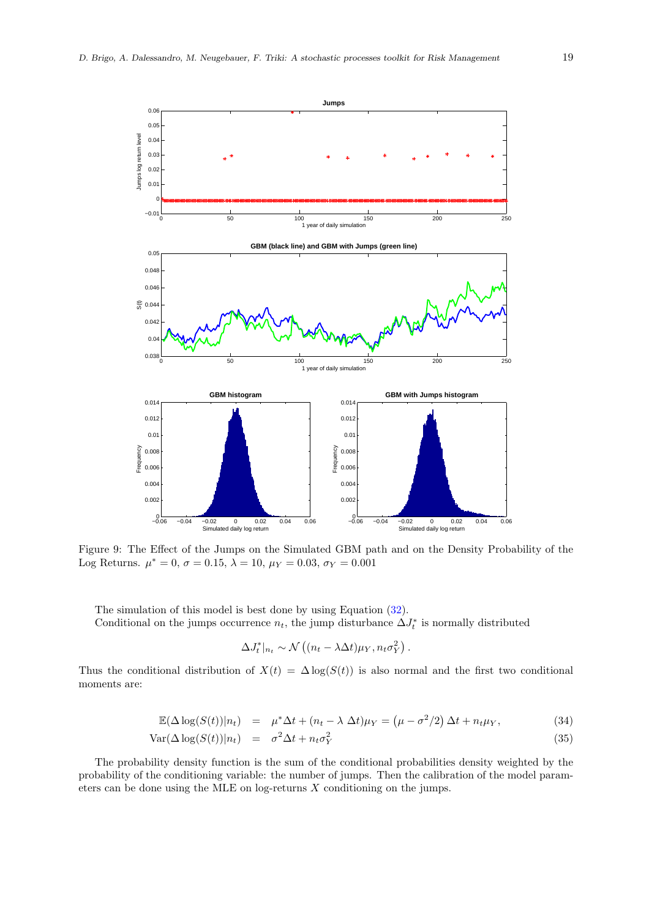Figure 9: The Effect of the Jumps on the Simulated GBM path and on the Density Probability of the Log Returns. $\mu^* = 0$, $\sigma = 0.15$, $\lambda = 10$, $\mu_Y = 0.03$, $\sigma_Y = 0.001$

The simulation of this model is best done by using Equation (32).

Conditional on the jumps occurrence $n_t$, the jump disturbance $\Delta J_t^*$ is normally distributed

$$\Delta J_t^*|_{n_t} \sim \mathcal{N}\left((n_t - \lambda \Delta t)\mu_Y, n_t \sigma_Y^2\right).$$

Thus the conditional distribution of $X(t) = \Delta \log(S(t))$ is also normal and the first two conditional moments are:

$$\mathbb{E}(\Delta \log(S(t))|n_t) = \mu^* \Delta t + (n_t - \lambda \ \Delta t)\mu_Y = \left(\mu - \sigma^2/2\right) \Delta t + n_t \mu_Y, \quad (34)$$

$$\mathrm{Var}(\Delta \log(S(t))|n_t) = \sigma^2 \Delta t + n_t \sigma_Y^2 \quad (35)$$

The probability density function is the sum of the conditional probabilities density weighted by the probability of the conditioning variable: the number of jumps. Then the calibration of the model parameters can be done using the MLE on log-returns $X$ conditioning on the jumps.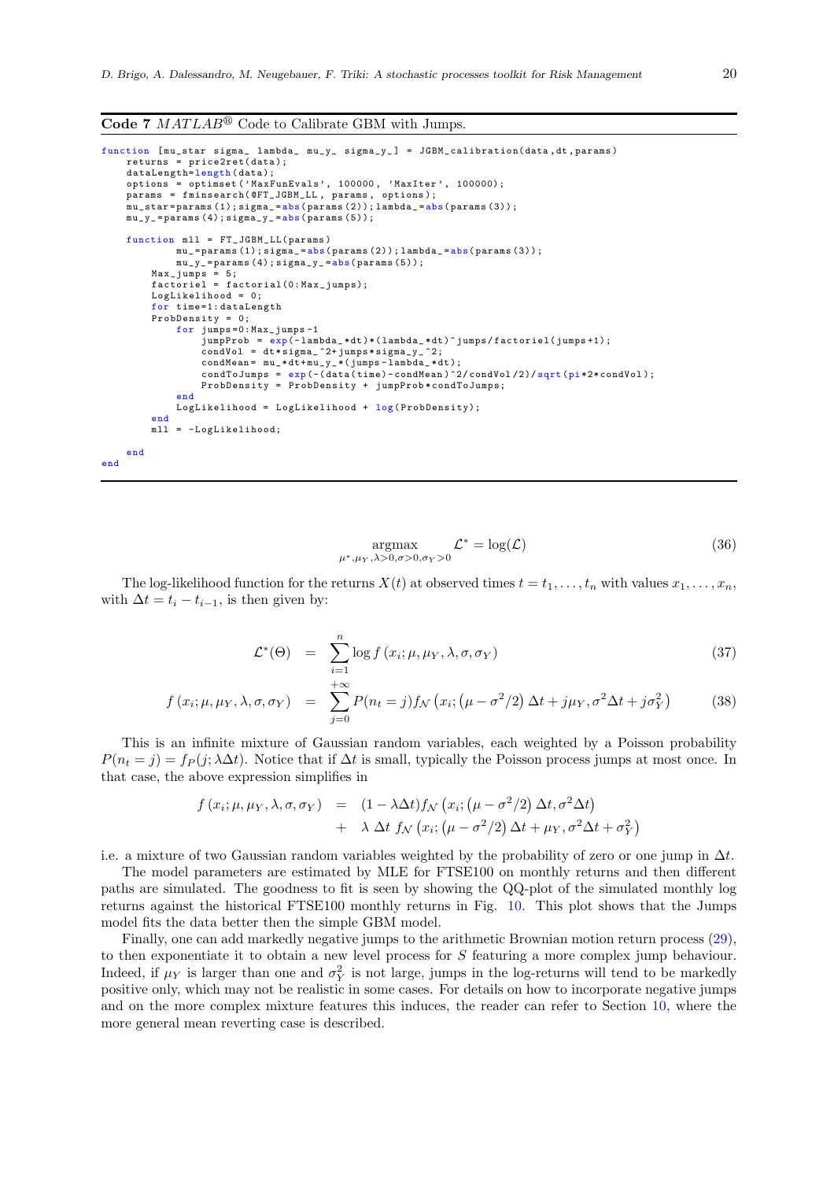**Code 7** *MATLAB®* Code to Calibrate GBM with Jumps.

```
function [mu_star sigma_ lambda_ mu_y_ sigma_y_] = JGBM_calibration(data,dt,params)
    returns = price2ret(data);
    dataLength=length(data);
    options = optimset('MaxFunEvals', 100000, 'MaxIter', 100000);
    params = fminsearch(@FT_JGBM_LL, params, options);
    mu_star=params(1);sigma_=abs(params(2));lambda_=abs(params(3));
    mu_y_=params(4);sigma_y_=abs(params(5));

    function mll = FT_JGBM_LL(params)
            mu_=params(1);sigma_=abs(params(2));lambda_=abs(params(3));
            mu_y_=params(4);sigma_y_=abs(params(5));
        Max_jumps = 5;
        factoriel = factorial(0:Max_jumps);
        LogLikelihood = 0;
        for time=1:dataLength
        ProbDensity = 0;
            for jumps=0:Max_jumps-1
                jumpProb = exp(-lambda_*dt)*(lambda_*dt)^jumps/factoriel(jumps+1);
                condVol = dt*sigma_^2+jumps*sigma_y_^2;
                condMean= mu_*dt+mu_y_*(jumps-lambda_*dt);
                condToJumps = exp(-(data(time)-condMean)^2/condVol/2)/sqrt(pi*2*condVol);
                ProbDensity = ProbDensity + jumpProb*condToJumps;
            end
            LogLikelihood = LogLikelihood + log(ProbDensity);
        end
        mll = -LogLikelihood;

    end
end
```

$$\underset{\mu^*,\mu_Y,\lambda>0,\sigma>0,\sigma_Y>0}{\operatorname{argmax}} \quad \mathcal{L}^* = \log(\mathcal{L}) \tag{36}$$

The log-likelihood function for the returns $X(t)$ at observed times $t = t_1, \ldots, t_n$ with values $x_1, \ldots, x_n$, with $\Delta t = t_i - t_{i-1}$, is then given by:

$$\mathcal{L}^*(\Theta) = \sum_{i=1}^{n} \log f\left(x_i; \mu, \mu_Y, \lambda, \sigma, \sigma_Y\right) \tag{37}$$

$$f\left(x_i; \mu, \mu_Y, \lambda, \sigma, \sigma_Y\right) = \sum_{j=0}^{+\infty} P(n_t = j) f_{\mathcal{N}}\left(x_i; \left(\mu - \sigma^2/2\right)\Delta t + j\mu_Y, \sigma^2 \Delta t + j\sigma_Y^2\right) \tag{38}$$

This is an infinite mixture of Gaussian random variables, each weighted by a Poisson probability $P(n_t = j) = f_P(j; \lambda\Delta t)$. Notice that if $\Delta t$ is small, typically the Poisson process jumps at most once. In that case, the above expression simplifies in

$$\begin{aligned} f\left(x_i; \mu, \mu_Y, \lambda, \sigma, \sigma_Y\right) &= (1 - \lambda\Delta t) f_{\mathcal{N}}\left(x_i; \left(\mu - \sigma^2/2\right)\Delta t, \sigma^2 \Delta t\right) \\ &+ \lambda \, \Delta t \, f_{\mathcal{N}}\left(x_i; \left(\mu - \sigma^2/2\right)\Delta t + \mu_Y, \sigma^2 \Delta t + \sigma_Y^2\right) \end{aligned}$$

i.e. a mixture of two Gaussian random variables weighted by the probability of zero or one jump in $\Delta t$.

The model parameters are estimated by MLE for FTSE100 on monthly returns and then different paths are simulated. The goodness to fit is seen by showing the QQ-plot of the simulated monthly log returns against the historical FTSE100 monthly returns in Fig. 10. This plot shows that the Jumps model fits the data better then the simple GBM model.

Finally, one can add markedly negative jumps to the arithmetic Brownian motion return process (29), to then exponentiate it to obtain a new level process for $S$ featuring a more complex jump behaviour. Indeed, if $\mu_Y$ is larger than one and $\sigma_Y^2$ is not large, jumps in the log-returns will tend to be markedly positive only, which may not be realistic in some cases. For details on how to incorporate negative jumps and on the more complex mixture features this induces, the reader can refer to Section 10, where the more general mean reverting case is described.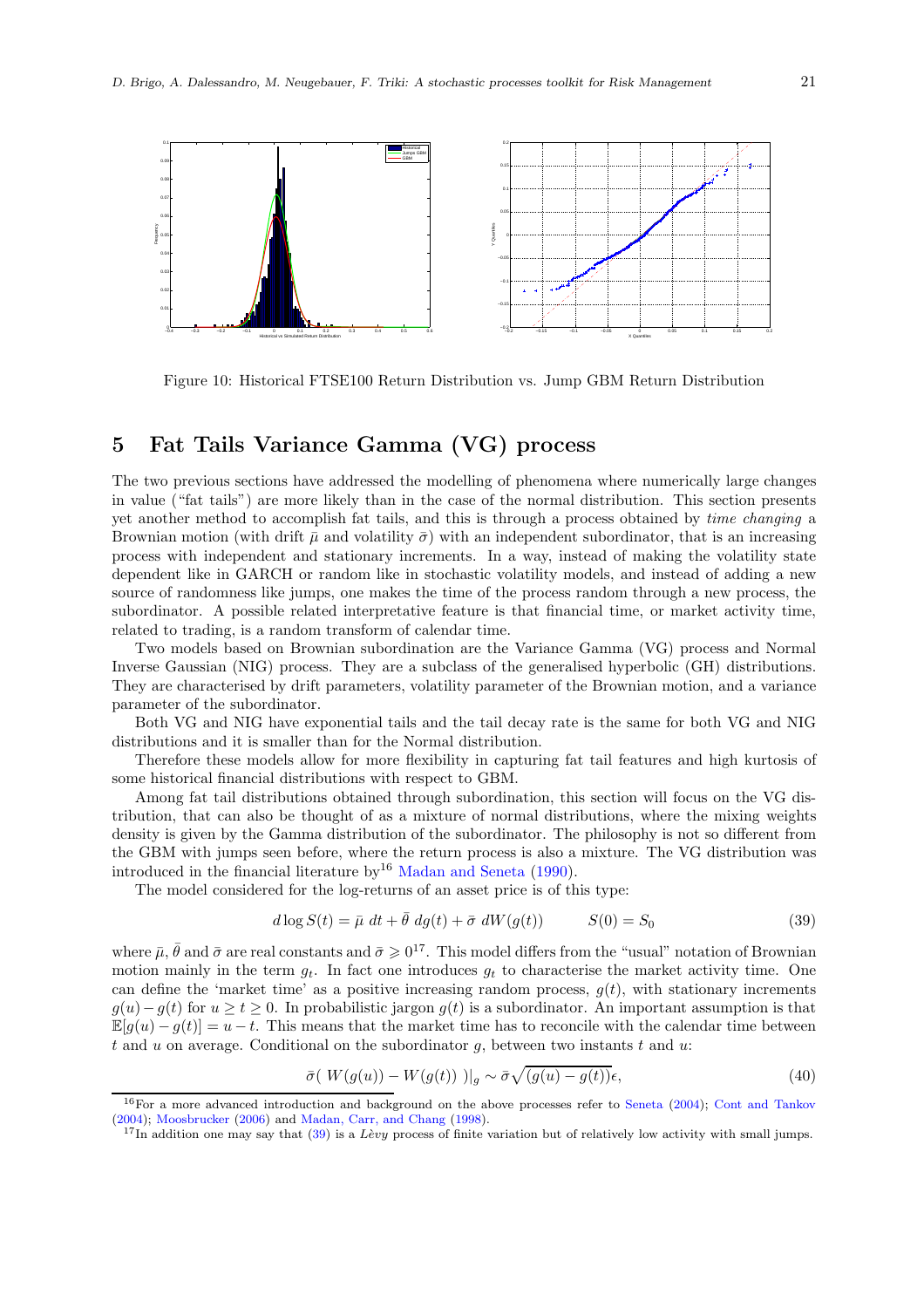Historical
Jumps GBM
GBM

Frequency

Historical vs Simulated Return Distribution

Y Quantiles

X Quantiles

Figure 10: Historical FTSE100 Return Distribution vs. Jump GBM Return Distribution

# 5 Fat Tails Variance Gamma (VG) process

The two previous sections have addressed the modelling of phenomena where numerically large changes in value ("fat tails") are more likely than in the case of the normal distribution. This section presents yet another method to accomplish fat tails, and this is through a process obtained by *time changing* a Brownian motion (with drift $\bar{\mu}$ and volatility $\bar{\sigma}$) with an independent subordinator, that is an increasing process with independent and stationary increments. In a way, instead of making the volatility state dependent like in GARCH or random like in stochastic volatility models, and instead of adding a new source of randomness like jumps, one makes the time of the process random through a new process, the subordinator. A possible related interpretative feature is that financial time, or market activity time, related to trading, is a random transform of calendar time.

Two models based on Brownian subordination are the Variance Gamma (VG) process and Normal Inverse Gaussian (NIG) process. They are a subclass of the generalised hyperbolic (GH) distributions. They are characterised by drift parameters, volatility parameter of the Brownian motion, and a variance parameter of the subordinator.

Both VG and NIG have exponential tails and the tail decay rate is the same for both VG and NIG distributions and it is smaller than for the Normal distribution.

Therefore these models allow for more flexibility in capturing fat tail features and high kurtosis of some historical financial distributions with respect to GBM.

Among fat tail distributions obtained through subordination, this section will focus on the VG distribution, that can also be thought of as a mixture of normal distributions, where the mixing weights density is given by the Gamma distribution of the subordinator. The philosophy is not so different from the GBM with jumps seen before, where the return process is also a mixture. The VG distribution was introduced in the financial literature by[16] Madan and Seneta (1990).

The model considered for the log-returns of an asset price is of this type:

$$d \log S(t) = \bar{\mu}\ dt + \bar{\theta}\ dg(t) + \bar{\sigma}\ dW(g(t)) \qquad S(0) = S_0 \tag{39}$$

where $\bar{\mu}$, $\bar{\theta}$ and $\bar{\sigma}$ are real constants and $\bar{\sigma} \geqslant 0$[17]. This model differs from the "usual" notation of Brownian motion mainly in the term $g_t$. In fact one introduces $g_t$ to characterise the market activity time. One can define the 'market time' as a positive increasing random process, $g(t)$, with stationary increments $g(u) - g(t)$ for $u \geq t \geq 0$. In probabilistic jargon $g(t)$ is a subordinator. An important assumption is that $\mathbb{E}[g(u) - g(t)] = u - t$. This means that the market time has to reconcile with the calendar time between $t$ and $u$ on average. Conditional on the subordinator $g$, between two instants $t$ and $u$:

$$\bar{\sigma}(\ W(g(u)) - W(g(t))\ )|_g \sim \bar{\sigma}\sqrt{(g(u) - g(t))}\epsilon, \tag{40}$$

[16] For a more advanced introduction and background on the above processes refer to Seneta (2004); Cont and Tankov (2004); Moosbrucker (2006) and Madan, Carr, and Chang (1998).

[17] In addition one may say that (39) is a *Lèvy* process of finite variation but of relatively low activity with small jumps.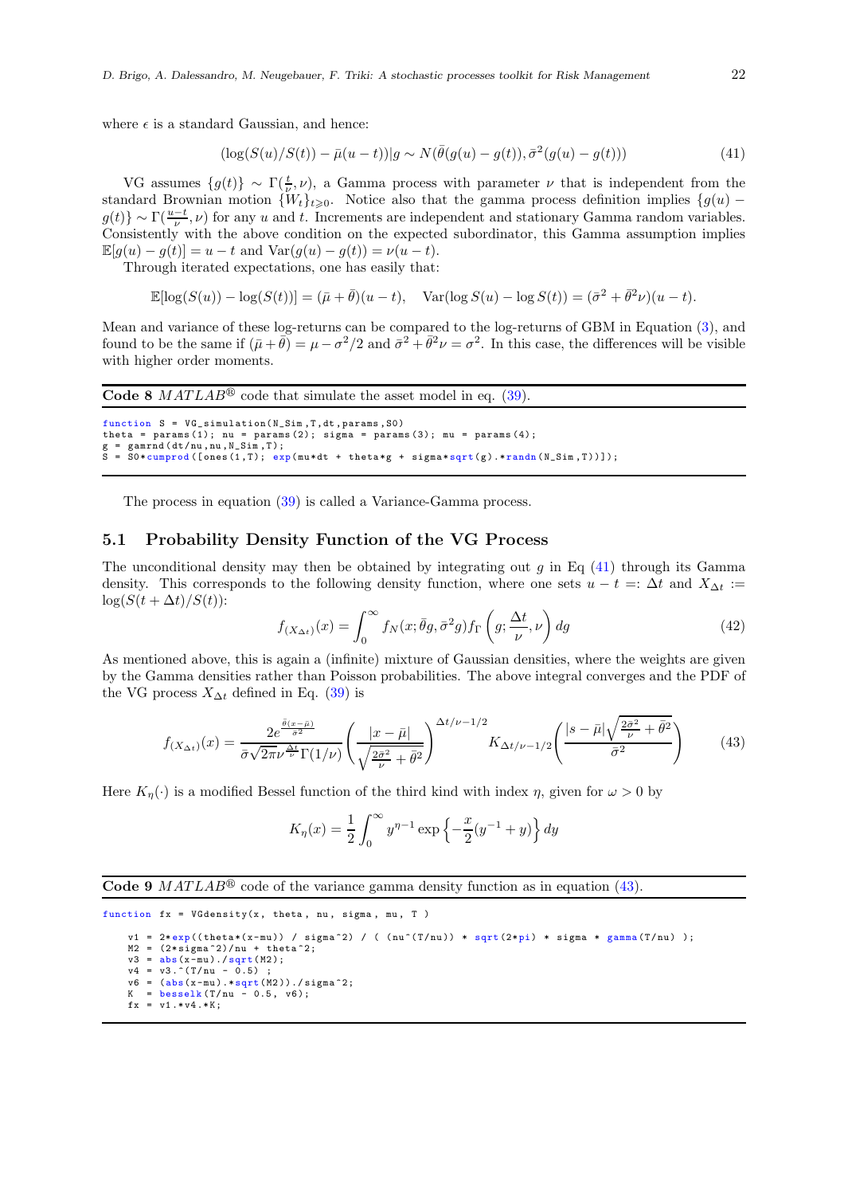where $\epsilon$ is a standard Gaussian, and hence:

$$(\log(S(u)/S(t)) - \bar{\mu}(u-t))|g \sim N(\bar{\theta}(g(u)-g(t)), \bar{\sigma}^2(g(u)-g(t))) \tag{41}$$

VG assumes $\{g(t)\} \sim \Gamma(\frac{t}{\nu}, \nu)$, a Gamma process with parameter $\nu$ that is independent from the standard Brownian motion $\{W_t\}_{t\geqslant 0}$. Notice also that the gamma process definition implies $\{g(u) - g(t)\} \sim \Gamma(\frac{u-t}{\nu}, \nu)$ for any $u$ and $t$. Increments are independent and stationary Gamma random variables. Consistently with the above condition on the expected subordinator, this Gamma assumption implies $\mathbb{E}[g(u) - g(t)] = u - t$ and $\text{Var}(g(u) - g(t)) = \nu(u-t)$.

Through iterated expectations, one has easily that:

$$\mathbb{E}[\log(S(u)) - \log(S(t))] = (\bar{\mu} + \bar{\theta})(u-t), \quad \text{Var}(\log S(u) - \log S(t)) = (\bar{\sigma}^2 + \bar{\theta}^2\nu)(u-t).$$

Mean and variance of these log-returns can be compared to the log-returns of GBM in Equation (3), and found to be the same if $(\bar{\mu} + \bar{\theta}) = \mu - \sigma^2/2$ and $\bar{\sigma}^2 + \bar{\theta}^2\nu = \sigma^2$. In this case, the differences will be visible with higher order moments.

**Code 8** *MATLAB*® code that simulate the asset model in eq. (39).

```
function S = VG_simulation(N_Sim,T,dt,params,S0)
theta = params(1); nu = params(2); sigma = params(3); mu = params(4);
g = gamrnd(dt/nu,nu,N_Sim,T);
S = S0*cumprod([ones(1,T); exp(mu*dt + theta*g + sigma*sqrt(g).*randn(N_Sim,T))]);
```

The process in equation (39) is called a Variance-Gamma process.

## 5.1 Probability Density Function of the VG Process

The unconditional density may then be obtained by integrating out $g$ in Eq (41) through its Gamma density. This corresponds to the following density function, where one sets $u - t =: \Delta t$ and $X_{\Delta t} := \log(S(t + \Delta t)/S(t))$:

$$f_{(X_{\Delta t})}(x) = \int_0^\infty f_N(x; \bar{\theta}g, \bar{\sigma}^2 g) f_\Gamma\left(g; \frac{\Delta t}{\nu}, \nu\right) dg \tag{42}$$

As mentioned above, this is again a (infinite) mixture of Gaussian densities, where the weights are given by the Gamma densities rather than Poisson probabilities. The above integral converges and the PDF of the VG process $X_{\Delta t}$ defined in Eq. (39) is

$$f_{(X_{\Delta t})}(x) = \frac{2e^{\frac{\bar{\theta}(x-\bar{\mu})}{\bar{\sigma}^2}}}{\bar{\sigma}\sqrt{2\pi}\nu^{\frac{\Delta t}{\nu}}\Gamma(1/\nu)} \left(\frac{|x-\bar{\mu}|}{\sqrt{\frac{2\bar{\sigma}^2}{\nu} + \bar{\theta}^2}}\right)^{\Delta t/\nu - 1/2} K_{\Delta t/\nu - 1/2}\left(\frac{|s-\bar{\mu}|\sqrt{\frac{2\bar{\sigma}^2}{\nu} + \bar{\theta}^2}}{\bar{\sigma}^2}\right) \tag{43}$$

Here $K_\eta(\cdot)$ is a modified Bessel function of the third kind with index $\eta$, given for $\omega > 0$ by

$$K_\eta(x) = \frac{1}{2}\int_0^\infty y^{\eta-1} \exp\left\{-\frac{x}{2}(y^{-1} + y)\right\} dy$$

**Code 9** *MATLAB*® code of the variance gamma density function as in equation (43).

```
function fx = VGdensity(x, theta, nu, sigma, mu, T )

    v1 = 2*exp((theta*(x-mu)) / sigma^2) / ( (nu^(T/nu)) * sqrt(2*pi) * sigma * gamma(T/nu) );
    M2 = (2*sigma^2)/nu + theta^2;
    v3 = abs(x-mu)./sqrt(M2);
    v4 = v3.^(T/nu - 0.5) ;
    v6 = (abs(x-mu).*sqrt(M2))./sigma^2;
    K  = besselk(T/nu - 0.5, v6);
    fx = v1.*v4.*K;
```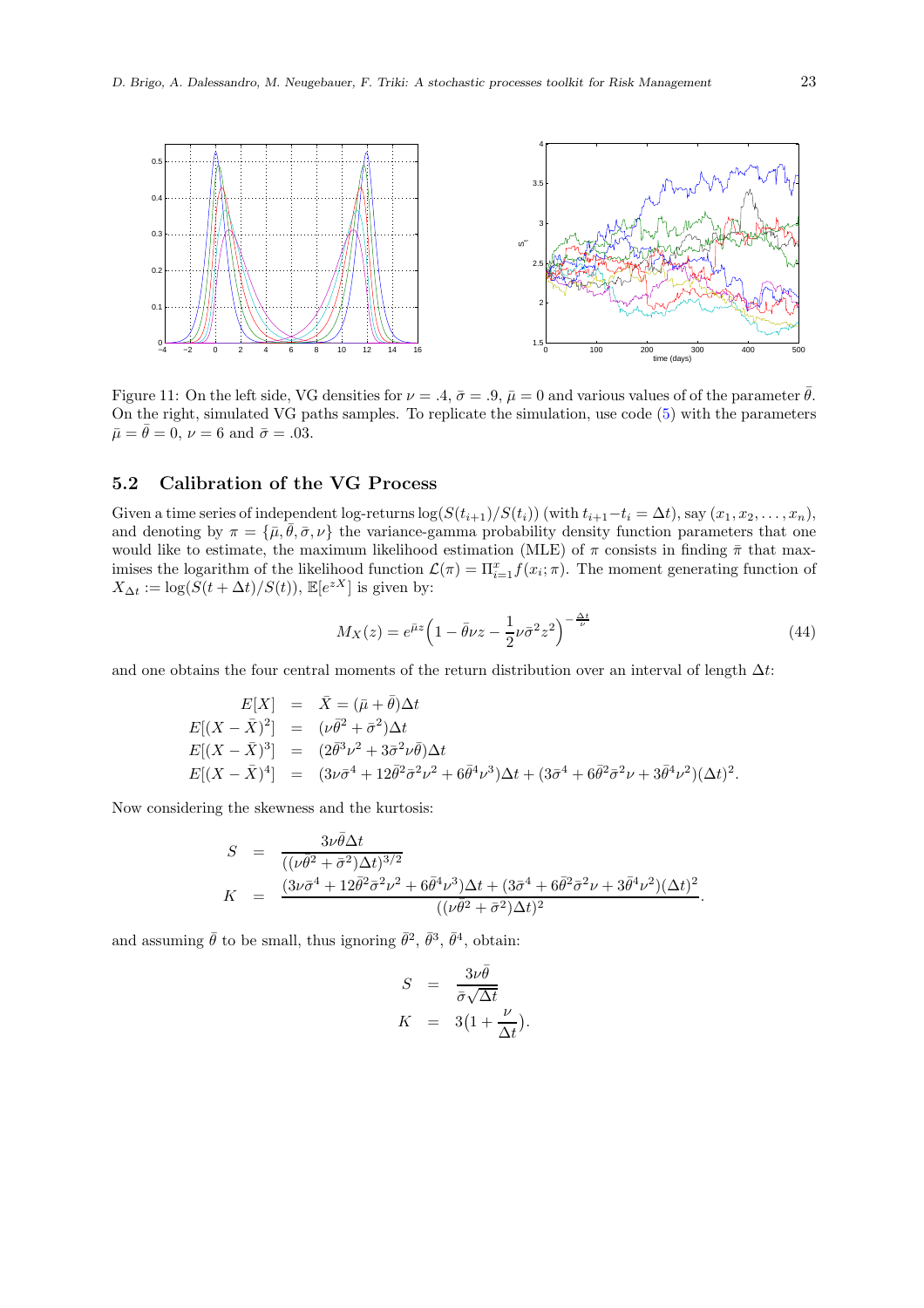Figure 11: On the left side, VG densities for $\nu = .4$, $\bar{\sigma} = .9$, $\bar{\mu} = 0$ and various values of of the parameter $\bar{\theta}$. On the right, simulated VG paths samples. To replicate the simulation, use code (5) with the parameters $\bar{\mu} = \bar{\theta} = 0$, $\nu = 6$ and $\bar{\sigma} = .03$.

## 5.2 Calibration of the VG Process

Given a time series of independent log-returns $\log(S(t_{i+1})/S(t_i))$ (with $t_{i+1} - t_i = \Delta t$), say $(x_1, x_2, \ldots, x_n)$, and denoting by $\pi = \{\bar{\mu}, \bar{\theta}, \bar{\sigma}, \nu\}$ the variance-gamma probability density function parameters that one would like to estimate, the maximum likelihood estimation (MLE) of $\pi$ consists in finding $\bar{\pi}$ that maximises the logarithm of the likelihood function $\mathcal{L}(\pi) = \Pi_{i=1}^{x} f(x_i; \pi)$. The moment generating function of $X_{\Delta t} := \log(S(t + \Delta t)/S(t))$, $\mathbb{E}[e^{zX}]$ is given by:

$$M_X(z) = e^{\bar{\mu} z}\Big(1 - \bar{\theta}\nu z - \frac{1}{2}\nu\bar{\sigma}^2 z^2\Big)^{-\frac{\Delta t}{\nu}} \tag{44}$$

and one obtains the four central moments of the return distribution over an interval of length $\Delta t$:

$$\begin{aligned}
E[X] &= \bar{X} = (\bar{\mu} + \bar{\theta})\Delta t \\
E[(X - \bar{X})^2] &= (\nu\bar{\theta}^2 + \bar{\sigma}^2)\Delta t \\
E[(X - \bar{X})^3] &= (2\bar{\theta}^3\nu^2 + 3\bar{\sigma}^2\nu\bar{\theta})\Delta t \\
E[(X - \bar{X})^4] &= (3\nu\bar{\sigma}^4 + 12\bar{\theta}^2\bar{\sigma}^2\nu^2 + 6\bar{\theta}^4\nu^3)\Delta t + (3\bar{\sigma}^4 + 6\bar{\theta}^2\bar{\sigma}^2\nu + 3\bar{\theta}^4\nu^2)(\Delta t)^2.
\end{aligned}$$

Now considering the skewness and the kurtosis:

$$\begin{aligned}
S &= \frac{3\nu\bar{\theta}\Delta t}{((\nu\bar{\theta}^2 + \bar{\sigma}^2)\Delta t)^{3/2}} \\
K &= \frac{(3\nu\bar{\sigma}^4 + 12\bar{\theta}^2\bar{\sigma}^2\nu^2 + 6\bar{\theta}^4\nu^3)\Delta t + (3\bar{\sigma}^4 + 6\bar{\theta}^2\bar{\sigma}^2\nu + 3\bar{\theta}^4\nu^2)(\Delta t)^2}{((\nu\bar{\theta}^2 + \bar{\sigma}^2)\Delta t)^2}.
\end{aligned}$$

and assuming $\bar{\theta}$ to be small, thus ignoring $\bar{\theta}^2$, $\bar{\theta}^3$, $\bar{\theta}^4$, obtain:

$$\begin{aligned}
S &= \frac{3\nu\bar{\theta}}{\bar{\sigma}\sqrt{\Delta t}} \\
K &= 3\big(1 + \frac{\nu}{\Delta t}\big).
\end{aligned}$$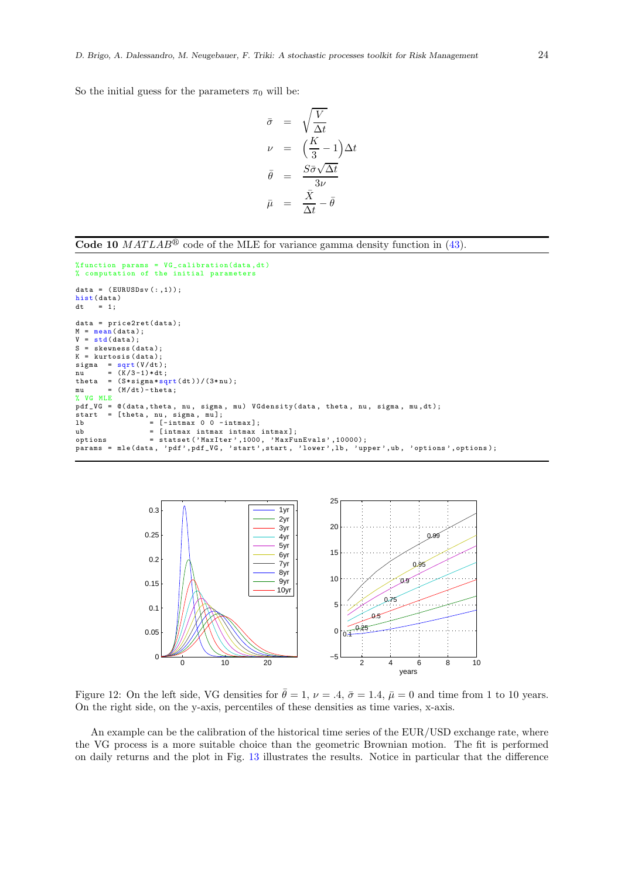So the initial guess for the parameters $\pi_0$ will be:

$$
\begin{aligned}
\bar{\sigma} &= \sqrt{\frac{V}{\Delta t}} \\
\nu &= \left(\frac{K}{3} - 1\right)\Delta t \\
\bar{\theta} &= \frac{S\bar{\sigma}\sqrt{\Delta t}}{3\nu} \\
\bar{\mu} &= \frac{\bar{X}}{\Delta t} - \bar{\theta}
\end{aligned}
$$

**Code 10** *MATLAB*® code of the MLE for variance gamma density function in (43).

```
%function params = VG_calibration(data,dt)
% computation of the initial parameters

data = (EURUSDsv(:,1));
hist(data)
dt    = 1;

data = price2ret(data);
M = mean(data);
V = std(data);
S = skewness(data);
K = kurtosis(data);
sigma   = sqrt(V/dt);
nu      = (K/3-1)*dt;
theta   = (S*sigma*sqrt(dt))/(3*nu);
mu      = (M/dt)-theta;
% VG MLE
pdf_VG = @(data,theta, nu, sigma, mu) VGdensity(data, theta, nu, sigma, mu,dt);
start  = [theta, nu, sigma, mu];
lb              = [-intmax 0 0 -intmax];
ub              = [intmax intmax intmax intmax];
options         = statset('MaxIter',1000, 'MaxFunEvals',10000);
params = mle(data, 'pdf',pdf_VG, 'start',start, 'lower',lb, 'upper',ub, 'options',options);
```

Figure 12: On the left side, VG densities for $\bar{\theta} = 1$, $\nu = .4$, $\bar{\sigma} = 1.4$, $\bar{\mu} = 0$ and time from 1 to 10 years. On the right side, on the y-axis, percentiles of these densities as time varies, x-axis.

An example can be the calibration of the historical time series of the EUR/USD exchange rate, where the VG process is a more suitable choice than the geometric Brownian motion. The fit is performed on daily returns and the plot in Fig. 13 illustrates the results. Notice in particular that the difference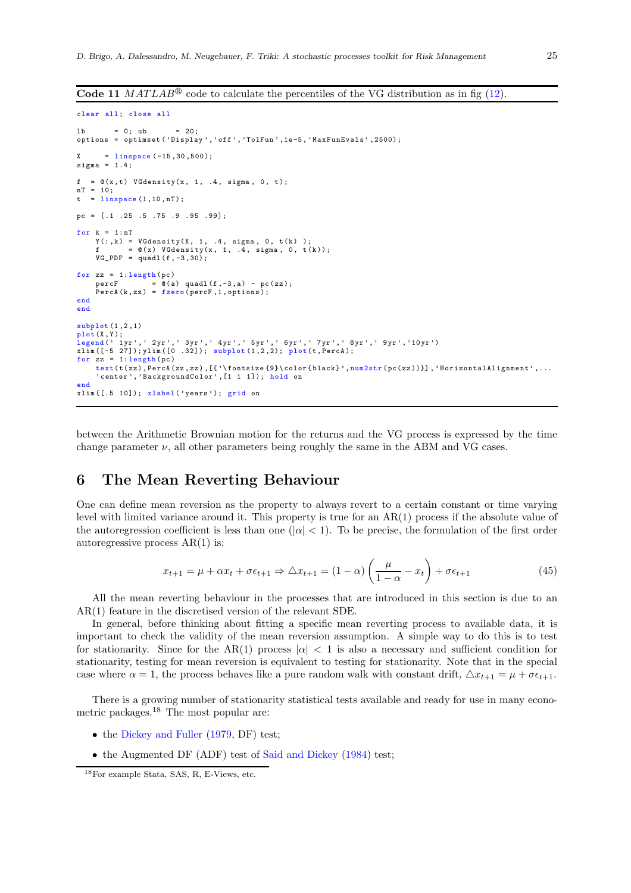**Code 11** *MATLAB*® code to calculate the percentiles of the VG distribution as in fig (12).

```
clear all; close all

lb      = 0; ub      = 20;
options = optimset('Display','off','TolFun',1e-5,'MaxFunEvals',2500);

X     = linspace(-15,30,500);
sigma = 1.4;

f  = @(x,t) VGdensity(x, 1, .4, sigma, 0, t);
nT = 10;
t  = linspace(1,10,nT);

pc = [.1 .25 .5 .75 .9 .95 .99];

for k = 1:nT
    Y(:,k) = VGdensity(X, 1, .4, sigma, 0, t(k) );
    f      = @(x) VGdensity(x, 1, .4, sigma, 0, t(k));
    VG_PDF = quadl(f,-3,30);

for zz = 1:length(pc)
    percF       = @(a) quadl(f,-3,a) - pc(zz);
    PercA(k,zz) = fzero(percF,1,options);
end
end

subplot(1,2,1)
plot(X,Y);
legend(' 1yr',' 2yr',' 3yr',' 4yr',' 5yr',' 6yr',' 7yr',' 8yr',' 9yr','10yr')
xlim([-5 27]);ylim([0 .32]); subplot(1,2,2); plot(t,PercA);
for zz = 1:length(pc)
    text(t(zz),PercA(zz,zz),[{'\fontsize{9}\color{black}',num2str(pc(zz))}],'HorizontalAlignment',...
    'center','BackgroundColor',[1 1 1]); hold on
end
xlim([.5 10]); xlabel('years'); grid on
```

between the Arithmetic Brownian motion for the returns and the VG process is expressed by the time change parameter $\nu$, all other parameters being roughly the same in the ABM and VG cases.

## 6 The Mean Reverting Behaviour

One can define mean reversion as the property to always revert to a certain constant or time varying level with limited variance around it. This property is true for an AR(1) process if the absolute value of the autoregression coefficient is less than one ($|\alpha| < 1$). To be precise, the formulation of the first order autoregressive process AR(1) is:

$$x_{t+1} = \mu + \alpha x_t + \sigma \epsilon_{t+1} \Rightarrow \triangle x_{t+1} = (1-\alpha)\left(\frac{\mu}{1-\alpha} - x_t\right) + \sigma \epsilon_{t+1} \tag{45}$$

All the mean reverting behaviour in the processes that are introduced in this section is due to an AR(1) feature in the discretised version of the relevant SDE.

In general, before thinking about fitting a specific mean reverting process to available data, it is important to check the validity of the mean reversion assumption. A simple way to do this is to test for stationarity. Since for the AR(1) process $|\alpha| < 1$ is also a necessary and sufficient condition for stationarity, testing for mean reversion is equivalent to testing for stationarity. Note that in the special case where $\alpha = 1$, the process behaves like a pure random walk with constant drift, $\triangle x_{t+1} = \mu + \sigma \epsilon_{t+1}$.

There is a growing number of stationarity statistical tests available and ready for use in many econometric packages.[18] The most popular are:

- the Dickey and Fuller (1979, DF) test;
- the Augmented DF (ADF) test of Said and Dickey (1984) test;

[18] For example Stata, SAS, R, E-Views, etc.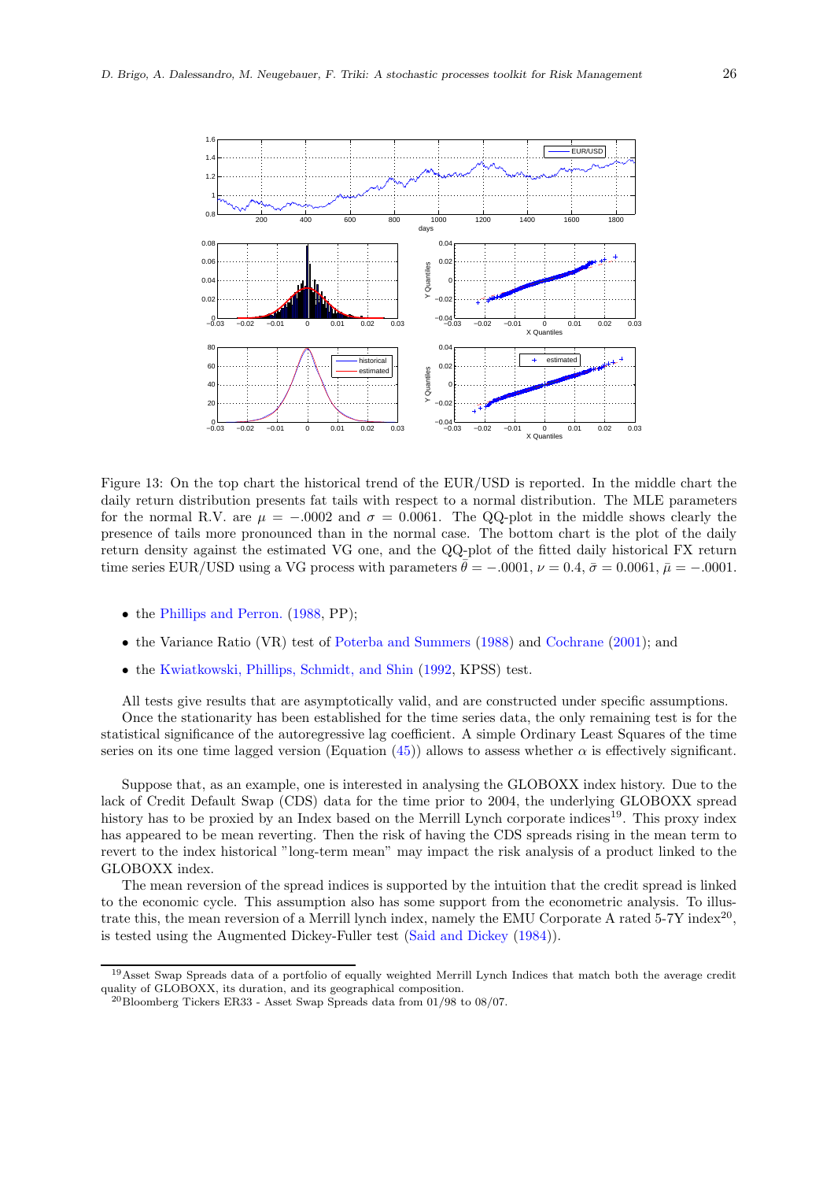Figure 13: On the top chart the historical trend of the EUR/USD is reported. In the middle chart the daily return distribution presents fat tails with respect to a normal distribution. The MLE parameters for the normal R.V. are $\mu = -.0002$ and $\sigma = 0.0061$. The QQ-plot in the middle shows clearly the presence of tails more pronounced than in the normal case. The bottom chart is the plot of the daily return density against the estimated VG one, and the QQ-plot of the fitted daily historical FX return time series EUR/USD using a VG process with parameters $\bar{\theta} = -.0001$, $\nu = 0.4$, $\bar{\sigma} = 0.0061$, $\bar{\mu} = -.0001$.

- the Phillips and Perron. (1988, PP);
- the Variance Ratio (VR) test of Poterba and Summers (1988) and Cochrane (2001); and
- the Kwiatkowski, Phillips, Schmidt, and Shin (1992, KPSS) test.

All tests give results that are asymptotically valid, and are constructed under specific assumptions.
Once the stationarity has been established for the time series data, the only remaining test is for the statistical significance of the autoregressive lag coefficient. A simple Ordinary Least Squares of the time series on its one time lagged version (Equation (45)) allows to assess whether $\alpha$ is effectively significant.

Suppose that, as an example, one is interested in analysing the GLOBOXX index history. Due to the lack of Credit Default Swap (CDS) data for the time prior to 2004, the underlying GLOBOXX spread history has to be proxied by an Index based on the Merrill Lynch corporate indices[19]. This proxy index has appeared to be mean reverting. Then the risk of having the CDS spreads rising in the mean term to revert to the index historical "long-term mean" may impact the risk analysis of a product linked to the GLOBOXX index.
The mean reversion of the spread indices is supported by the intuition that the credit spread is linked to the economic cycle. This assumption also has some support from the econometric analysis. To illustrate this, the mean reversion of a Merrill lynch index, namely the EMU Corporate A rated 5-7Y index[20], is tested using the Augmented Dickey-Fuller test (Said and Dickey (1984)).

[19] Asset Swap Spreads data of a portfolio of equally weighted Merrill Lynch Indices that match both the average credit quality of GLOBOXX, its duration, and its geographical composition.
[20] Bloomberg Tickers ER33 - Asset Swap Spreads data from 01/98 to 08/07.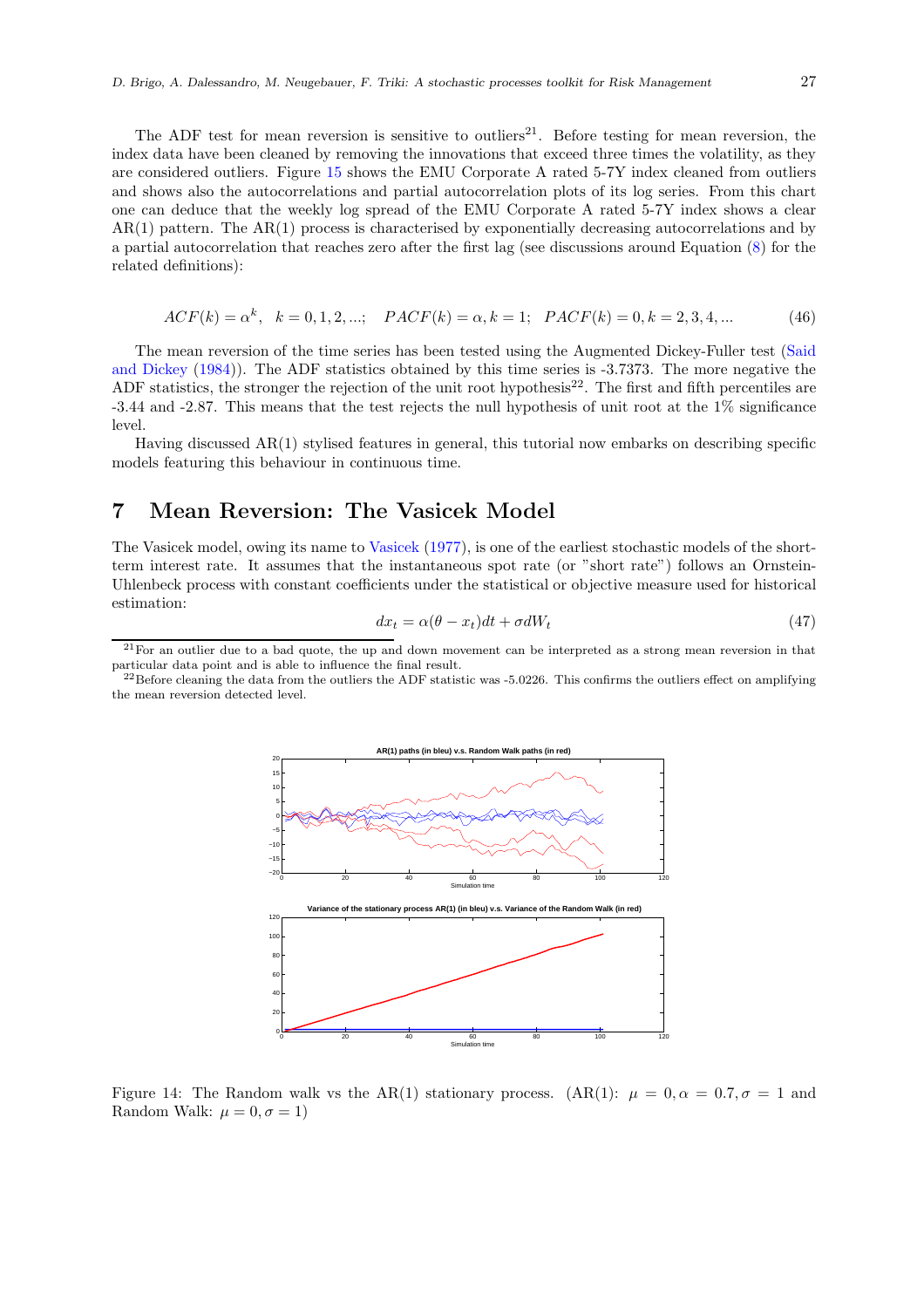The ADF test for mean reversion is sensitive to outliers[21]. Before testing for mean reversion, the index data have been cleaned by removing the innovations that exceed three times the volatility, as they are considered outliers. Figure 15 shows the EMU Corporate A rated 5-7Y index cleaned from outliers and shows also the autocorrelations and partial autocorrelation plots of its log series. From this chart one can deduce that the weekly log spread of the EMU Corporate A rated 5-7Y index shows a clear AR(1) pattern. The AR(1) process is characterised by exponentially decreasing autocorrelations and by a partial autocorrelation that reaches zero after the first lag (see discussions around Equation (8) for the related definitions):

$$ACF(k) = \alpha^k, \quad k = 0, 1, 2, ...; \quad PACF(k) = \alpha, k = 1; \quad PACF(k) = 0, k = 2, 3, 4, ... \tag{46}$$

The mean reversion of the time series has been tested using the Augmented Dickey-Fuller test (Said and Dickey (1984)). The ADF statistics obtained by this time series is -3.7373. The more negative the ADF statistics, the stronger the rejection of the unit root hypothesis[22]. The first and fifth percentiles are -3.44 and -2.87. This means that the test rejects the null hypothesis of unit root at the 1% significance level.

Having discussed AR(1) stylised features in general, this tutorial now embarks on describing specific models featuring this behaviour in continuous time.

# 7 Mean Reversion: The Vasicek Model

The Vasicek model, owing its name to Vasicek (1977), is one of the earliest stochastic models of the short-term interest rate. It assumes that the instantaneous spot rate (or "short rate") follows an Ornstein-Uhlenbeck process with constant coefficients under the statistical or objective measure used for historical estimation:

$$dx_t = \alpha(\theta - x_t)dt + \sigma dW_t \tag{47}$$

[21] For an outlier due to a bad quote, the up and down movement can be interpreted as a strong mean reversion in that particular data point and is able to influence the final result.

[22] Before cleaning the data from the outliers the ADF statistic was -5.0226. This confirms the outliers effect on amplifying the mean reversion detected level.

Figure 14: The Random walk vs the AR(1) stationary process. (AR(1): $\mu = 0, \alpha = 0.7, \sigma = 1$ and Random Walk: $\mu = 0, \sigma = 1$)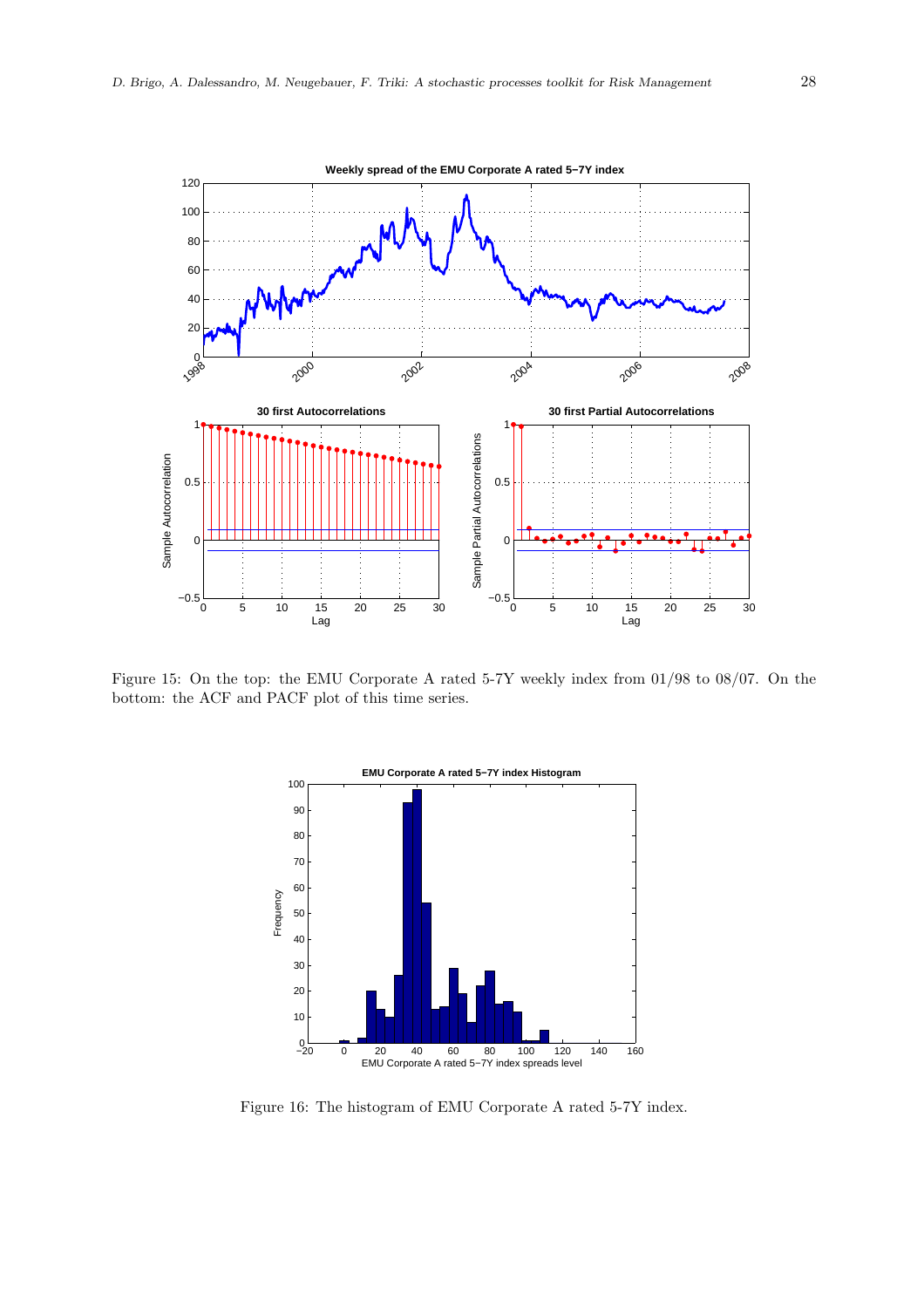Figure 15: On the top: the EMU Corporate A rated 5-7Y weekly index from 01/98 to 08/07. On the bottom: the ACF and PACF plot of this time series.

Figure 16: The histogram of EMU Corporate A rated 5-7Y index.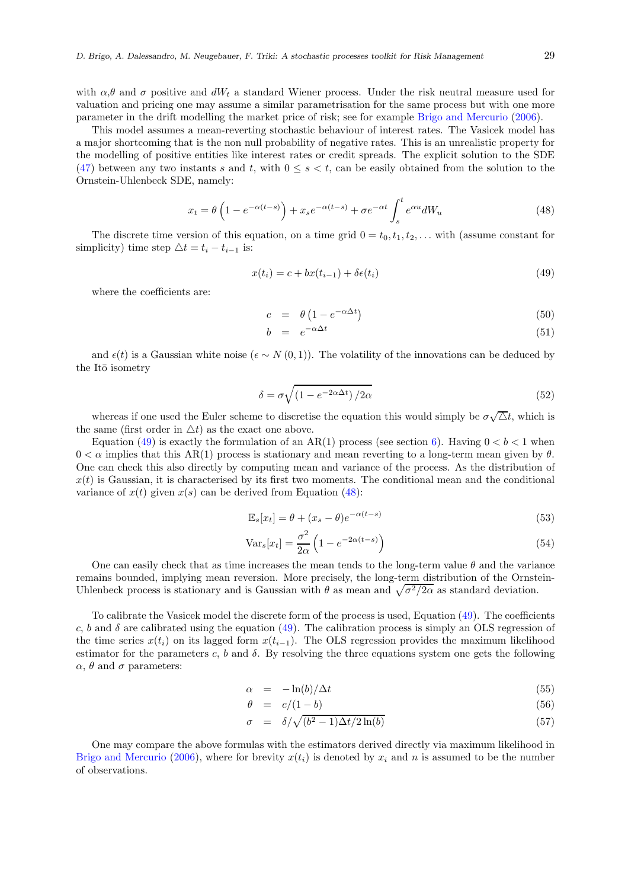with $\alpha$,$\theta$ and $\sigma$ positive and $dW_t$ a standard Wiener process. Under the risk neutral measure used for valuation and pricing one may assume a similar parametrisation for the same process but with one more parameter in the drift modelling the market price of risk; see for example Brigo and Mercurio (2006).

This model assumes a mean-reverting stochastic behaviour of interest rates. The Vasicek model has a major shortcoming that is the non null probability of negative rates. This is an unrealistic property for the modelling of positive entities like interest rates or credit spreads. The explicit solution to the SDE (47) between any two instants $s$ and $t$, with $0 \le s < t$, can be easily obtained from the solution to the Ornstein-Uhlenbeck SDE, namely:

$$x_t = \theta\left(1 - e^{-\alpha(t-s)}\right) + x_s e^{-\alpha(t-s)} + \sigma e^{-\alpha t}\int_s^t e^{\alpha u} dW_u \tag{48}$$

The discrete time version of this equation, on a time grid $0 = t_0, t_1, t_2, \ldots$ with (assume constant for simplicity) time step $\triangle t = t_i - t_{i-1}$ is:

$$x(t_i) = c + b x(t_{i-1}) + \delta\epsilon(t_i) \tag{49}$$

where the coefficients are:

$$c = \theta\left(1 - e^{-\alpha\Delta t}\right) \tag{50}$$

$$b = e^{-\alpha\Delta t} \tag{51}$$

and $\epsilon(t)$ is a Gaussian white noise ($\epsilon \sim N(0,1)$). The volatility of the innovations can be deduced by the Itō isometry

$$\delta = \sigma\sqrt{\left(1 - e^{-2\alpha\Delta t}\right)/2\alpha} \tag{52}$$

whereas if one used the Euler scheme to discretise the equation this would simply be $\sigma\sqrt{\triangle t}$, which is the same (first order in $\triangle t$) as the exact one above.

Equation (49) is exactly the formulation of an AR(1) process (see section 6). Having $0 < b < 1$ when $0 < \alpha$ implies that this AR(1) process is stationary and mean reverting to a long-term mean given by $\theta$. One can check this also directly by computing mean and variance of the process. As the distribution of $x(t)$ is Gaussian, it is characterised by its first two moments. The conditional mean and the conditional variance of $x(t)$ given $x(s)$ can be derived from Equation (48):

$$\mathbb{E}_s[x_t] = \theta + (x_s - \theta)e^{-\alpha(t-s)} \tag{53}$$

$$\mathrm{Var}_s[x_t] = \frac{\sigma^2}{2\alpha}\left(1 - e^{-2\alpha(t-s)}\right) \tag{54}$$

One can easily check that as time increases the mean tends to the long-term value $\theta$ and the variance remains bounded, implying mean reversion. More precisely, the long-term distribution of the Ornstein-Uhlenbeck process is stationary and is Gaussian with $\theta$ as mean and $\sqrt{\sigma^2/2\alpha}$ as standard deviation.

To calibrate the Vasicek model the discrete form of the process is used, Equation (49). The coefficients $c$, $b$ and $\delta$ are calibrated using the equation (49). The calibration process is simply an OLS regression of the time series $x(t_i)$ on its lagged form $x(t_{i-1})$. The OLS regression provides the maximum likelihood estimator for the parameters $c$, $b$ and $\delta$. By resolving the three equations system one gets the following $\alpha$, $\theta$ and $\sigma$ parameters:

$$\alpha = -\ln(b)/\Delta t \tag{55}$$

$$\theta = c/(1-b) \tag{56}$$

$$\sigma = \delta/\sqrt{(b^2 - 1)\Delta t/2\ln(b)} \tag{57}$$

One may compare the above formulas with the estimators derived directly via maximum likelihood in Brigo and Mercurio (2006), where for brevity $x(t_i)$ is denoted by $x_i$ and $n$ is assumed to be the number of observations.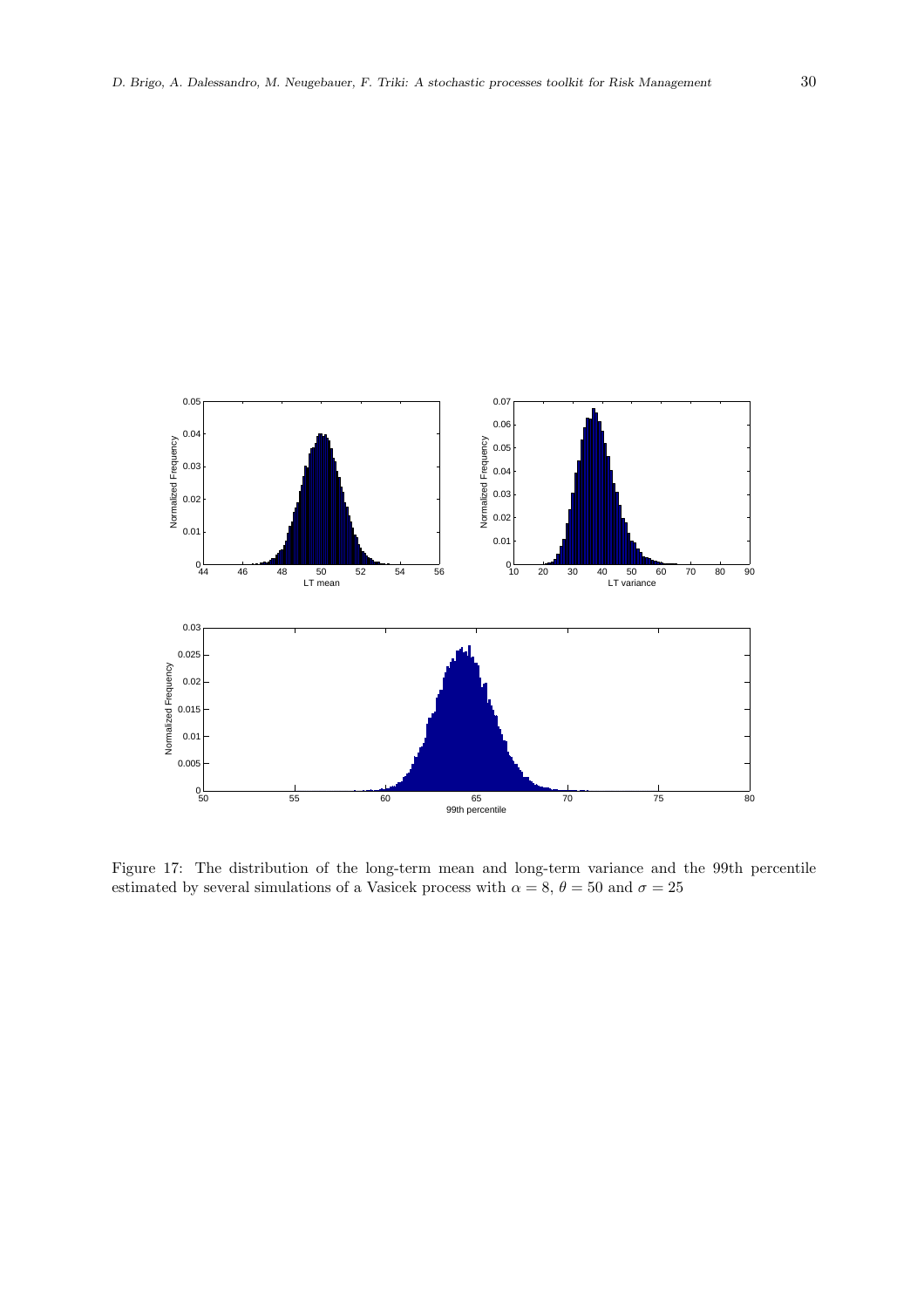Figure 17: The distribution of the long-term mean and long-term variance and the 99th percentile estimated by several simulations of a Vasicek process with $\alpha = 8$, $\theta = 50$ and $\sigma = 25$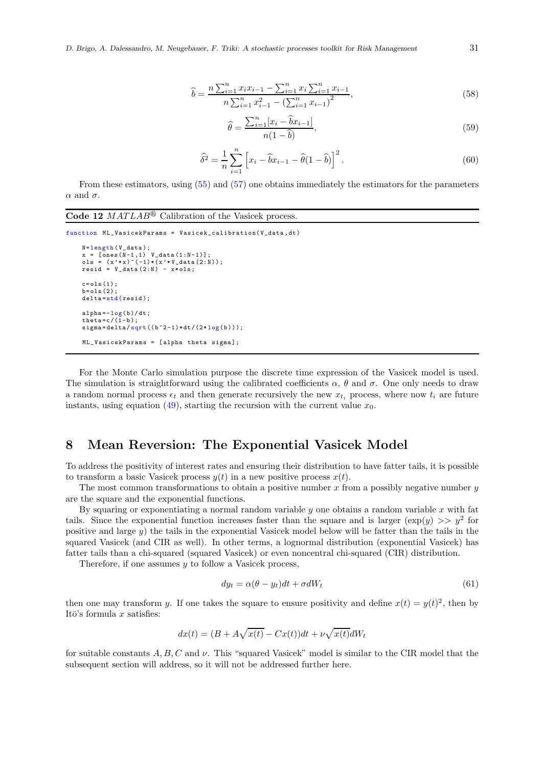$$\widehat{b} = \frac{n\sum_{i=1}^{n} x_i x_{i-1} - \sum_{i=1}^{n} x_i \sum_{i=1}^{n} x_{i-1}}{n\sum_{i=1}^{n} x_{i-1}^2 - \left(\sum_{i=1}^{n} x_{i-1}\right)^2}, \tag{58}$$

$$\widehat{\theta} = \frac{\sum_{i=1}^{n}[x_i - \widehat{b}x_{i-1}]}{n(1-\widehat{b})}, \tag{59}$$

$$\widehat{\delta}^2 = \frac{1}{n}\sum_{i=1}^{n}\left[x_i - \widehat{b}x_{i-1} - \widehat{\theta}(1-\widehat{b})\right]^2. \tag{60}$$

From these estimators, using (55) and (57) one obtains immediately the estimators for the parameters $\alpha$ and $\sigma$.

**Code 12** *MATLAB®* Calibration of the Vasicek process.

```
function ML_VasicekParams = Vasicek_calibration(V_data,dt)

    N=length(V_data);
    x = [ones(N-1,1) V_data(1:N-1)];
    ols = (x'*x)^(-1)*(x'*V_data(2:N));
    resid = V_data(2:N) - x*ols;

    c=ols(1);
    b=ols(2);
    delta=std(resid);

    alpha=-log(b)/dt;
    theta=c/(1-b);
    sigma=delta/sqrt((b^2-1)*dt/(2*log(b)));

    ML_VasicekParams = [alpha theta sigma];
```

For the Monte Carlo simulation purpose the discrete time expression of the Vasicek model is used. The simulation is straightforward using the calibrated coefficients $\alpha$, $\theta$ and $\sigma$. One only needs to draw a random normal process $\epsilon_t$ and then generate recursively the new $x_{t_i}$ process, where now $t_i$ are future instants, using equation (49), starting the recursion with the current value $x_0$.

# 8 Mean Reversion: The Exponential Vasicek Model

To address the positivity of interest rates and ensuring their distribution to have fatter tails, it is possible to transform a basic Vasicek process $y(t)$ in a new positive process $x(t)$.

The most common transformations to obtain a positive number $x$ from a possibly negative number $y$ are the square and the exponential functions.

By squaring or exponentiating a normal random variable $y$ one obtains a random variable $x$ with fat tails. Since the exponential function increases faster than the square and is larger ($\exp(y) >> y^2$ for positive and large $y$) the tails in the exponential Vasicek model below will be fatter than the tails in the squared Vasicek (and CIR as well). In other terms, a lognormal distribution (exponential Vasicek) has fatter tails than a chi-squared (squared Vasicek) or even noncentral chi-squared (CIR) distribution.

Therefore, if one assumes $y$ to follow a Vasicek process,

$$dy_t = \alpha(\theta - y_t)dt + \sigma dW_t \tag{61}$$

then one may transform $y$. If one takes the square to ensure positivity and define $x(t) = y(t)^2$, then by Itō's formula $x$ satisfies:

$$dx(t) = (B + A\sqrt{x(t)} - Cx(t))dt + \nu\sqrt{x(t)}dW_t$$

for suitable constants $A, B, C$ and $\nu$. This "squared Vasicek" model is similar to the CIR model that the subsequent section will address, so it will not be addressed further here.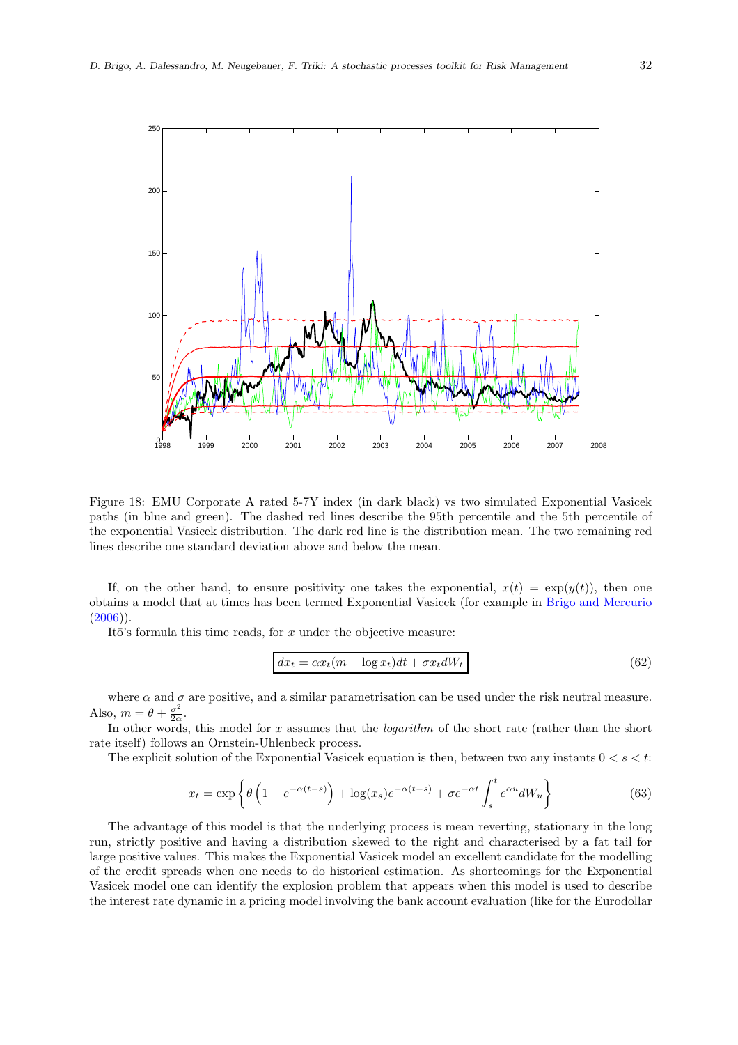Figure 18: EMU Corporate A rated 5-7Y index (in dark black) vs two simulated Exponential Vasicek paths (in blue and green). The dashed red lines describe the 95th percentile and the 5th percentile of the exponential Vasicek distribution. The dark red line is the distribution mean. The two remaining red lines describe one standard deviation above and below the mean.

If, on the other hand, to ensure positivity one takes the exponential, $x(t) = \exp(y(t))$, then one obtains a model that at times has been termed Exponential Vasicek (for example in Brigo and Mercurio (2006)).

Itō's formula this time reads, for $x$ under the objective measure:

$$\boxed{dx_t = \alpha x_t(m - \log x_t)dt + \sigma x_t dW_t} \tag{62}$$

where $\alpha$ and $\sigma$ are positive, and a similar parametrisation can be used under the risk neutral measure. Also, $m = \theta + \frac{\sigma^2}{2\alpha}$.

In other words, this model for $x$ assumes that the *logarithm* of the short rate (rather than the short rate itself) follows an Ornstein-Uhlenbeck process.

The explicit solution of the Exponential Vasicek equation is then, between two any instants $0 < s < t$:

$$x_t = \exp\left\{\theta\left(1 - e^{-\alpha(t-s)}\right) + \log(x_s)e^{-\alpha(t-s)} + \sigma e^{-\alpha t}\int_s^t e^{\alpha u} dW_u\right\} \tag{63}$$

The advantage of this model is that the underlying process is mean reverting, stationary in the long run, strictly positive and having a distribution skewed to the right and characterised by a fat tail for large positive values. This makes the Exponential Vasicek model an excellent candidate for the modelling of the credit spreads when one needs to do historical estimation. As shortcomings for the Exponential Vasicek model one can identify the explosion problem that appears when this model is used to describe the interest rate dynamic in a pricing model involving the bank account evaluation (like for the Eurodollar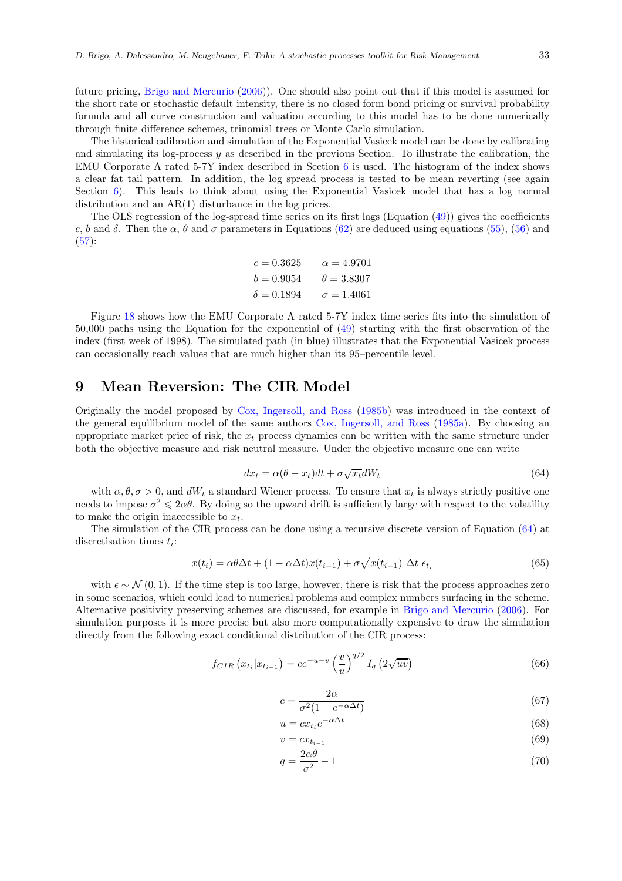future pricing, Brigo and Mercurio (2006)). One should also point out that if this model is assumed for the short rate or stochastic default intensity, there is no closed form bond pricing or survival probability formula and all curve construction and valuation according to this model has to be done numerically through finite difference schemes, trinomial trees or Monte Carlo simulation.

The historical calibration and simulation of the Exponential Vasicek model can be done by calibrating and simulating its log-process $y$ as described in the previous Section. To illustrate the calibration, the EMU Corporate A rated 5-7Y index described in Section 6 is used. The histogram of the index shows a clear fat tail pattern. In addition, the log spread process is tested to be mean reverting (see again Section 6). This leads to think about using the Exponential Vasicek model that has a log normal distribution and an AR(1) disturbance in the log prices.

The OLS regression of the log-spread time series on its first lags (Equation (49)) gives the coefficients $c$, $b$ and $\delta$. Then the $\alpha$, $\theta$ and $\sigma$ parameters in Equations (62) are deduced using equations (55), (56) and (57):

$$
\begin{aligned}
c &= 0.3625 & \alpha &= 4.9701 \\
b &= 0.9054 & \theta &= 3.8307 \\
\delta &= 0.1894 & \sigma &= 1.4061
\end{aligned}
$$

Figure 18 shows how the EMU Corporate A rated 5-7Y index time series fits into the simulation of 50,000 paths using the Equation for the exponential of (49) starting with the first observation of the index (first week of 1998). The simulated path (in blue) illustrates that the Exponential Vasicek process can occasionally reach values that are much higher than its 95–percentile level.

## 9 Mean Reversion: The CIR Model

Originally the model proposed by Cox, Ingersoll, and Ross (1985b) was introduced in the context of the general equilibrium model of the same authors Cox, Ingersoll, and Ross (1985a). By choosing an appropriate market price of risk, the $x_t$ process dynamics can be written with the same structure under both the objective measure and risk neutral measure. Under the objective measure one can write

$$
dx_t = \alpha(\theta - x_t)dt + \sigma\sqrt{x_t}dW_t \tag{64}
$$

with $\alpha, \theta, \sigma > 0$, and $dW_t$ a standard Wiener process. To ensure that $x_t$ is always strictly positive one needs to impose $\sigma^2 \leqslant 2\alpha\theta$. By doing so the upward drift is sufficiently large with respect to the volatility to make the origin inaccessible to $x_t$.

The simulation of the CIR process can be done using a recursive discrete version of Equation (64) at discretisation times $t_i$:

$$
x(t_i) = \alpha\theta\Delta t + (1 - \alpha\Delta t)x(t_{i-1}) + \sigma\sqrt{x(t_{i-1})\ \Delta t}\ \epsilon_{t_i} \tag{65}
$$

with $\epsilon \sim \mathcal{N}(0,1)$. If the time step is too large, however, there is risk that the process approaches zero in some scenarios, which could lead to numerical problems and complex numbers surfacing in the scheme. Alternative positivity preserving schemes are discussed, for example in Brigo and Mercurio (2006). For simulation purposes it is more precise but also more computationally expensive to draw the simulation directly from the following exact conditional distribution of the CIR process:

$$
f_{CIR}\left(x_{t_i}|x_{t_{i-1}}\right) = ce^{-u-v}\left(\frac{v}{u}\right)^{q/2} I_q\left(2\sqrt{uv}\right) \tag{66}
$$

$$
c = \frac{2\alpha}{\sigma^2(1 - e^{-\alpha\Delta t})} \tag{67}
$$

$$
u = cx_{t_i}e^{-\alpha\Delta t} \tag{68}
$$

$$
v = cx_{t_{i-1}} \tag{69}
$$

$$
q = \frac{2\alpha\theta}{\sigma^2} - 1 \tag{70}
$$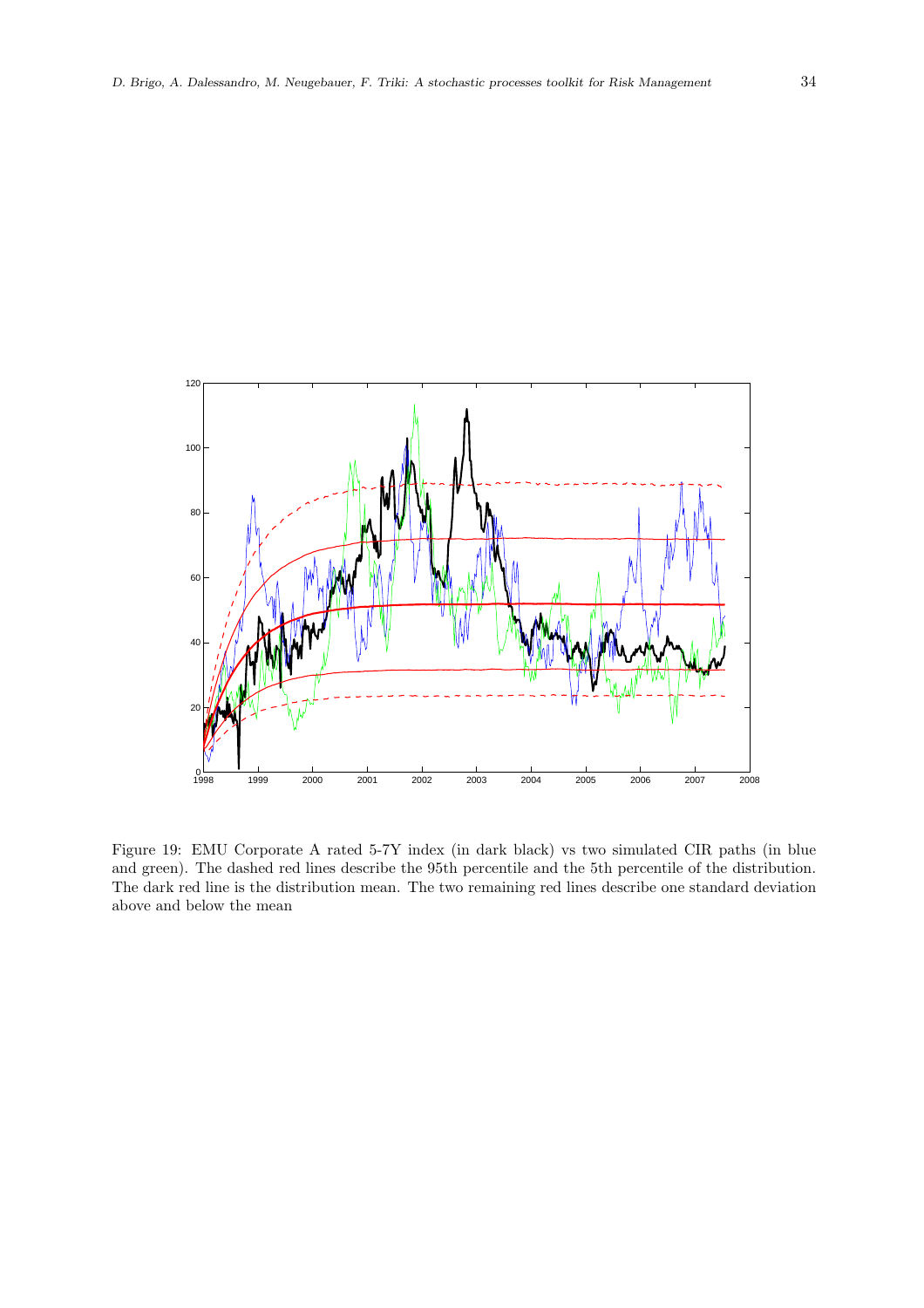Figure 19: EMU Corporate A rated 5-7Y index (in dark black) vs two simulated CIR paths (in blue and green). The dashed red lines describe the 95th percentile and the 5th percentile of the distribution. The dark red line is the distribution mean. The two remaining red lines describe one standard deviation above and below the mean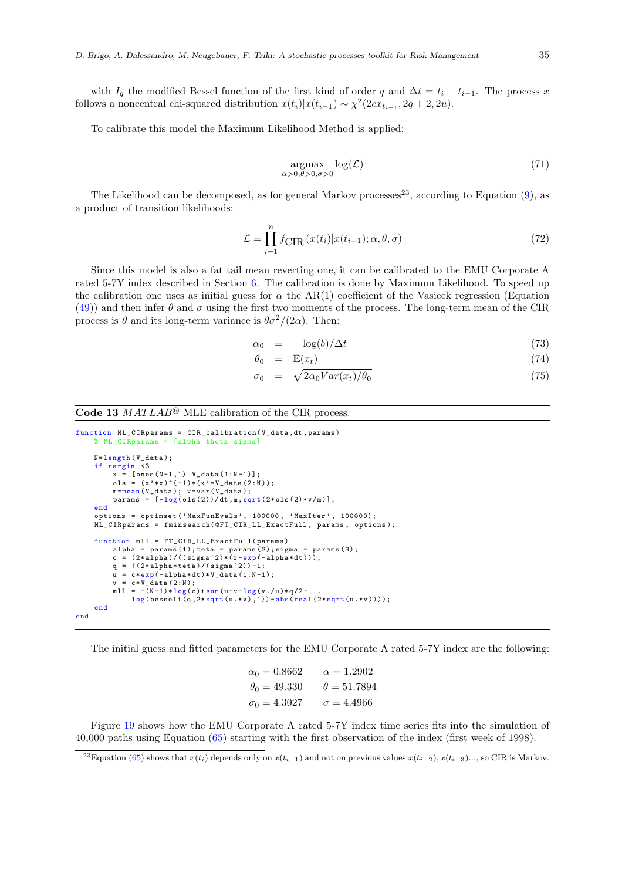with $I_q$ the modified Bessel function of the first kind of order $q$ and $\Delta t = t_i - t_{i-1}$. The process $x$ follows a noncentral chi-squared distribution $x(t_i)|x(t_{i-1}) \sim \chi^2(2cx_{t_{i-1}}, 2q+2, 2u)$.

To calibrate this model the Maximum Likelihood Method is applied:

$$\underset{\alpha>0,\theta>0,\sigma>0}{\operatorname{argmax}} \quad \log(\mathcal{L}) \tag{71}$$

The Likelihood can be decomposed, as for general Markov processes[23], according to Equation (9), as a product of transition likelihoods:

$$\mathcal{L} = \prod_{i=1}^{n} f_{\text{CIR}}\left(x(t_i)|x(t_{i-1}); \alpha, \theta, \sigma\right) \tag{72}$$

Since this model is also a fat tail mean reverting one, it can be calibrated to the EMU Corporate A rated 5-7Y index described in Section 6. The calibration is done by Maximum Likelihood. To speed up the calibration one uses as initial guess for $\alpha$ the AR(1) coefficient of the Vasicek regression (Equation (49)) and then infer $\theta$ and $\sigma$ using the first two moments of the process. The long-term mean of the CIR process is $\theta$ and its long-term variance is $\theta\sigma^2/(2\alpha)$. Then:

$$\alpha_0 = -\log(b)/\Delta t \tag{73}$$

$$\theta_0 = \mathbb{E}(x_t) \tag{74}$$

$$\sigma_0 = \sqrt{2\alpha_0 Var(x_t)/\theta_0} \tag{75}$$

**Code 13** *MATLAB®* MLE calibration of the CIR process.

```
function ML_CIRparams = CIR_calibration(V_data,dt,params)
    % ML_CIRparams = [alpha theta sigma]

    N=length(V_data);
    if nargin <3
        x = [ones(N-1,1) V_data(1:N-1)];
        ols = (x'*x)^(-1)*(x'*V_data(2:N));
        m=mean(V_data); v=var(V_data);
        params = [-log(ols(2))/dt,m,sqrt(2*ols(2)*v/m)];
    end
    options = optimset('MaxFunEvals', 100000, 'MaxIter', 100000);
    ML_CIRparams = fminsearch(@FT_CIR_LL_ExactFull, params, options);

    function mll = FT_CIR_LL_ExactFull(params)
        alpha = params(1);teta = params(2);sigma = params(3);
        c = (2*alpha)/((sigma^2)*(1-exp(-alpha*dt)));
        q = ((2*alpha*teta)/(sigma^2))-1;
        u = c*exp(-alpha*dt)*V_data(1:N-1);
        v = c*V_data(2:N);
        mll = -(N-1)*log(c)+sum(u+v-log(v./u)*q/2-...
            log(besseli(q,2*sqrt(u.*v),1))-abs(real(2*sqrt(u.*v))));
    end
end
```

The initial guess and fitted parameters for the EMU Corporate A rated 5-7Y index are the following:

$$\alpha_0 = 0.8662 \qquad \alpha = 1.2902$$
$$\theta_0 = 49.330 \qquad \theta = 51.7894$$
$$\sigma_0 = 4.3027 \qquad \sigma = 4.4966$$

Figure 19 shows how the EMU Corporate A rated 5-7Y index time series fits into the simulation of 40,000 paths using Equation (65) starting with the first observation of the index (first week of 1998).

[23] Equation (65) shows that $x(t_i)$ depends only on $x(t_{i-1})$ and not on previous values $x(t_{i-2}), x(t_{i-3})...$, so CIR is Markov.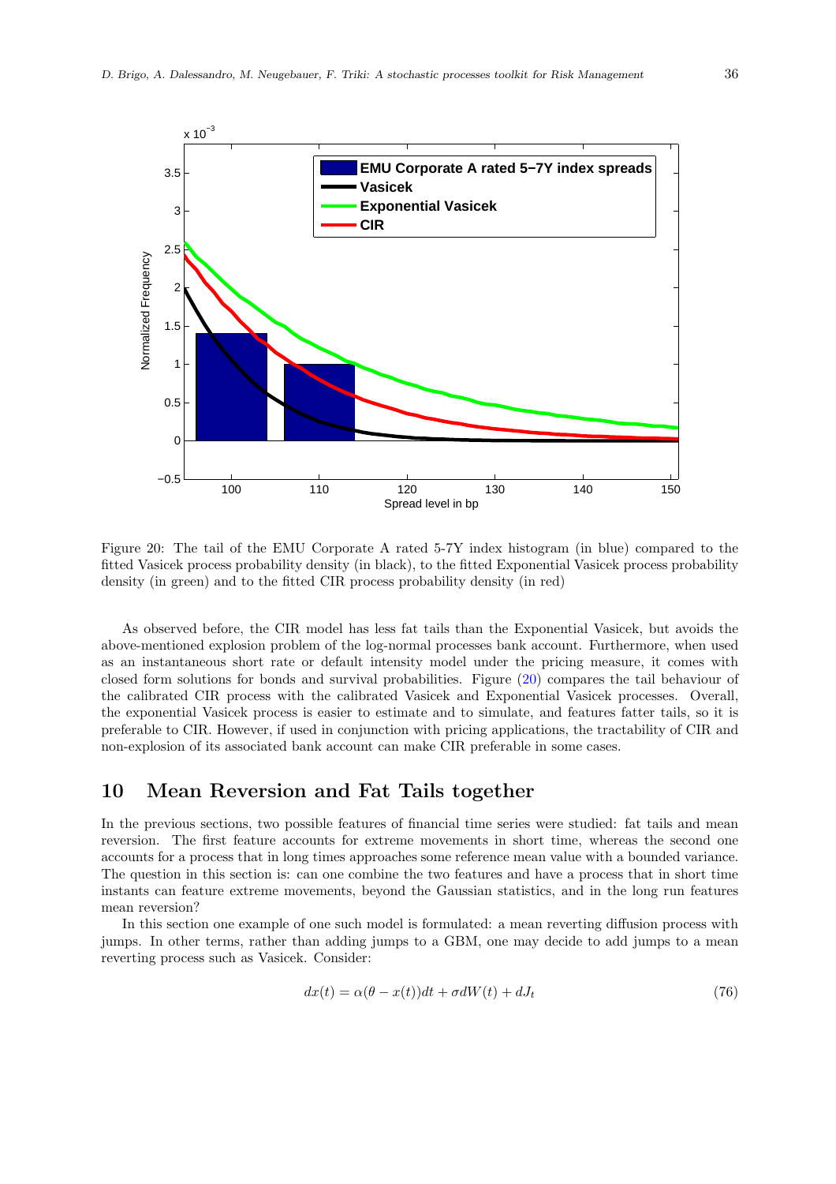Figure 20: The tail of the EMU Corporate A rated 5-7Y index histogram (in blue) compared to the fitted Vasicek process probability density (in black), to the fitted Exponential Vasicek process probability density (in green) and to the fitted CIR process probability density (in red)

As observed before, the CIR model has less fat tails than the Exponential Vasicek, but avoids the above-mentioned explosion problem of the log-normal processes bank account. Furthermore, when used as an instantaneous short rate or default intensity model under the pricing measure, it comes with closed form solutions for bonds and survival probabilities. Figure (20) compares the tail behaviour of the calibrated CIR process with the calibrated Vasicek and Exponential Vasicek processes. Overall, the exponential Vasicek process is easier to estimate and to simulate, and features fatter tails, so it is preferable to CIR. However, if used in conjunction with pricing applications, the tractability of CIR and non-explosion of its associated bank account can make CIR preferable in some cases.

# 10 Mean Reversion and Fat Tails together

In the previous sections, two possible features of financial time series were studied: fat tails and mean reversion. The first feature accounts for extreme movements in short time, whereas the second one accounts for a process that in long times approaches some reference mean value with a bounded variance. The question in this section is: can one combine the two features and have a process that in short time instants can feature extreme movements, beyond the Gaussian statistics, and in the long run features mean reversion?

In this section one example of one such model is formulated: a mean reverting diffusion process with jumps. In other terms, rather than adding jumps to a GBM, one may decide to add jumps to a mean reverting process such as Vasicek. Consider:

$$dx(t) = \alpha(\theta - x(t))dt + \sigma dW(t) + dJ_t \tag{76}$$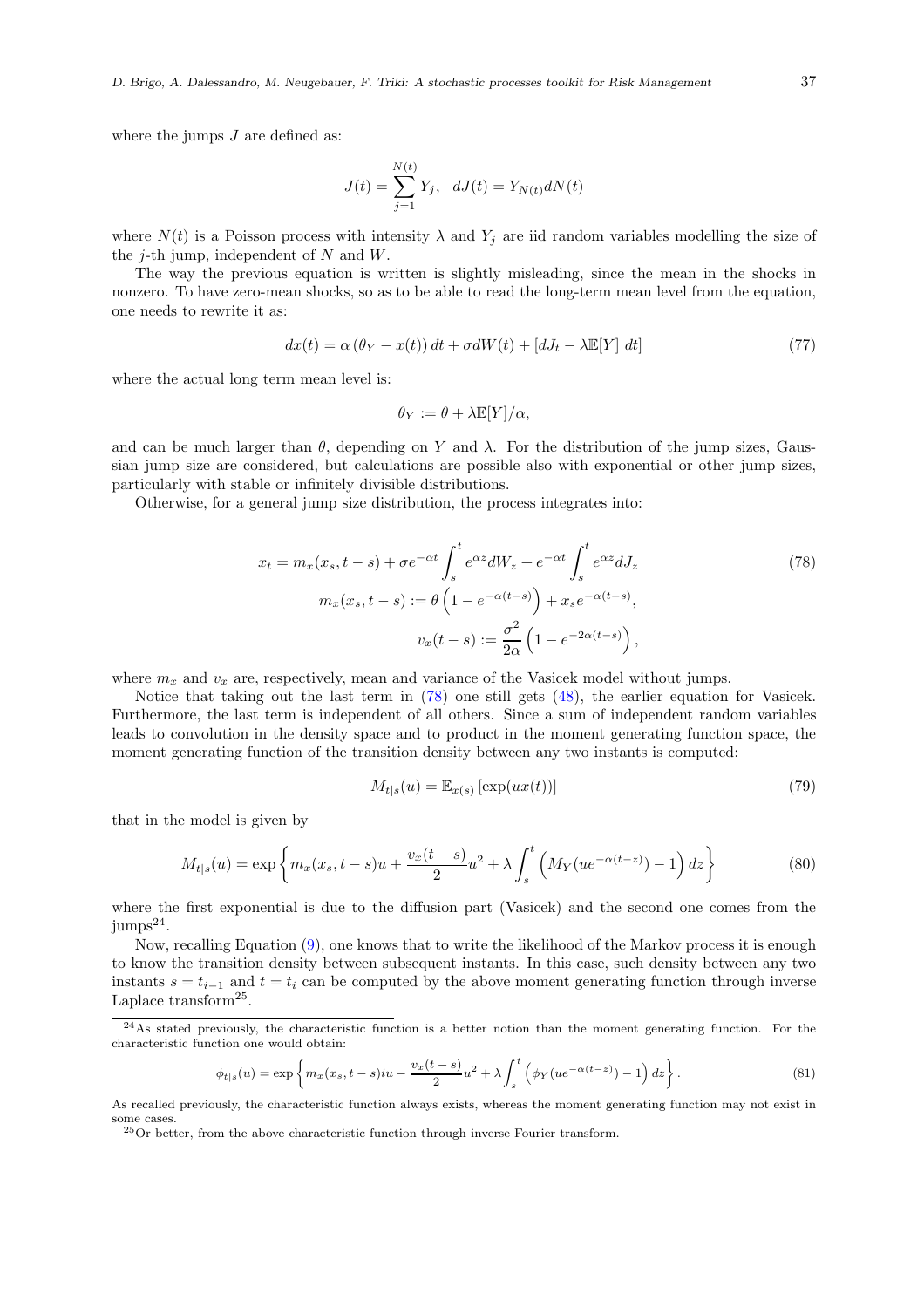where the jumps $J$ are defined as:

$$J(t) = \sum_{j=1}^{N(t)} Y_j, \quad dJ(t) = Y_{N(t)} dN(t)$$

where $N(t)$ is a Poisson process with intensity $\lambda$ and $Y_j$ are iid random variables modelling the size of the $j$-th jump, independent of $N$ and $W$.

The way the previous equation is written is slightly misleading, since the mean in the shocks in nonzero. To have zero-mean shocks, so as to be able to read the long-term mean level from the equation, one needs to rewrite it as:

$$dx(t) = \alpha\left(\theta_Y - x(t)\right) dt + \sigma dW(t) + \left[dJ_t - \lambda \mathbb{E}[Y]\ dt\right] \tag{77}$$

where the actual long term mean level is:

$$\theta_Y := \theta + \lambda \mathbb{E}[Y]/\alpha,$$

and can be much larger than $\theta$, depending on $Y$ and $\lambda$. For the distribution of the jump sizes, Gaussian jump size are considered, but calculations are possible also with exponential or other jump sizes, particularly with stable or infinitely divisible distributions.

Otherwise, for a general jump size distribution, the process integrates into:

$$\begin{aligned} x_t = m_x(x_s, t-s) + \sigma e^{-\alpha t} \int_s^t e^{\alpha z} dW_z + e^{-\alpha t} \int_s^t e^{\alpha z} dJ_z \\ m_x(x_s, t-s) := \theta\left(1 - e^{-\alpha(t-s)}\right) + x_s e^{-\alpha(t-s)}, \\ v_x(t-s) := \frac{\sigma^2}{2\alpha}\left(1 - e^{-2\alpha(t-s)}\right), \end{aligned} \tag{78}$$

where $m_x$ and $v_x$ are, respectively, mean and variance of the Vasicek model without jumps.

Notice that taking out the last term in (78) one still gets (48), the earlier equation for Vasicek. Furthermore, the last term is independent of all others. Since a sum of independent random variables leads to convolution in the density space and to product in the moment generating function space, the moment generating function of the transition density between any two instants is computed:

$$M_{t|s}(u) = \mathbb{E}_{x(s)}\left[\exp(ux(t))\right] \tag{79}$$

that in the model is given by

$$M_{t|s}(u) = \exp\left\{ m_x(x_s, t-s)u + \frac{v_x(t-s)}{2} u^2 + \lambda \int_s^t \left( M_Y(ue^{-\alpha(t-z)}) - 1 \right) dz \right\} \tag{80}$$

where the first exponential is due to the diffusion part (Vasicek) and the second one comes from the jumps[24].

Now, recalling Equation (9), one knows that to write the likelihood of the Markov process it is enough to know the transition density between subsequent instants. In this case, such density between any two instants $s = t_{i-1}$ and $t = t_i$ can be computed by the above moment generating function through inverse Laplace transform[25].

---

[24] As stated previously, the characteristic is a better notion than the moment generating function. For the characteristic function one would obtain:

$$\phi_{t|s}(u) = \exp\left\{ m_x(x_s, t-s)iu - \frac{v_x(t-s)}{2} u^2 + \lambda \int_s^t \left( \phi_Y(ue^{-\alpha(t-z)}) - 1 \right) dz \right\}. \tag{81}$$

As recalled previously, the characteristic function always exists, whereas the moment generating function may not exist in some cases.

[25] Or better, from the above characteristic function through inverse Fourier transform.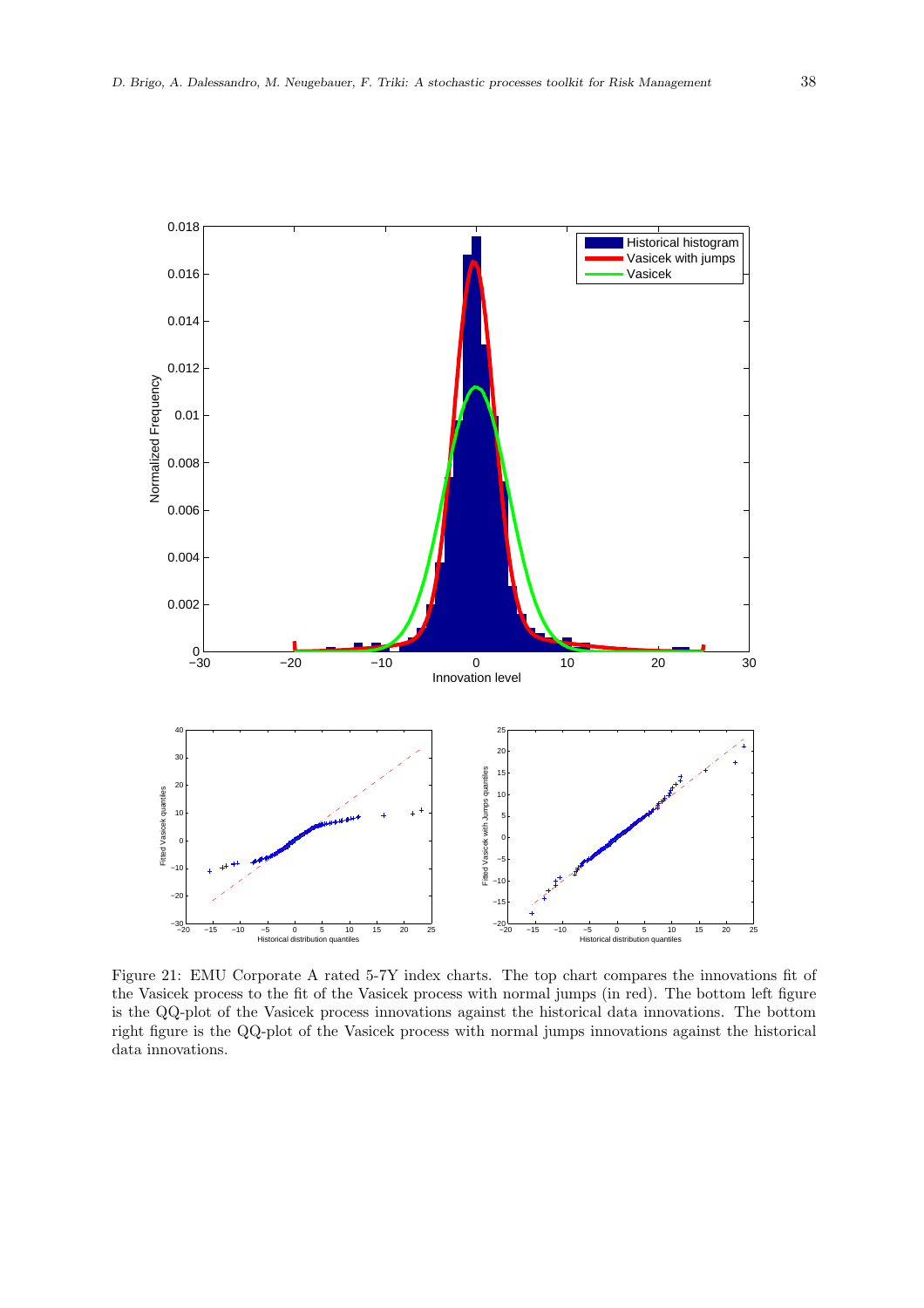Figure 21: EMU Corporate A rated 5-7Y index charts. The top chart compares the innovations fit of the Vasicek process to the fit of the Vasicek process with normal jumps (in red). The bottom left figure is the QQ-plot of the Vasicek process innovations against the historical data innovations. The bottom right figure is the QQ-plot of the Vasicek process with normal jumps innovations against the historical data innovations.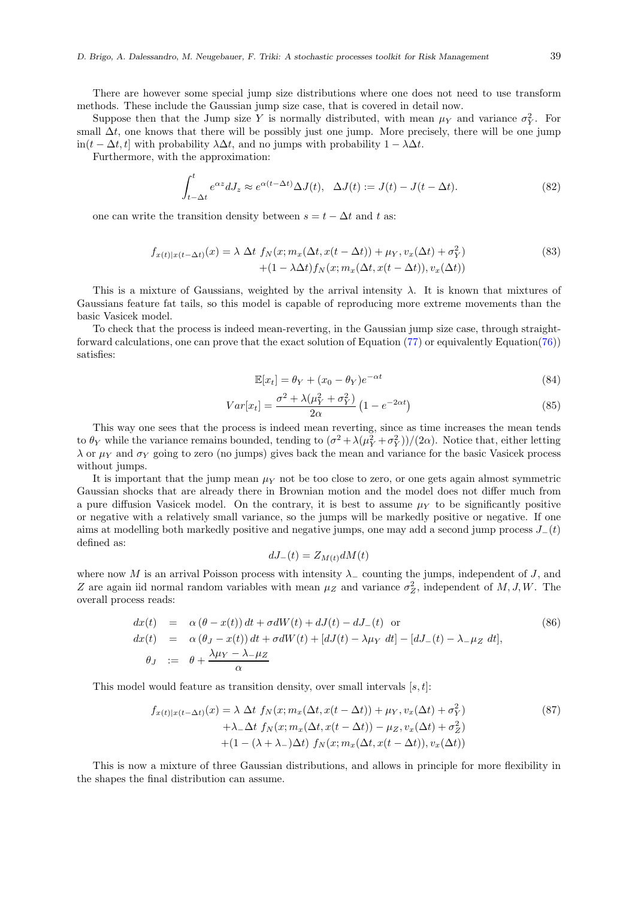There are however some special jump size distributions where one does not need to use transform methods. These include the Gaussian jump size case, that is covered in detail now.

Suppose then that the Jump size $Y$ is normally distributed, with mean $\mu_Y$ and variance $\sigma_Y^2$. For small $\Delta t$, one knows that there will be possibly just one jump. More precisely, there will be one jump in$(t-\Delta t, t]$ with probability $\lambda \Delta t$, and no jumps with probability $1-\lambda\Delta t$.

Furthermore, with the approximation:

$$\int_{t-\Delta t}^{t} e^{\alpha z} dJ_z \approx e^{\alpha(t-\Delta t)} \Delta J(t), \quad \Delta J(t) := J(t) - J(t-\Delta t). \tag{82}$$

one can write the transition density between $s = t - \Delta t$ and $t$ as:

$$\begin{aligned} f_{x(t)|x(t-\Delta t)}(x) = \lambda\ \Delta t\ & f_N(x; m_x(\Delta t, x(t-\Delta t)) + \mu_Y, v_x(\Delta t) + \sigma_Y^2) \\ & + (1-\lambda\Delta t) f_N(x; m_x(\Delta t, x(t-\Delta t)), v_x(\Delta t)) \end{aligned} \tag{83}$$

This is a mixture of Gaussians, weighted by the arrival intensity $\lambda$. It is known that mixtures of Gaussians feature fat tails, so this model is capable of reproducing more extreme movements than the basic Vasicek model.

To check that the process is indeed mean-reverting, in the Gaussian jump size case, through straightforward calculations, one can prove that the exact solution of Equation (77) or equivalently Equation(76)) satisfies:

$$\mathbb{E}[x_t] = \theta_Y + (x_0 - \theta_Y) e^{-\alpha t} \tag{84}$$

$$Var[x_t] = \frac{\sigma^2 + \lambda(\mu_Y^2 + \sigma_Y^2)}{2\alpha} \left(1 - e^{-2\alpha t}\right) \tag{85}$$

This way one sees that the process is indeed mean reverting, since as time increases the mean tends to $\theta_Y$ while the variance remains bounded, tending to $(\sigma^2 + \lambda(\mu_Y^2 + \sigma_Y^2))/(2\alpha)$. Notice that, either letting $\lambda$ or $\mu_Y$ and $\sigma_Y$ going to zero (no jumps) gives back the mean and variance for the basic Vasicek process without jumps.

It is important that the jump mean $\mu_Y$ not be too close to zero, or one gets again almost symmetric Gaussian shocks that are already there in Brownian motion and the model does not differ much from a pure diffusion Vasicek model. On the contrary, it is best to assume $\mu_Y$ to be significantly positive or negative with a relatively small variance, so the jumps will be markedly positive or negative. If one aims at modelling both markedly positive and negative jumps, one may add a second jump process $J_-(t)$ defined as:

$$dJ_-(t) = Z_{M(t)} dM(t)$$

where now $M$ is an arrival Poisson process with intensity $\lambda_-$ counting the jumps, independent of $J$, and $Z$ are again iid normal random variables with mean $\mu_Z$ and variance $\sigma_Z^2$, independent of $M, J, W$. The overall process reads:

$$\begin{aligned} dx(t) &= \alpha\left(\theta - x(t)\right) dt + \sigma dW(t) + dJ(t) - dJ_-(t) \quad \text{or} \\ dx(t) &= \alpha\left(\theta_J - x(t)\right) dt + \sigma dW(t) + [dJ(t) - \lambda\mu_Y\ dt] - [dJ_-(t) - \lambda_-\mu_Z\ dt], \\ \theta_J &:= \theta + \frac{\lambda\mu_Y - \lambda_-\mu_Z}{\alpha} \end{aligned} \tag{86}$$

This model would feature as transition density, over small intervals $[s, t]$:

$$\begin{aligned} f_{x(t)|x(t-\Delta t)}(x) = \lambda\ \Delta t\ & f_N(x; m_x(\Delta t, x(t-\Delta t)) + \mu_Y, v_x(\Delta t) + \sigma_Y^2) \\ & + \lambda_- \Delta t\ f_N(x; m_x(\Delta t, x(t-\Delta t)) - \mu_Z, v_x(\Delta t) + \sigma_Z^2) \\ & + (1 - (\lambda + \lambda_-)\Delta t)\ f_N(x; m_x(\Delta t, x(t-\Delta t)), v_x(\Delta t)) \end{aligned} \tag{87}$$

This is now a mixture of three Gaussian distributions, and allows in principle for more flexibility in the shapes the final distribution can assume.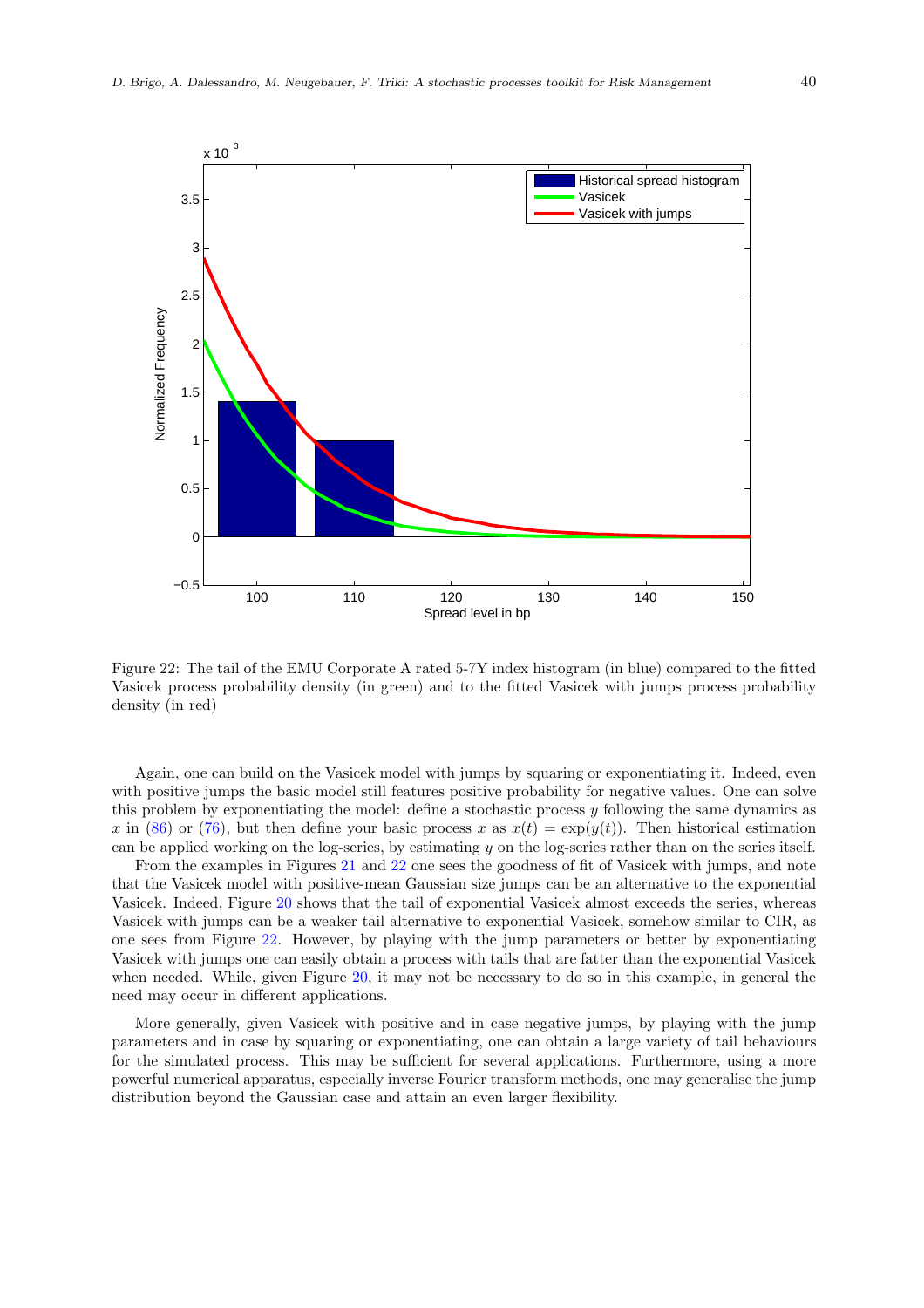Figure 22: The tail of the EMU Corporate A rated 5-7Y index histogram (in blue) compared to the fitted Vasicek process probability density (in green) and to the fitted Vasicek with jumps process probability density (in red)

Again, one can build on the Vasicek model with jumps by squaring or exponentiating it. Indeed, even with positive jumps the basic model still features positive probability for negative values. One can solve this problem by exponentiating the model: define a stochastic process $y$ following the same dynamics as $x$ in (86) or (76), but then define your basic process $x$ as $x(t) = \exp(y(t))$. Then historical estimation can be applied working on the log-series, by estimating $y$ on the log-series rather than on the series itself.

From the examples in Figures 21 and 22 one sees the goodness of fit of Vasicek with jumps, and note that the Vasicek model with positive-mean Gaussian size jumps can be an alternative to the exponential Vasicek. Indeed, Figure 20 shows that the tail of exponential Vasicek almost exceeds the series, whereas Vasicek with jumps can be a weaker tail alternative to exponential Vasicek, somehow similar to CIR, as one sees from Figure 22. However, by playing with the jump parameters or better by exponentiating Vasicek with jumps one can easily obtain a process with tails that are fatter than the exponential Vasicek when needed. While, given Figure 20, it may not be necessary to do so in this example, in general the need may occur in different applications.

More generally, given Vasicek with positive and in case negative jumps, by playing with the jump parameters and in case by squaring or exponentiating, one can obtain a large variety of tail behaviours for the simulated process. This may be sufficient for several applications. Furthermore, using a more powerful numerical apparatus, especially inverse Fourier transform methods, one may generalise the jump distribution beyond the Gaussian case and attain an even larger flexibility.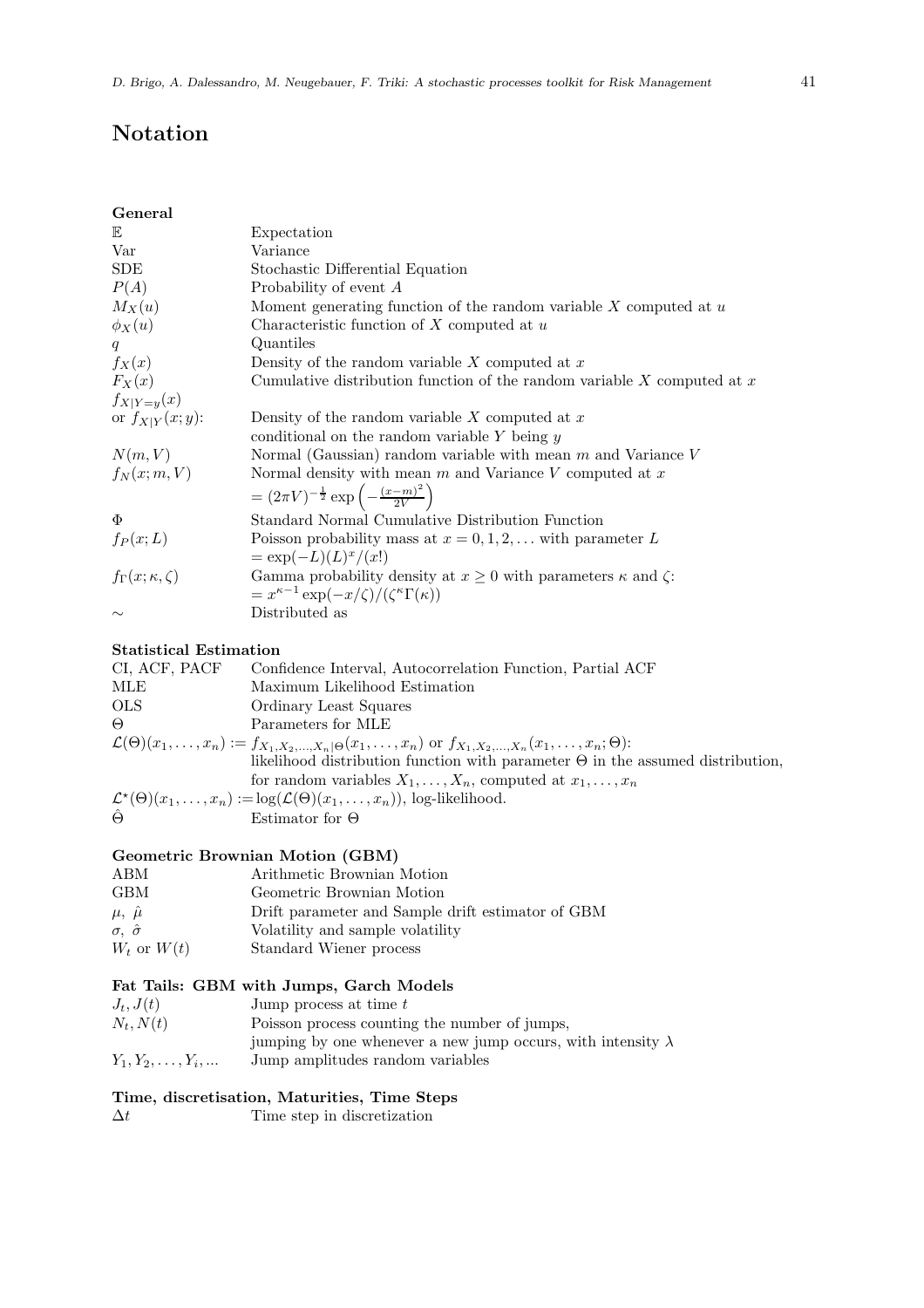# Notation

## General

| | |
|---|---|
| $\mathbb{E}$ | Expectation |
| Var | Variance |
| SDE | Stochastic Differential Equation |
| $P(A)$ | Probability of event $A$ |
| $M_X(u)$ | Moment generating function of the random variable $X$ computed at $u$ |
| $\phi_X(u)$ | Characteristic function of $X$ computed at $u$ |
| $q$ | Quantiles |
| $f_X(x)$ | Density of the random variable $X$ computed at $x$ |
| $F_X(x)$ | Cumulative distribution function of the random variable $X$ computed at $x$ |
| $f_{X\|Y=y}(x)$ or $f_{X\|Y}(x;y)$: | Density of the random variable $X$ computed at $x$ conditional on the random variable $Y$ being $y$ |
| $N(m,V)$ | Normal (Gaussian) random variable with mean $m$ and Variance $V$ |
| $f_N(x;m,V)$ | Normal density with mean $m$ and Variance $V$ computed at $x$ $= (2\pi V)^{-\frac{1}{2}} \exp\left(-\frac{(x-m)^2}{2V}\right)$ |
| $\Phi$ | Standard Normal Cumulative Distribution Function |
| $f_P(x;L)$ | Poisson probability mass at $x = 0,1,2,\dots$ with parameter $L$ $= \exp(-L)(L)^x/(x!)$ |
| $f_\Gamma(x;\kappa,\zeta)$ | Gamma probability density at $x \geq 0$ with parameters $\kappa$ and $\zeta$: $= x^{\kappa-1}\exp(-x/\zeta)/(\zeta^\kappa \Gamma(\kappa))$ |
| $\sim$ | Distributed as |

## Statistical Estimation

| | |
|---|---|
| CI, ACF, PACF | Confidence Interval, Autocorrelation Function, Partial ACF |
| MLE | Maximum Likelihood Estimation |
| OLS | Ordinary Least Squares |
| $\Theta$ | Parameters for MLE |

$\mathcal{L}(\Theta)(x_1,\dots,x_n) := f_{X_1,X_2,\dots,X_n\|\Theta}(x_1,\dots,x_n)$ or $f_{X_1,X_2,\dots,X_n}(x_1,\dots,x_n;\Theta)$: likelihood distribution function with parameter $\Theta$ in the assumed distribution, for random variables $X_1,\dots,X_n$, computed at $x_1,\dots,x_n$

$\mathcal{L}^\star(\Theta)(x_1,\dots,x_n) := \log(\mathcal{L}(\Theta)(x_1,\dots,x_n))$, log-likelihood.

| | |
|---|---|
| $\hat{\Theta}$ | Estimator for $\Theta$ |

## Geometric Brownian Motion (GBM)

| | |
|---|---|
| ABM | Arithmetic Brownian Motion |
| GBM | Geometric Brownian Motion |
| $\mu$, $\hat{\mu}$ | Drift parameter and Sample drift estimator of GBM |
| $\sigma$, $\hat{\sigma}$ | Volatility and sample volatility |
| $W_t$ or $W(t)$ | Standard Wiener process |

## Fat Tails: GBM with Jumps, Garch Models

| | |
|---|---|
| $J_t, J(t)$ | Jump process at time $t$ |
| $N_t, N(t)$ | Poisson process counting the number of jumps, jumping by one whenever a new jump occurs, with intensity $\lambda$ |
| $Y_1, Y_2, \dots, Y_i, \dots$ | Jump amplitudes random variables |

## Time, discretisation, Maturities, Time Steps

| | |
|---|---|
| $\Delta t$ | Time step in discretization |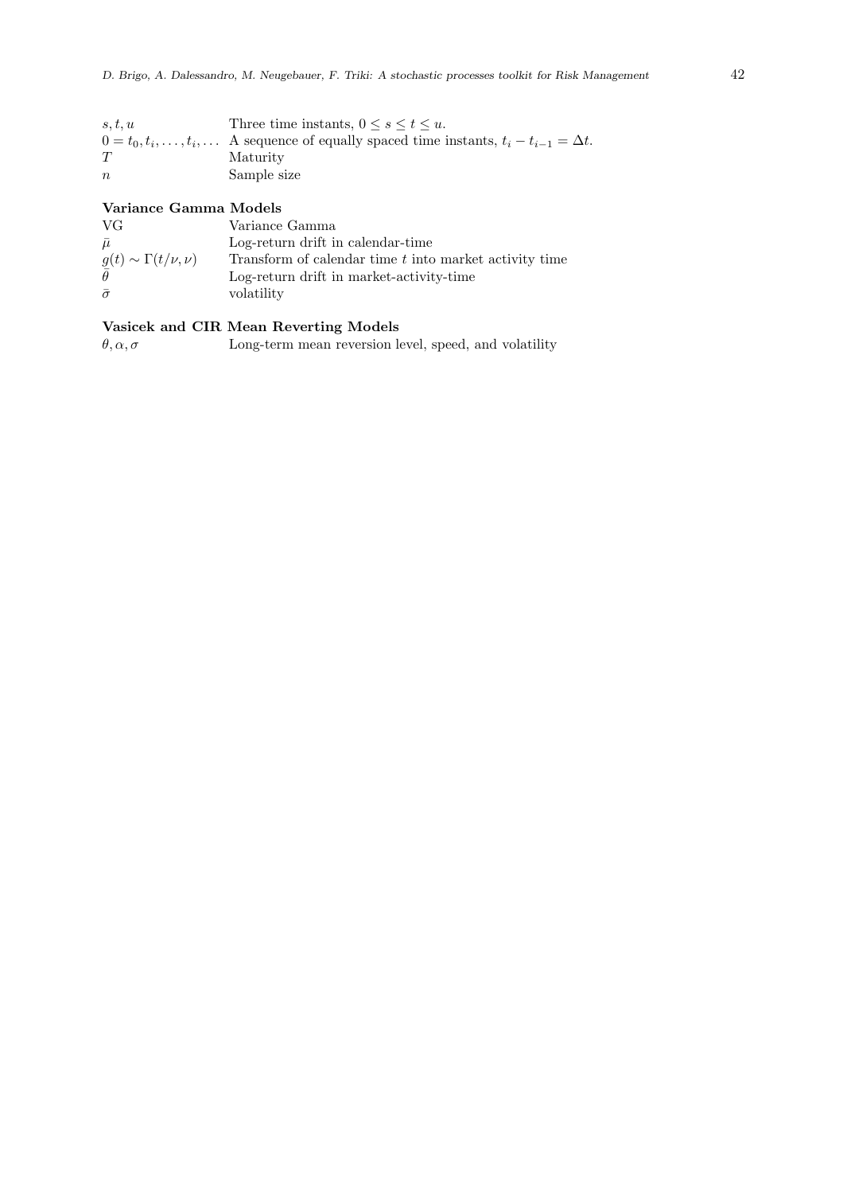| | |
|---|---|
| $s, t, u$ | Three time instants, $0 \leq s \leq t \leq u$. |
| $0 = t_0, t_i, \ldots, t_i, \ldots$ | A sequence of equally spaced time instants, $t_i - t_{i-1} = \Delta t$. |
| $T$ | Maturity |
| $n$ | Sample size |

**Variance Gamma Models**

| | |
|---|---|
| VG | Variance Gamma |
| $\bar{\mu}$ | Log-return drift in calendar-time |
| $g(t) \sim \Gamma(t/\nu, \nu)$ | Transform of calendar time $t$ into market activity time |
| $\bar{\theta}$ | Log-return drift in market-activity-time |
| $\bar{\sigma}$ | volatility |

**Vasicek and CIR Mean Reverting Models**

| | |
|---|---|
| $\theta, \alpha, \sigma$ | Long-term mean reversion level, speed, and volatility |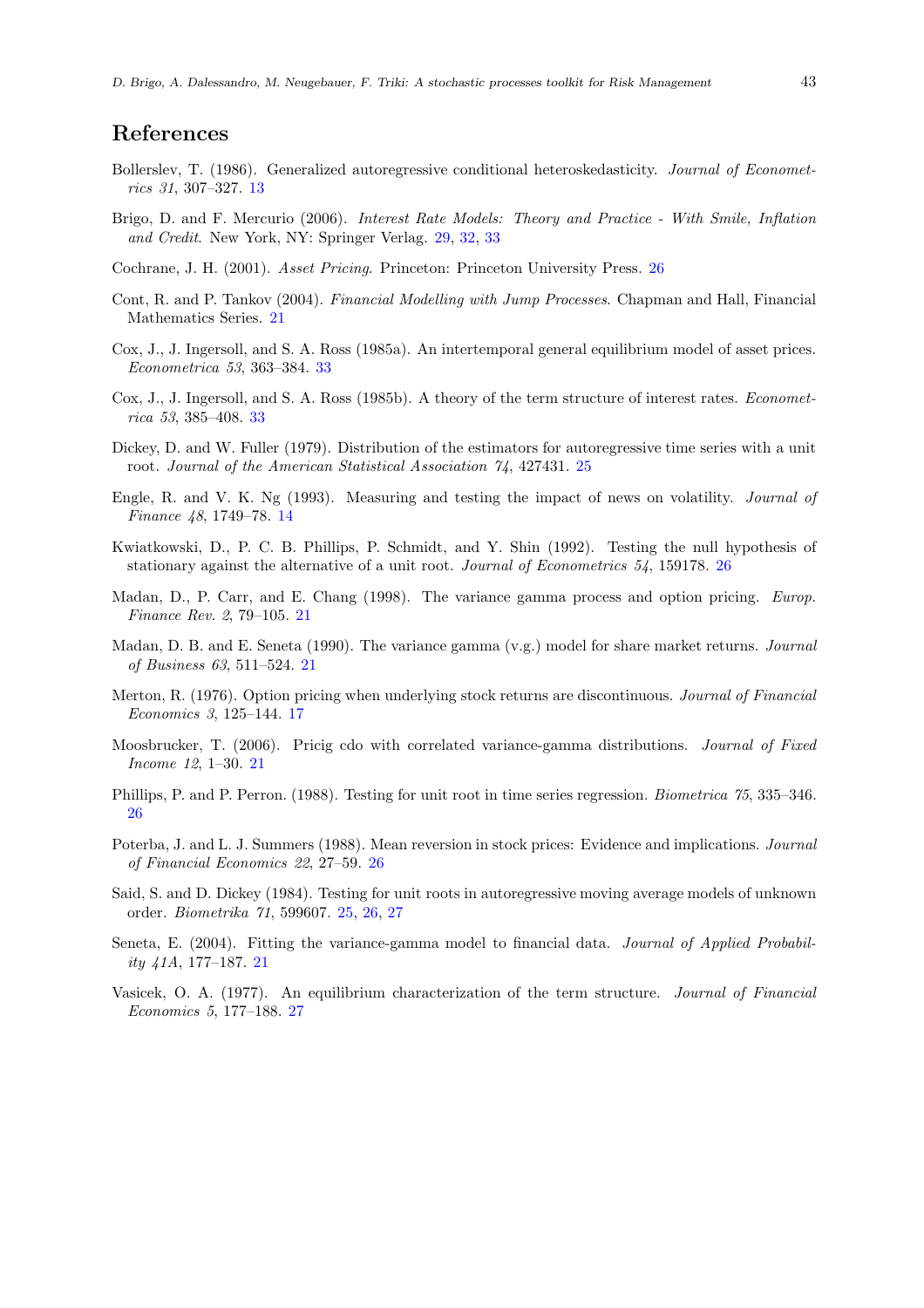# References

Bollerslev, T. (1986). Generalized autoregressive conditional heteroskedasticity. *Journal of Econometrics 31*, 307–327. 13

Brigo, D. and F. Mercurio (2006). *Interest Rate Models: Theory and Practice - With Smile, Inflation and Credit*. New York, NY: Springer Verlag. 29, 32, 33

Cochrane, J. H. (2001). *Asset Pricing*. Princeton: Princeton University Press. 26

Cont, R. and P. Tankov (2004). *Financial Modelling with Jump Processes*. Chapman and Hall, Financial Mathematics Series. 21

Cox, J., J. Ingersoll, and S. A. Ross (1985a). An intertemporal general equilibrium model of asset prices. *Econometrica 53*, 363–384. 33

Cox, J., J. Ingersoll, and S. A. Ross (1985b). A theory of the term structure of interest rates. *Econometrica 53*, 385–408. 33

Dickey, D. and W. Fuller (1979). Distribution of the estimators for autoregressive time series with a unit root. *Journal of the American Statistical Association 74*, 427431. 25

Engle, R. and V. K. Ng (1993). Measuring and testing the impact of news on volatility. *Journal of Finance 48*, 1749–78. 14

Kwiatkowski, D., P. C. B. Phillips, P. Schmidt, and Y. Shin (1992). Testing the null hypothesis of stationary against the alternative of a unit root. *Journal of Econometrics 54*, 159178. 26

Madan, D., P. Carr, and E. Chang (1998). The variance gamma process and option pricing. *Europ. Finance Rev. 2*, 79–105. 21

Madan, D. B. and E. Seneta (1990). The variance gamma (v.g.) model for share market returns. *Journal of Business 63*, 511–524. 21

Merton, R. (1976). Option pricing when underlying stock returns are discontinuous. *Journal of Financial Economics 3*, 125–144. 17

Moosbrucker, T. (2006). Pricig cdo with correlated variance-gamma distributions. *Journal of Fixed Income 12*, 1–30. 21

Phillips, P. and P. Perron. (1988). Testing for unit root in time series regression. *Biometrica 75*, 335–346. 26

Poterba, J. and L. J. Summers (1988). Mean reversion in stock prices: Evidence and implications. *Journal of Financial Economics 22*, 27–59. 26

Said, S. and D. Dickey (1984). Testing for unit roots in autoregressive moving average models of unknown order. *Biometrika 71*, 599607. 25, 26, 27

Seneta, E. (2004). Fitting the variance-gamma model to financial data. *Journal of Applied Probability 41A*, 177–187. 21

Vasicek, O. A. (1977). An equilibrium characterization of the term structure. *Journal of Financial Economics 5*, 177–188. 27